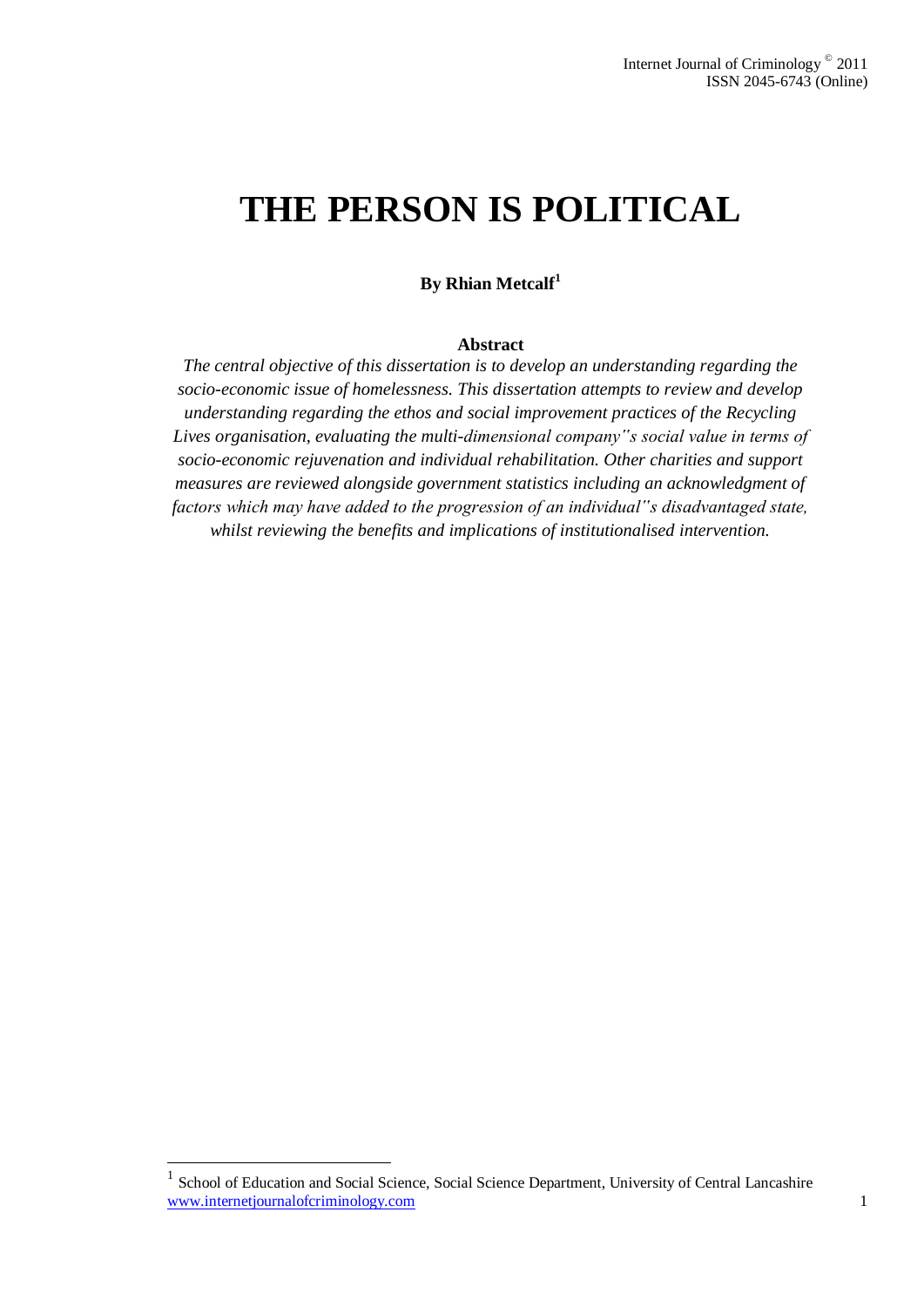# THE PERSON IS POLITICAL

**By Rhian Metcalf**[1]

**Abstract**

*The central objective of this dissertation is to develop an understanding regarding the socio-economic issue of homelessness. This dissertation attempts to review and develop understanding regarding the ethos and social improvement practices of the Recycling Lives organisation, evaluating the multi-dimensional company"s social value in terms of socio-economic rejuvenation and individual rehabilitation. Other charities and support measures are reviewed alongside government statistics including an acknowledgment of factors which may have added to the progression of an individual"s disadvantaged state, whilst reviewing the benefits and implications of institutionalised intervention.*

[1] School of Education and Social Science, Social Science Department, University of Central Lancashire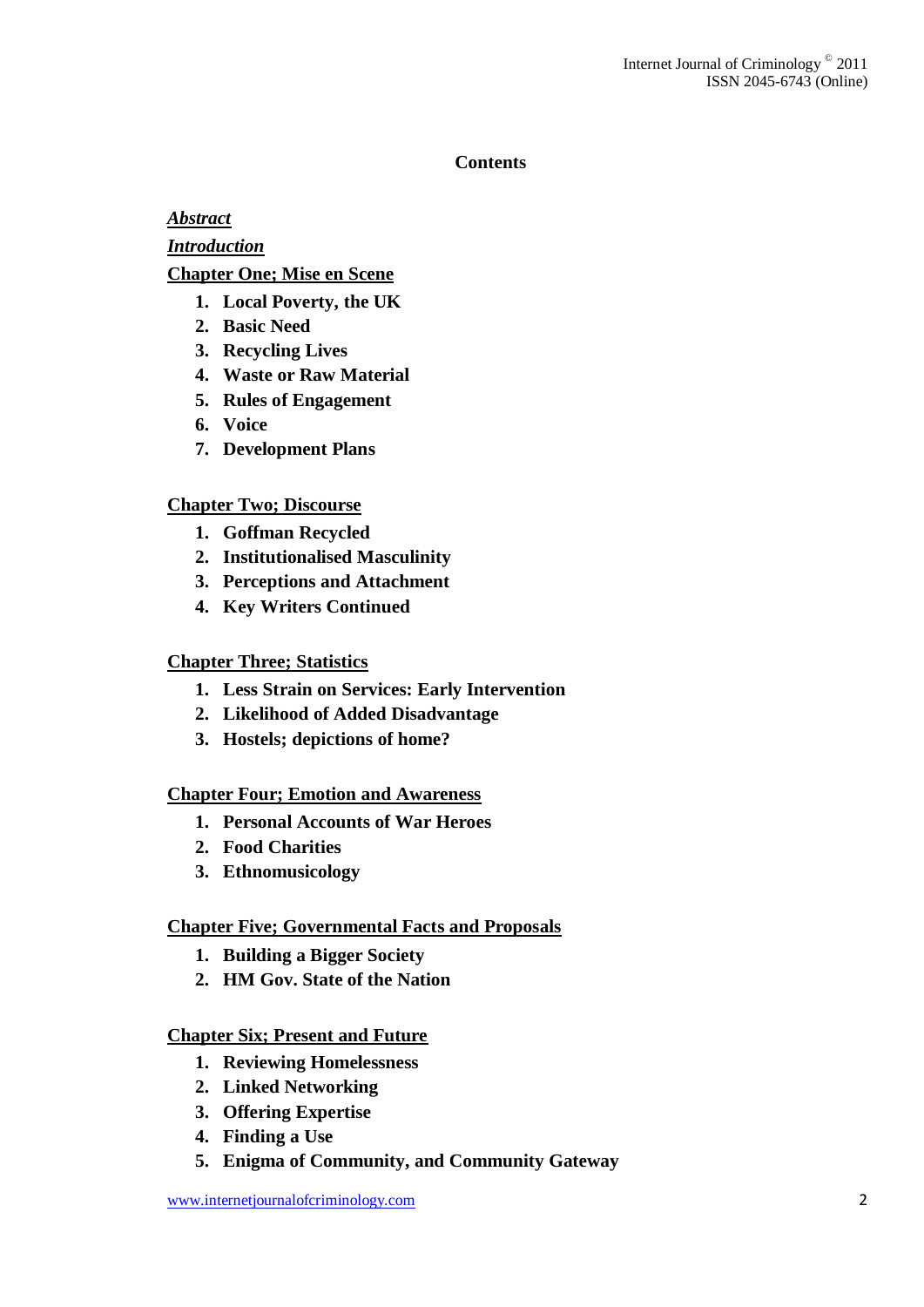# Contents

***Abstract***

***Introduction***

**Chapter One; Mise en Scene**

1. **Local Poverty, the UK**
2. **Basic Need**
3. **Recycling Lives**
4. **Waste or Raw Material**
5. **Rules of Engagement**
6. **Voice**
7. **Development Plans**

**Chapter Two; Discourse**

1. **Goffman Recycled**
2. **Institutionalised Masculinity**
3. **Perceptions and Attachment**
4. **Key Writers Continued**

**Chapter Three; Statistics**

1. **Less Strain on Services: Early Intervention**
2. **Likelihood of Added Disadvantage**
3. **Hostels; depictions of home?**

**Chapter Four; Emotion and Awareness**

1. **Personal Accounts of War Heroes**
2. **Food Charities**
3. **Ethnomusicology**

**Chapter Five; Governmental Facts and Proposals**

1. **Building a Bigger Society**
2. **HM Gov. State of the Nation**

**Chapter Six; Present and Future**

1. **Reviewing Homelessness**
2. **Linked Networking**
3. **Offering Expertise**
4. **Finding a Use**
5. **Enigma of Community, and Community Gateway**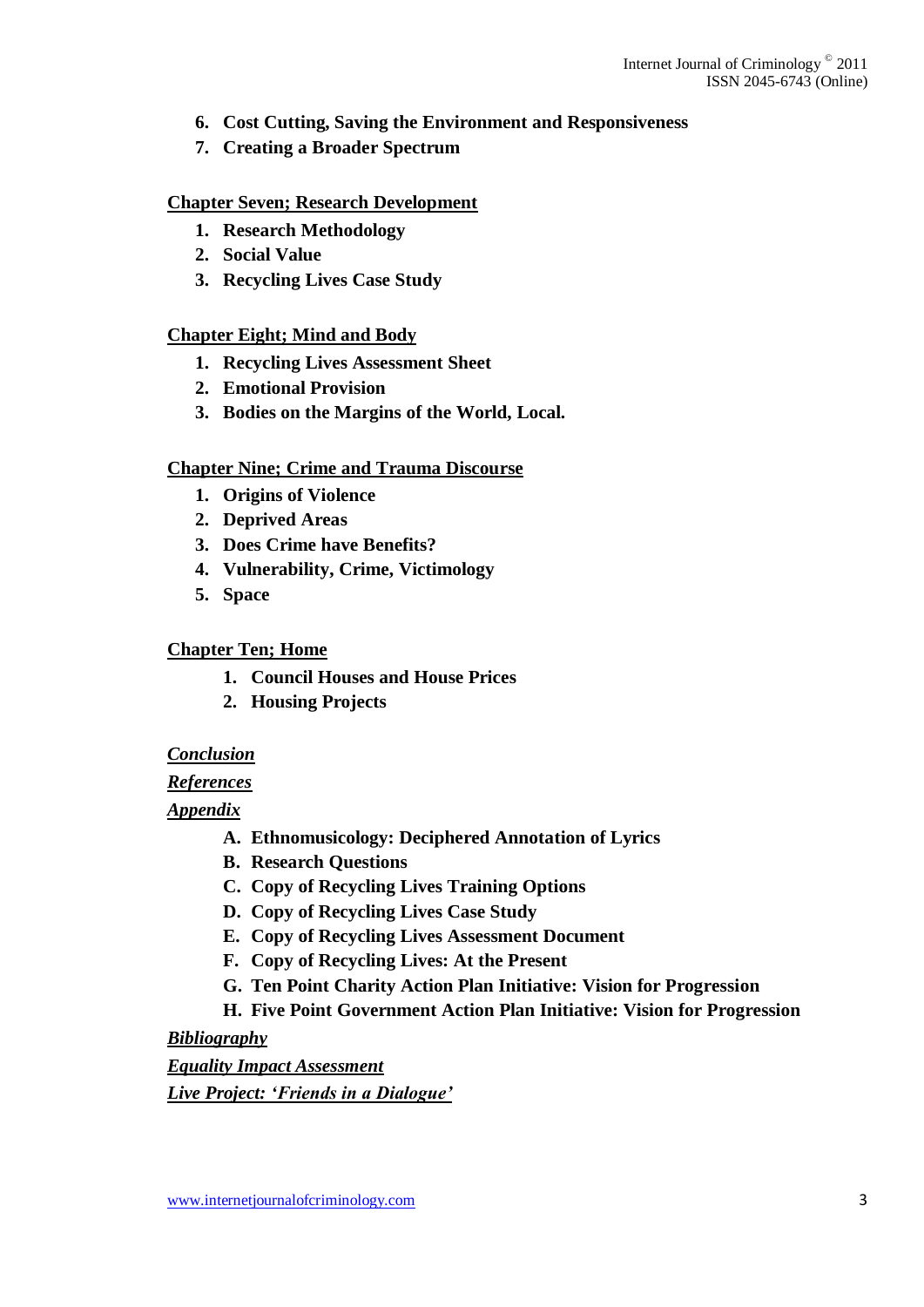6. **Cost Cutting, Saving the Environment and Responsiveness**
7. **Creating a Broader Spectrum**

**Chapter Seven; Research Development**

1. **Research Methodology**
2. **Social Value**
3. **Recycling Lives Case Study**

**Chapter Eight; Mind and Body**

1. **Recycling Lives Assessment Sheet**
2. **Emotional Provision**
3. **Bodies on the Margins of the World, Local.**

**Chapter Nine; Crime and Trauma Discourse**

1. **Origins of Violence**
2. **Deprived Areas**
3. **Does Crime have Benefits?**
4. **Vulnerability, Crime, Victimology**
5. **Space**

**Chapter Ten; Home**

1. **Council Houses and House Prices**
2. **Housing Projects**

***Conclusion***

***References***

***Appendix***

A. **Ethnomusicology: Deciphered Annotation of Lyrics**
B. **Research Questions**
C. **Copy of Recycling Lives Training Options**
D. **Copy of Recycling Lives Case Study**
E. **Copy of Recycling Lives Assessment Document**
F. **Copy of Recycling Lives: At the Present**
G. **Ten Point Charity Action Plan Initiative: Vision for Progression**
H. **Five Point Government Action Plan Initiative: Vision for Progression**

***Bibliography***

***Equality Impact Assessment***

***Live Project: 'Friends in a Dialogue'***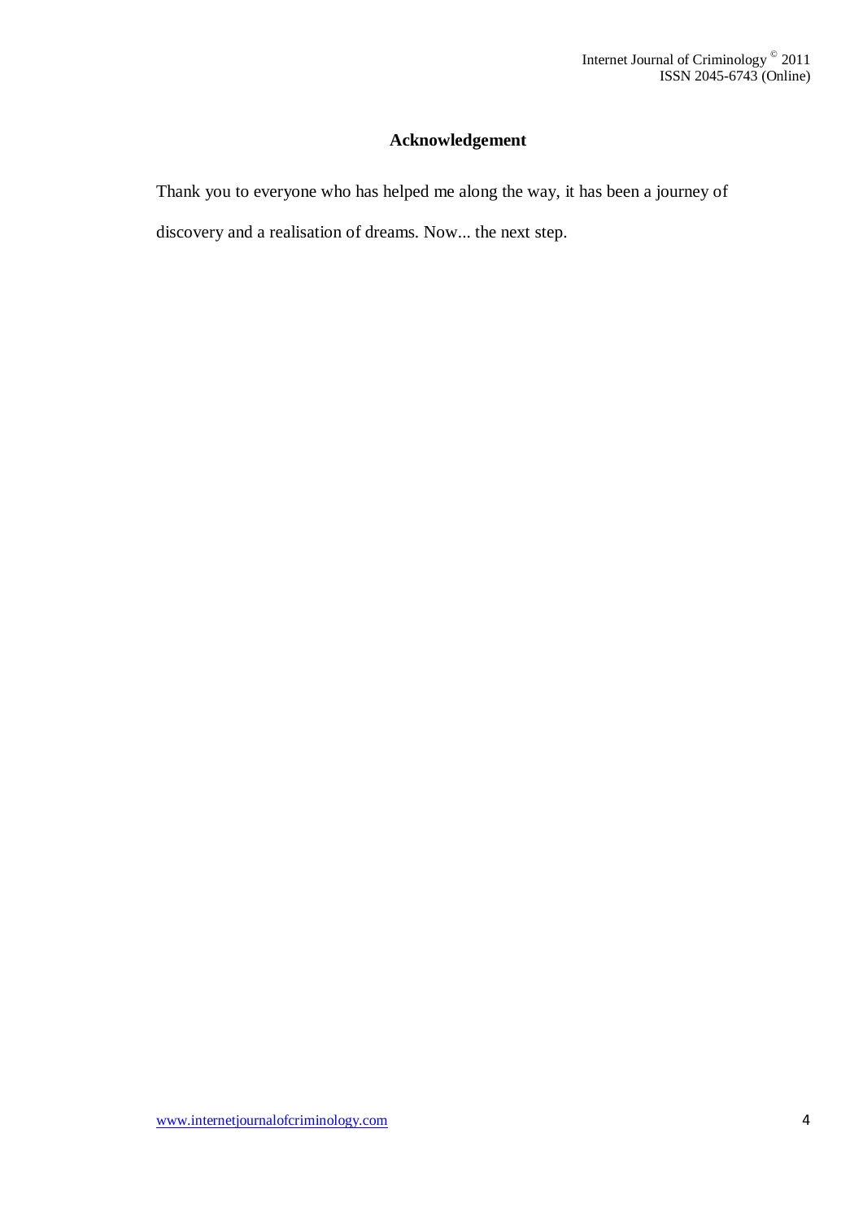## Acknowledgement

Thank you to everyone who has helped me along the way, it has been a journey of discovery and a realisation of dreams. Now... the next step.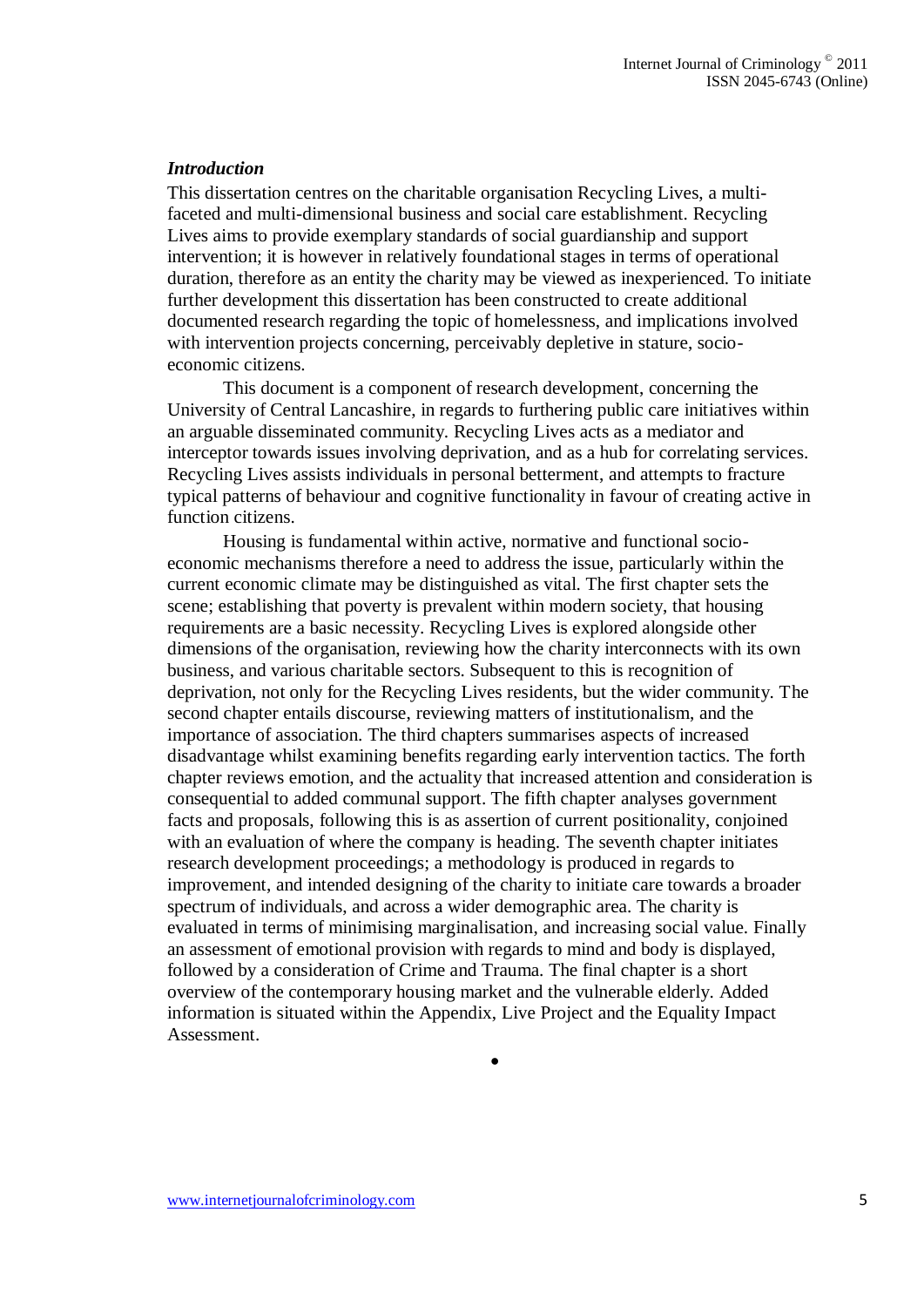### *Introduction*

This dissertation centres on the charitable organisation Recycling Lives, a multi-faceted and multi-dimensional business and social care establishment. Recycling Lives aims to provide exemplary standards of social guardianship and support intervention; it is however in relatively foundational stages in terms of operational duration, therefore as an entity the charity may be viewed as inexperienced. To initiate further development this dissertation has been constructed to create additional documented research regarding the topic of homelessness, and implications involved with intervention projects concerning, perceivably depletive in stature, socio-economic citizens.

This document is a component of research development, concerning the University of Central Lancashire, in regards to furthering public care initiatives within an arguable disseminated community. Recycling Lives acts as a mediator and interceptor towards issues involving deprivation, and as a hub for correlating services. Recycling Lives assists individuals in personal betterment, and attempts to fracture typical patterns of behaviour and cognitive functionality in favour of creating active in function citizens.

Housing is fundamental within active, normative and functional socio-economic mechanisms therefore a need to address the issue, particularly within the current economic climate may be distinguished as vital. The first chapter sets the scene; establishing that poverty is prevalent within modern society, that housing requirements are a basic necessity. Recycling Lives is explored alongside other dimensions of the organisation, reviewing how the charity interconnects with its own business, and various charitable sectors. Subsequent to this is recognition of deprivation, not only for the Recycling Lives residents, but the wider community. The second chapter entails discourse, reviewing matters of institutionalism, and the importance of association. The third chapters summarises aspects of increased disadvantage whilst examining benefits regarding early intervention tactics. The forth chapter reviews emotion, and the actuality that increased attention and consideration is consequential to added communal support. The fifth chapter analyses government facts and proposals, following this is as assertion of current positionality, conjoined with an evaluation of where the company is heading. The seventh chapter initiates research development proceedings; a methodology is produced in regards to improvement, and intended designing of the charity to initiate care towards a broader spectrum of individuals, and across a wider demographic area. The charity is evaluated in terms of minimising marginalisation, and increasing social value. Finally an assessment of emotional provision with regards to mind and body is displayed, followed by a consideration of Crime and Trauma. The final chapter is a short overview of the contemporary housing market and the vulnerable elderly. Added information is situated within the Appendix, Live Project and the Equality Impact Assessment.

•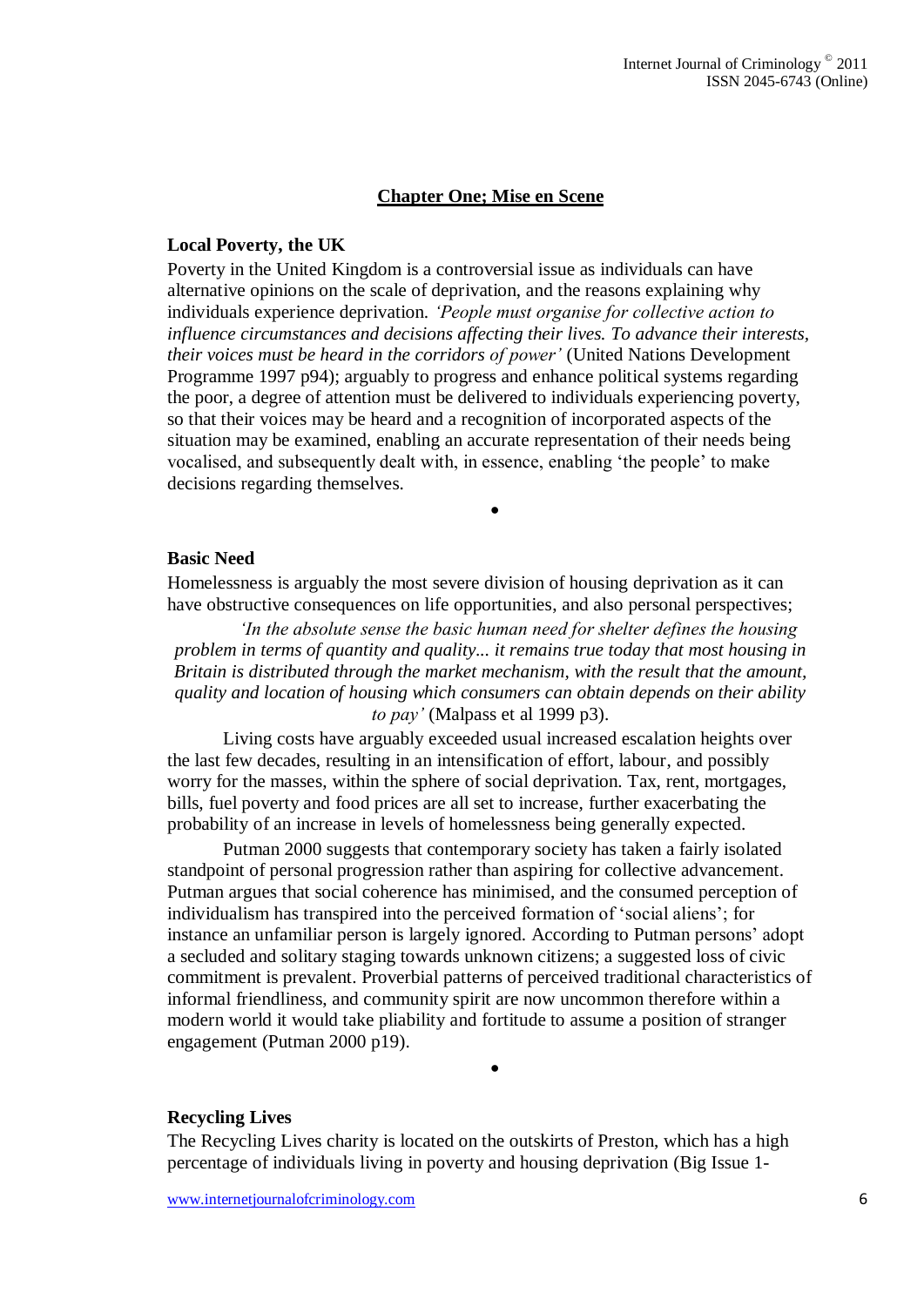## **Chapter One; Mise en Scene**

**Local Poverty, the UK**

Poverty in the United Kingdom is a controversial issue as individuals can have alternative opinions on the scale of deprivation, and the reasons explaining why individuals experience deprivation. *'People must organise for collective action to influence circumstances and decisions affecting their lives. To advance their interests, their voices must be heard in the corridors of power'* (United Nations Development Programme 1997 p94); arguably to progress and enhance political systems regarding the poor, a degree of attention must be delivered to individuals experiencing poverty, so that their voices may be heard and a recognition of incorporated aspects of the situation may be examined, enabling an accurate representation of their needs being vocalised, and subsequently dealt with, in essence, enabling 'the people' to make decisions regarding themselves.

•

**Basic Need**

Homelessness is arguably the most severe division of housing deprivation as it can have obstructive consequences on life opportunities, and also personal perspectives;

> *'In the absolute sense the basic human need for shelter defines the housing problem in terms of quantity and quality... it remains true today that most housing in Britain is distributed through the market mechanism, with the result that the amount, quality and location of housing which consumers can obtain depends on their ability to pay'* (Malpass et al 1999 p3).

Living costs have arguably exceeded usual increased escalation heights over the last few decades, resulting in an intensification of effort, labour, and possibly worry for the masses, within the sphere of social deprivation. Tax, rent, mortgages, bills, fuel poverty and food prices are all set to increase, further exacerbating the probability of an increase in levels of homelessness being generally expected.

Putman 2000 suggests that contemporary society has taken a fairly isolated standpoint of personal progression rather than aspiring for collective advancement. Putman argues that social coherence has minimised, and the consumed perception of individualism has transpired into the perceived formation of 'social aliens'; for instance an unfamiliar person is largely ignored. According to Putman persons' adopt a secluded and solitary staging towards unknown citizens; a suggested loss of civic commitment is prevalent. Proverbial patterns of perceived traditional characteristics of informal friendliness, and community spirit are now uncommon therefore within a modern world it would take pliability and fortitude to assume a position of stranger engagement (Putman 2000 p19).

•

**Recycling Lives**

The Recycling Lives charity is located on the outskirts of Preston, which has a high percentage of individuals living in poverty and housing deprivation (Big Issue 1-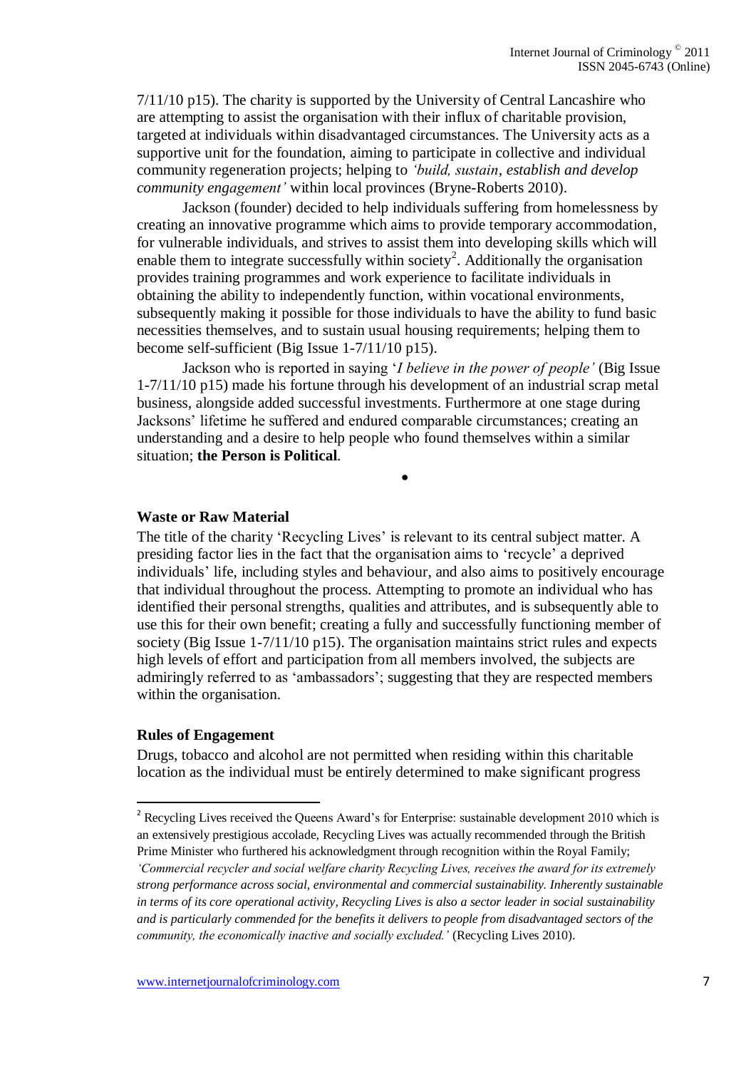7/11/10 p15). The charity is supported by the University of Central Lancashire who are attempting to assist the organisation with their influx of charitable provision, targeted at individuals within disadvantaged circumstances. The University acts as a supportive unit for the foundation, aiming to participate in collective and individual community regeneration projects; helping to *'build, sustain, establish and develop community engagement'* within local provinces (Bryne-Roberts 2010).

Jackson (founder) decided to help individuals suffering from homelessness by creating an innovative programme which aims to provide temporary accommodation, for vulnerable individuals, and strives to assist them into developing skills which will enable them to integrate successfully within society[2]. Additionally the organisation provides training programmes and work experience to facilitate individuals in obtaining the ability to independently function, within vocational environments, subsequently making it possible for those individuals to have the ability to fund basic necessities themselves, and to sustain usual housing requirements; helping them to become self-sufficient (Big Issue 1-7/11/10 p15).

Jackson who is reported in saying '*I believe in the power of people'* (Big Issue 1-7/11/10 p15) made his fortune through his development of an industrial scrap metal business, alongside added successful investments. Furthermore at one stage during Jacksons' lifetime he suffered and endured comparable circumstances; creating an understanding and a desire to help people who found themselves within a similar situation; **the Person is Political**.

•

### Waste or Raw Material

The title of the charity 'Recycling Lives' is relevant to its central subject matter. A presiding factor lies in the fact that the organisation aims to 'recycle' a deprived individuals' life, including styles and behaviour, and also aims to positively encourage that individual throughout the process. Attempting to promote an individual who has identified their personal strengths, qualities and attributes, and is subsequently able to use this for their own benefit; creating a fully and successfully functioning member of society (Big Issue 1-7/11/10 p15). The organisation maintains strict rules and expects high levels of effort and participation from all members involved, the subjects are admiringly referred to as 'ambassadors'; suggesting that they are respected members within the organisation.

### Rules of Engagement

Drugs, tobacco and alcohol are not permitted when residing within this charitable location as the individual must be entirely determined to make significant progress

---

[2] Recycling Lives received the Queens Award's for Enterprise: sustainable development 2010 which is an extensively prestigious accolade, Recycling Lives was actually recommended through the British Prime Minister who furthered his acknowledgment through recognition within the Royal Family; *'Commercial recycler and social welfare charity Recycling Lives, receives the award for its extremely strong performance across social, environmental and commercial sustainability. Inherently sustainable in terms of its core operational activity, Recycling Lives is also a sector leader in social sustainability and is particularly commended for the benefits it delivers to people from disadvantaged sectors of the community, the economically inactive and socially excluded.'* (Recycling Lives 2010).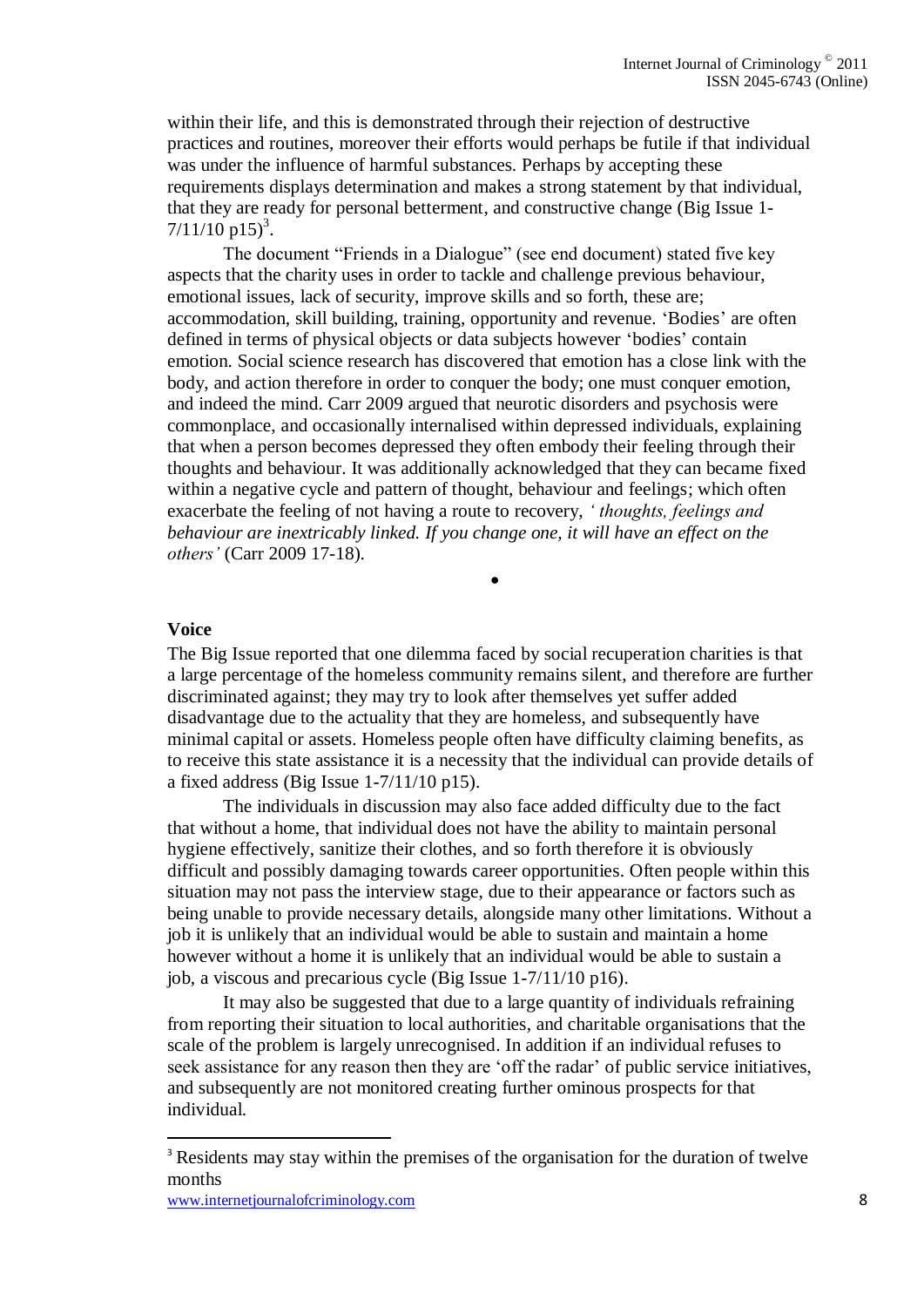within their life, and this is demonstrated through their rejection of destructive practices and routines, moreover their efforts would perhaps be futile if that individual was under the influence of harmful substances. Perhaps by accepting these requirements displays determination and makes a strong statement by that individual, that they are ready for personal betterment, and constructive change (Big Issue 1-7/11/10 p15)[3].

The document "Friends in a Dialogue" (see end document) stated five key aspects that the charity uses in order to tackle and challenge previous behaviour, emotional issues, lack of security, improve skills and so forth, these are; accommodation, skill building, training, opportunity and revenue. 'Bodies' are often defined in terms of physical objects or data subjects however 'bodies' contain emotion. Social science research has discovered that emotion has a close link with the body, and action therefore in order to conquer the body; one must conquer emotion, and indeed the mind. Carr 2009 argued that neurotic disorders and psychosis were commonplace, and occasionally internalised within depressed individuals, explaining that when a person becomes depressed they often embody their feeling through their thoughts and behaviour. It was additionally acknowledged that they can became fixed within a negative cycle and pattern of thought, behaviour and feelings; which often exacerbate the feeling of not having a route to recovery, *' thoughts, feelings and behaviour are inextricably linked. If you change one, it will have an effect on the others'* (Carr 2009 17-18).

•

**Voice**

The Big Issue reported that one dilemma faced by social recuperation charities is that a large percentage of the homeless community remains silent, and therefore are further discriminated against; they may try to look after themselves yet suffer added disadvantage due to the actuality that they are homeless, and subsequently have minimal capital or assets. Homeless people often have difficulty claiming benefits, as to receive this state assistance it is a necessity that the individual can provide details of a fixed address (Big Issue 1-7/11/10 p15).

The individuals in discussion may also face added difficulty due to the fact that without a home, that individual does not have the ability to maintain personal hygiene effectively, sanitize their clothes, and so forth therefore it is obviously difficult and possibly damaging towards career opportunities. Often people within this situation may not pass the interview stage, due to their appearance or factors such as being unable to provide necessary details, alongside many other limitations. Without a job it is unlikely that an individual would be able to sustain and maintain a home however without a home it is unlikely that an individual would be able to sustain a job, a viscous and precarious cycle (Big Issue 1-7/11/10 p16).

It may also be suggested that due to a large quantity of individuals refraining from reporting their situation to local authorities, and charitable organisations that the scale of the problem is largely unrecognised. In addition if an individual refuses to seek assistance for any reason then they are 'off the radar' of public service initiatives, and subsequently are not monitored creating further ominous prospects for that individual.

[3] Residents may stay within the premises of the organisation for the duration of twelve months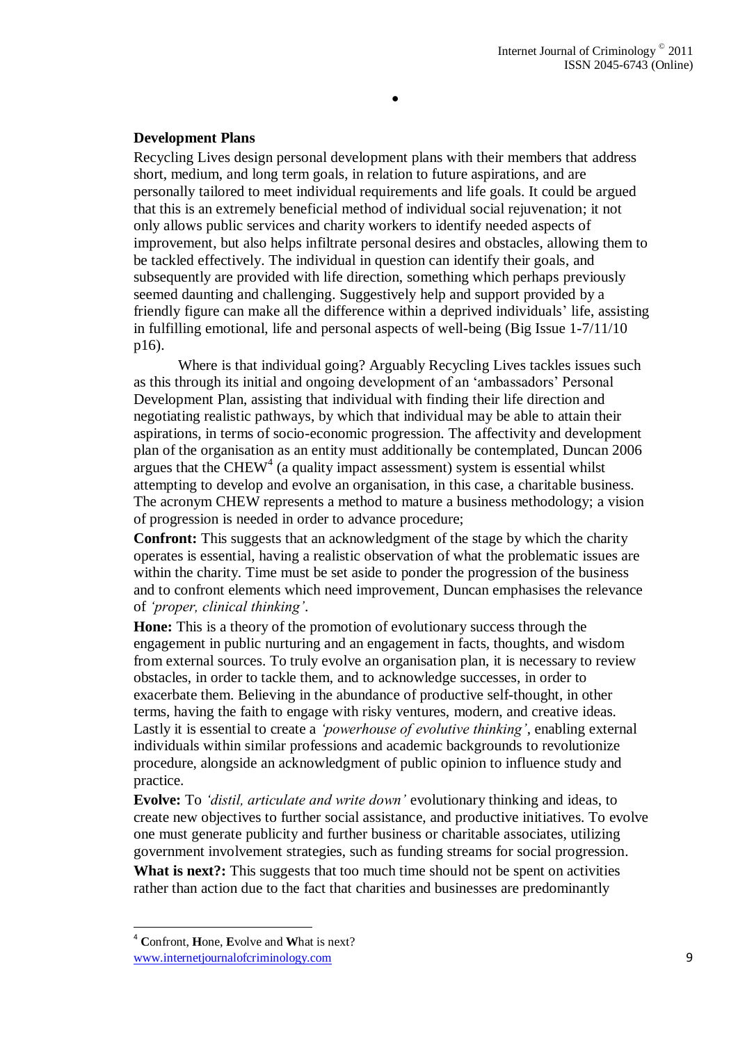## Development Plans

Recycling Lives design personal development plans with their members that address short, medium, and long term goals, in relation to future aspirations, and are personally tailored to meet individual requirements and life goals. It could be argued that this is an extremely beneficial method of individual social rejuvenation; it not only allows public services and charity workers to identify needed aspects of improvement, but also helps infiltrate personal desires and obstacles, allowing them to be tackled effectively. The individual in question can identify their goals, and subsequently are provided with life direction, something which perhaps previously seemed daunting and challenging. Suggestively help and support provided by a friendly figure can make all the difference within a deprived individuals' life, assisting in fulfilling emotional, life and personal aspects of well-being (Big Issue 1-7/11/10 p16).

Where is that individual going? Arguably Recycling Lives tackles issues such as this through its initial and ongoing development of an 'ambassadors' Personal Development Plan, assisting that individual with finding their life direction and negotiating realistic pathways, by which that individual may be able to attain their aspirations, in terms of socio-economic progression. The affectivity and development plan of the organisation as an entity must additionally be contemplated, Duncan 2006 argues that the CHEW[4] (a quality impact assessment) system is essential whilst attempting to develop and evolve an organisation, in this case, a charitable business. The acronym CHEW represents a method to mature a business methodology; a vision of progression is needed in order to advance procedure;

**Confront:** This suggests that an acknowledgment of the stage by which the charity operates is essential, having a realistic observation of what the problematic issues are within the charity. Time must be set aside to ponder the progression of the business and to confront elements which need improvement, Duncan emphasises the relevance of *'proper, clinical thinking'*.

**Hone:** This is a theory of the promotion of evolutionary success through the engagement in public nurturing and an engagement in facts, thoughts, and wisdom from external sources. To truly evolve an organisation plan, it is necessary to review obstacles, in order to tackle them, and to acknowledge successes, in order to exacerbate them. Believing in the abundance of productive self-thought, in other terms, having the faith to engage with risky ventures, modern, and creative ideas. Lastly it is essential to create a *'powerhouse of evolutive thinking'*, enabling external individuals within similar professions and academic backgrounds to revolutionize procedure, alongside an acknowledgment of public opinion to influence study and practice.

**Evolve:** To *'distil, articulate and write down'* evolutionary thinking and ideas, to create new objectives to further social assistance, and productive initiatives. To evolve one must generate publicity and further business or charitable associates, utilizing government involvement strategies, such as funding streams for social progression.

**What is next?:** This suggests that too much time should not be spent on activities rather than action due to the fact that charities and businesses are predominantly

---

[4] **C**onfront, **H**one, **E**volve and **W**hat is next?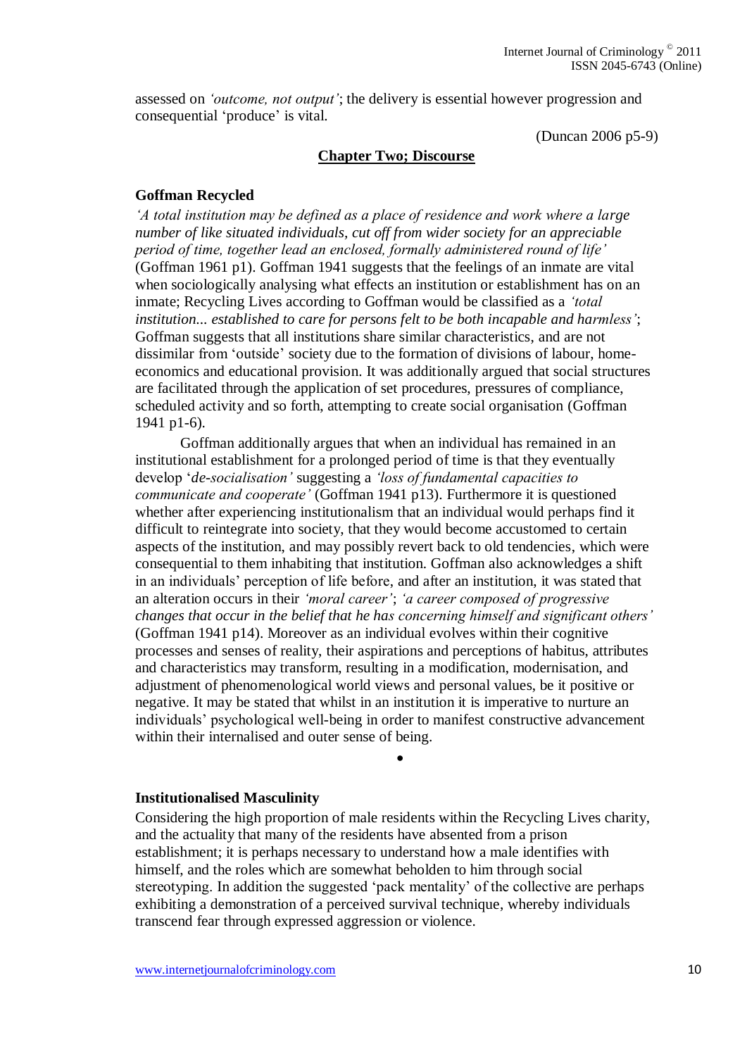assessed on *'outcome, not output'*; the delivery is essential however progression and consequential 'produce' is vital.

(Duncan 2006 p5-9)

## Chapter Two; Discourse

### Goffman Recycled

*'A total institution may be defined as a place of residence and work where a large number of like situated individuals, cut off from wider society for an appreciable period of time, together lead an enclosed, formally administered round of life'* (Goffman 1961 p1). Goffman 1941 suggests that the feelings of an inmate are vital when sociologically analysing what effects an institution or establishment has on an inmate; Recycling Lives according to Goffman would be classified as a *'total institution... established to care for persons felt to be both incapable and harmless'*; Goffman suggests that all institutions share similar characteristics, and are not dissimilar from 'outside' society due to the formation of divisions of labour, home-economics and educational provision. It was additionally argued that social structures are facilitated through the application of set procedures, pressures of compliance, scheduled activity and so forth, attempting to create social organisation (Goffman 1941 p1-6).

Goffman additionally argues that when an individual has remained in an institutional establishment for a prolonged period of time is that they eventually develop '*de-socialisation'* suggesting a *'loss of fundamental capacities to communicate and cooperate'* (Goffman 1941 p13). Furthermore it is questioned whether after experiencing institutionalism that an individual would perhaps find it difficult to reintegrate into society, that they would become accustomed to certain aspects of the institution, and may possibly revert back to old tendencies, which were consequential to them inhabiting that institution. Goffman also acknowledges a shift in an individuals' perception of life before, and after an institution, it was stated that an alteration occurs in their *'moral career'*; *'a career composed of progressive changes that occur in the belief that he has concerning himself and significant others'* (Goffman 1941 p14). Moreover as an individual evolves within their cognitive processes and senses of reality, their aspirations and perceptions of habitus, attributes and characteristics may transform, resulting in a modification, modernisation, and adjustment of phenomenological world views and personal values, be it positive or negative. It may be stated that whilst in an institution it is imperative to nurture an individuals' psychological well-being in order to manifest constructive advancement within their internalised and outer sense of being.

•

### Institutionalised Masculinity

Considering the high proportion of male residents within the Recycling Lives charity, and the actuality that many of the residents have absented from a prison establishment; it is perhaps necessary to understand how a male identifies with himself, and the roles which are somewhat beholden to him through social stereotyping. In addition the suggested 'pack mentality' of the collective are perhaps exhibiting a demonstration of a perceived survival technique, whereby individuals transcend fear through expressed aggression or violence.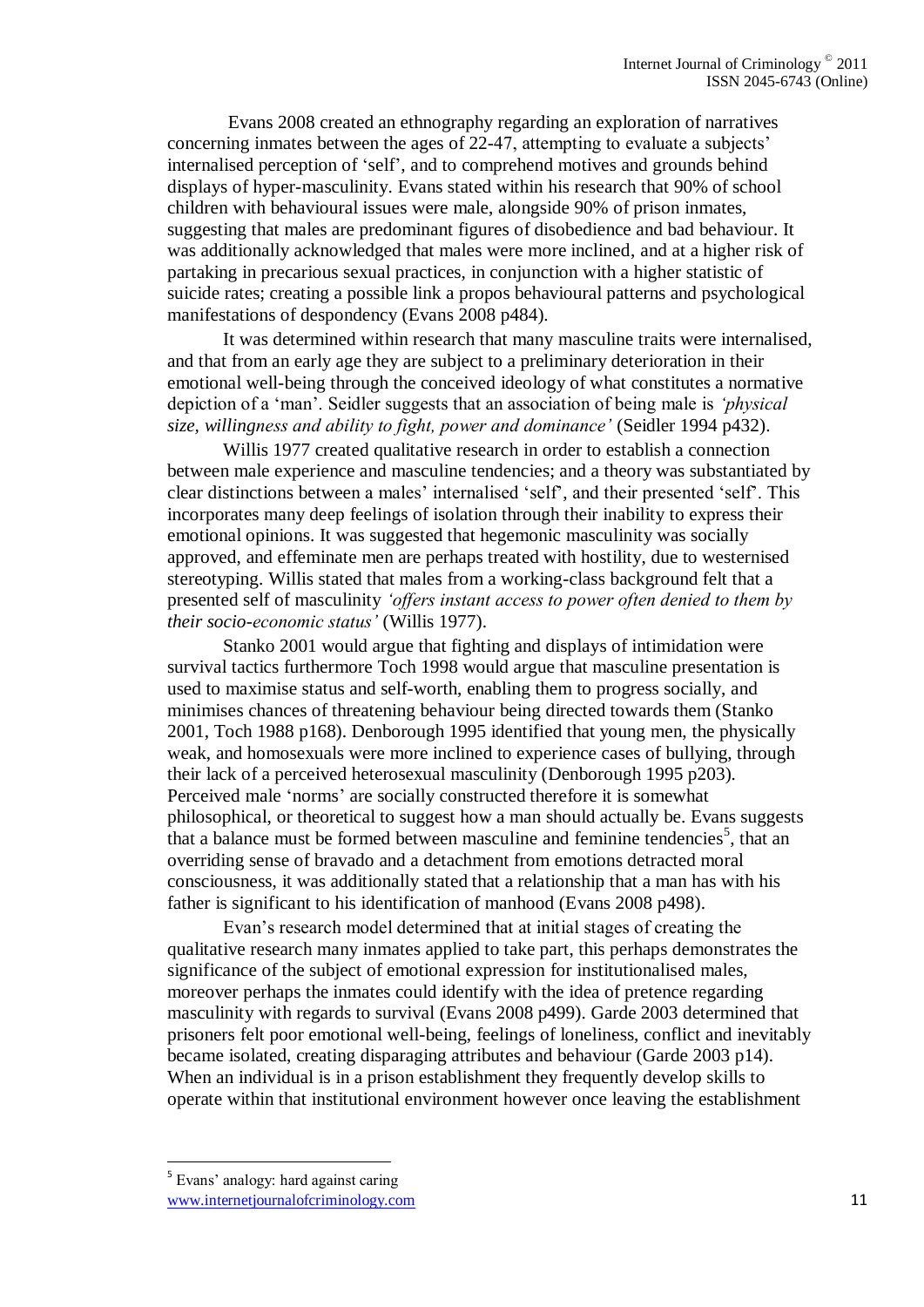Evans 2008 created an ethnography regarding an exploration of narratives concerning inmates between the ages of 22-47, attempting to evaluate a subjects' internalised perception of 'self', and to comprehend motives and grounds behind displays of hyper-masculinity. Evans stated within his research that 90% of school children with behavioural issues were male, alongside 90% of prison inmates, suggesting that males are predominant figures of disobedience and bad behaviour. It was additionally acknowledged that males were more inclined, and at a higher risk of partaking in precarious sexual practices, in conjunction with a higher statistic of suicide rates; creating a possible link a propos behavioural patterns and psychological manifestations of despondency (Evans 2008 p484).

It was determined within research that many masculine traits were internalised, and that from an early age they are subject to a preliminary deterioration in their emotional well-being through the conceived ideology of what constitutes a normative depiction of a 'man'. Seidler suggests that an association of being male is *'physical size, willingness and ability to fight, power and dominance'* (Seidler 1994 p432).

Willis 1977 created qualitative research in order to establish a connection between male experience and masculine tendencies; and a theory was substantiated by clear distinctions between a males' internalised 'self', and their presented 'self'. This incorporates many deep feelings of isolation through their inability to express their emotional opinions. It was suggested that hegemonic masculinity was socially approved, and effeminate men are perhaps treated with hostility, due to westernised stereotyping. Willis stated that males from a working-class background felt that a presented self of masculinity *'offers instant access to power often denied to them by their socio-economic status'* (Willis 1977).

Stanko 2001 would argue that fighting and displays of intimidation were survival tactics furthermore Toch 1998 would argue that masculine presentation is used to maximise status and self-worth, enabling them to progress socially, and minimises chances of threatening behaviour being directed towards them (Stanko 2001, Toch 1988 p168). Denborough 1995 identified that young men, the physically weak, and homosexuals were more inclined to experience cases of bullying, through their lack of a perceived heterosexual masculinity (Denborough 1995 p203). Perceived male 'norms' are socially constructed therefore it is somewhat philosophical, or theoretical to suggest how a man should actually be. Evans suggests that a balance must be formed between masculine and feminine tendencies[5], that an overriding sense of bravado and a detachment from emotions detracted moral consciousness, it was additionally stated that a relationship that a man has with his father is significant to his identification of manhood (Evans 2008 p498).

Evan's research model determined that at initial stages of creating the qualitative research many inmates applied to take part, this perhaps demonstrates the significance of the subject of emotional expression for institutionalised males, moreover perhaps the inmates could identify with the idea of pretence regarding masculinity with regards to survival (Evans 2008 p499). Garde 2003 determined that prisoners felt poor emotional well-being, feelings of loneliness, conflict and inevitably became isolated, creating disparaging attributes and behaviour (Garde 2003 p14). When an individual is in a prison establishment they frequently develop skills to operate within that institutional environment however once leaving the establishment

---

[5] Evans' analogy: hard against caring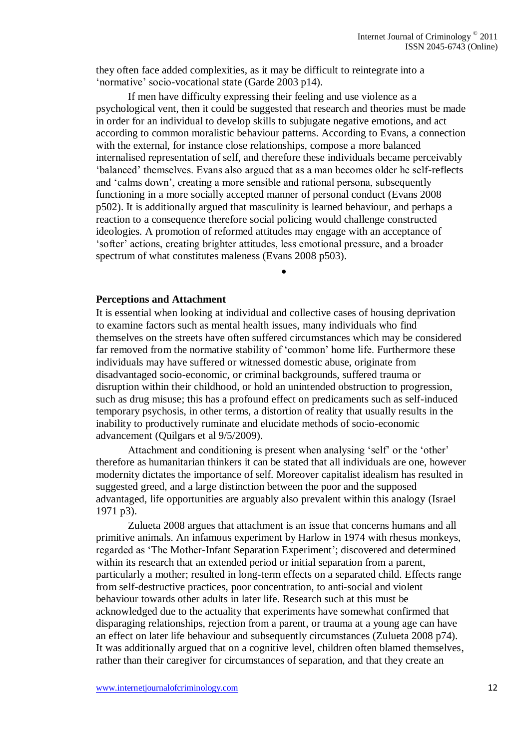they often face added complexities, as it may be difficult to reintegrate into a 'normative' socio-vocational state (Garde 2003 p14).

If men have difficulty expressing their feeling and use violence as a psychological vent, then it could be suggested that research and theories must be made in order for an individual to develop skills to subjugate negative emotions, and act according to common moralistic behaviour patterns. According to Evans, a connection with the external, for instance close relationships, compose a more balanced internalised representation of self, and therefore these individuals became perceivably 'balanced' themselves. Evans also argued that as a man becomes older he self-reflects and 'calms down', creating a more sensible and rational persona, subsequently functioning in a more socially accepted manner of personal conduct (Evans 2008 p502). It is additionally argued that masculinity is learned behaviour, and perhaps a reaction to a consequence therefore social policing would challenge constructed ideologies. A promotion of reformed attitudes may engage with an acceptance of 'softer' actions, creating brighter attitudes, less emotional pressure, and a broader spectrum of what constitutes maleness (Evans 2008 p503).

•

**Perceptions and Attachment**

It is essential when looking at individual and collective cases of housing deprivation to examine factors such as mental health issues, many individuals who find themselves on the streets have often suffered circumstances which may be considered far removed from the normative stability of 'common' home life. Furthermore these individuals may have suffered or witnessed domestic abuse, originate from disadvantaged socio-economic, or criminal backgrounds, suffered trauma or disruption within their childhood, or hold an unintended obstruction to progression, such as drug misuse; this has a profound effect on predicaments such as self-induced temporary psychosis, in other terms, a distortion of reality that usually results in the inability to productively ruminate and elucidate methods of socio-economic advancement (Quilgars et al 9/5/2009).

Attachment and conditioning is present when analysing 'self' or the 'other' therefore as humanitarian thinkers it can be stated that all individuals are one, however modernity dictates the importance of self. Moreover capitalist idealism has resulted in suggested greed, and a large distinction between the poor and the supposed advantaged, life opportunities are arguably also prevalent within this analogy (Israel 1971 p3).

Zulueta 2008 argues that attachment is an issue that concerns humans and all primitive animals. An infamous experiment by Harlow in 1974 with rhesus monkeys, regarded as 'The Mother-Infant Separation Experiment'; discovered and determined within its research that an extended period or initial separation from a parent, particularly a mother; resulted in long-term effects on a separated child. Effects range from self-destructive practices, poor concentration, to anti-social and violent behaviour towards other adults in later life. Research such at this must be acknowledged due to the actuality that experiments have somewhat confirmed that disparaging relationships, rejection from a parent, or trauma at a young age can have an effect on later life behaviour and subsequently circumstances (Zulueta 2008 p74). It was additionally argued that on a cognitive level, children often blamed themselves, rather than their caregiver for circumstances of separation, and that they create an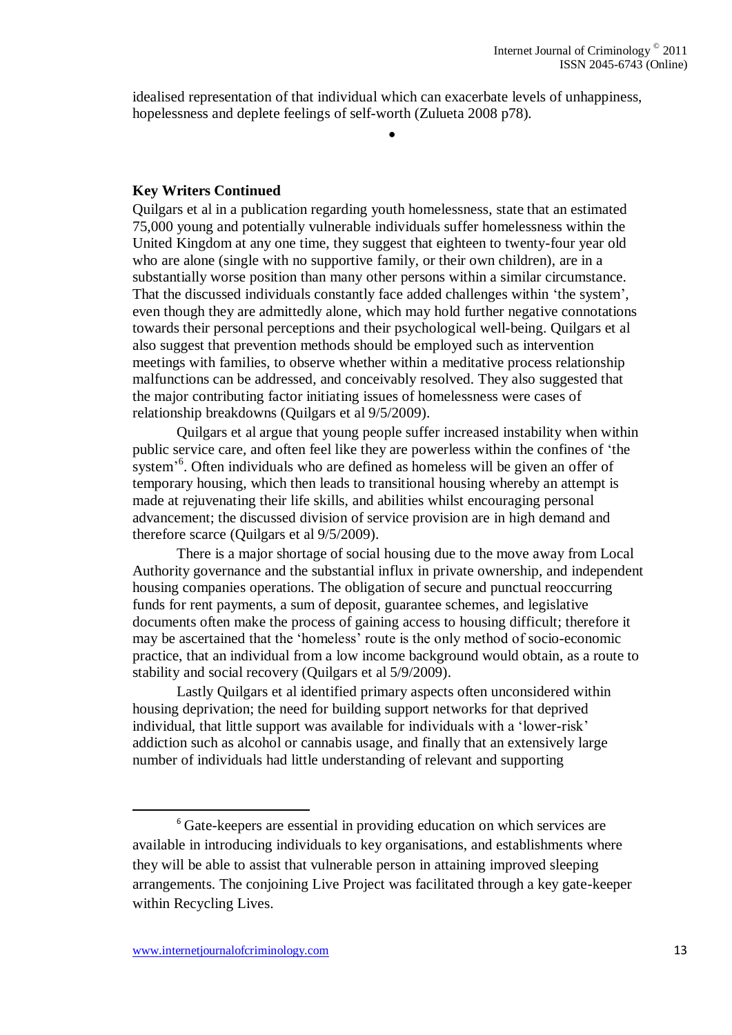idealised representation of that individual which can exacerbate levels of unhappiness, hopelessness and deplete feelings of self-worth (Zulueta 2008 p78).

•

**Key Writers Continued**

Quilgars et al in a publication regarding youth homelessness, state that an estimated 75,000 young and potentially vulnerable individuals suffer homelessness within the United Kingdom at any one time, they suggest that eighteen to twenty-four year old who are alone (single with no supportive family, or their own children), are in a substantially worse position than many other persons within a similar circumstance. That the discussed individuals constantly face added challenges within 'the system', even though they are admittedly alone, which may hold further negative connotations towards their personal perceptions and their psychological well-being. Quilgars et al also suggest that prevention methods should be employed such as intervention meetings with families, to observe whether within a meditative process relationship malfunctions can be addressed, and conceivably resolved. They also suggested that the major contributing factor initiating issues of homelessness were cases of relationship breakdowns (Quilgars et al 9/5/2009).

Quilgars et al argue that young people suffer increased instability when within public service care, and often feel like they are powerless within the confines of 'the system'[6]. Often individuals who are defined as homeless will be given an offer of temporary housing, which then leads to transitional housing whereby an attempt is made at rejuvenating their life skills, and abilities whilst encouraging personal advancement; the discussed division of service provision are in high demand and therefore scarce (Quilgars et al 9/5/2009).

There is a major shortage of social housing due to the move away from Local Authority governance and the substantial influx in private ownership, and independent housing companies operations. The obligation of secure and punctual reoccurring funds for rent payments, a sum of deposit, guarantee schemes, and legislative documents often make the process of gaining access to housing difficult; therefore it may be ascertained that the 'homeless' route is the only method of socio-economic practice, that an individual from a low income background would obtain, as a route to stability and social recovery (Quilgars et al 5/9/2009).

Lastly Quilgars et al identified primary aspects often unconsidered within housing deprivation; the need for building support networks for that deprived individual, that little support was available for individuals with a 'lower-risk' addiction such as alcohol or cannabis usage, and finally that an extensively large number of individuals had little understanding of relevant and supporting

---

[6] Gate-keepers are essential in providing education on which services are available in introducing individuals to key organisations, and establishments where they will be able to assist that vulnerable person in attaining improved sleeping arrangements. The conjoining Live Project was facilitated through a key gate-keeper within Recycling Lives.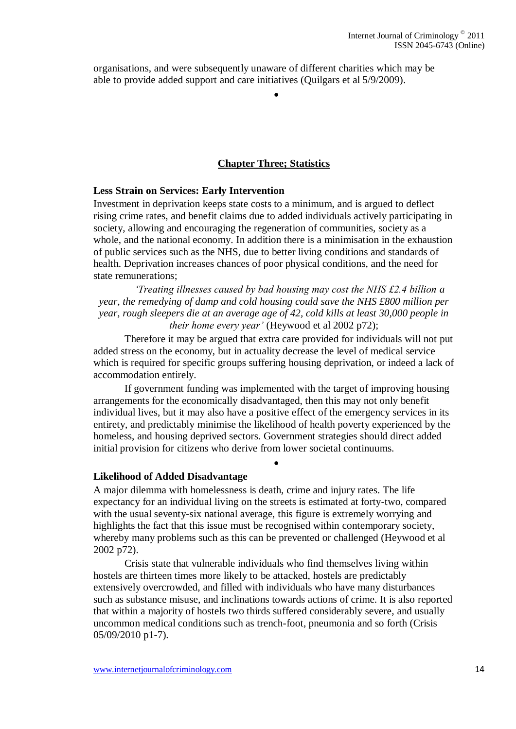organisations, and were subsequently unaware of different charities which may be able to provide added support and care initiatives (Quilgars et al 5/9/2009).

•

## Chapter Three; Statistics

### Less Strain on Services: Early Intervention

Investment in deprivation keeps state costs to a minimum, and is argued to deflect rising crime rates, and benefit claims due to added individuals actively participating in society, allowing and encouraging the regeneration of communities, society as a whole, and the national economy. In addition there is a minimisation in the exhaustion of public services such as the NHS, due to better living conditions and standards of health. Deprivation increases chances of poor physical conditions, and the need for state remunerations;

> *'Treating illnesses caused by bad housing may cost the NHS £2.4 billion a year, the remedying of damp and cold housing could save the NHS £800 million per year, rough sleepers die at an average age of 42, cold kills at least 30,000 people in their home every year'* (Heywood et al 2002 p72);

Therefore it may be argued that extra care provided for individuals will not put added stress on the economy, but in actuality decrease the level of medical service which is required for specific groups suffering housing deprivation, or indeed a lack of accommodation entirely.

If government funding was implemented with the target of improving housing arrangements for the economically disadvantaged, then this may not only benefit individual lives, but it may also have a positive effect of the emergency services in its entirety, and predictably minimise the likelihood of health poverty experienced by the homeless, and housing deprived sectors. Government strategies should direct added initial provision for citizens who derive from lower societal continuums.

•

### Likelihood of Added Disadvantage

A major dilemma with homelessness is death, crime and injury rates. The life expectancy for an individual living on the streets is estimated at forty-two, compared with the usual seventy-six national average, this figure is extremely worrying and highlights the fact that this issue must be recognised within contemporary society, whereby many problems such as this can be prevented or challenged (Heywood et al 2002 p72).

Crisis state that vulnerable individuals who find themselves living within hostels are thirteen times more likely to be attacked, hostels are predictably extensively overcrowded, and filled with individuals who have many disturbances such as substance misuse, and inclinations towards actions of crime. It is also reported that within a majority of hostels two thirds suffered considerably severe, and usually uncommon medical conditions such as trench-foot, pneumonia and so forth (Crisis 05/09/2010 p1-7).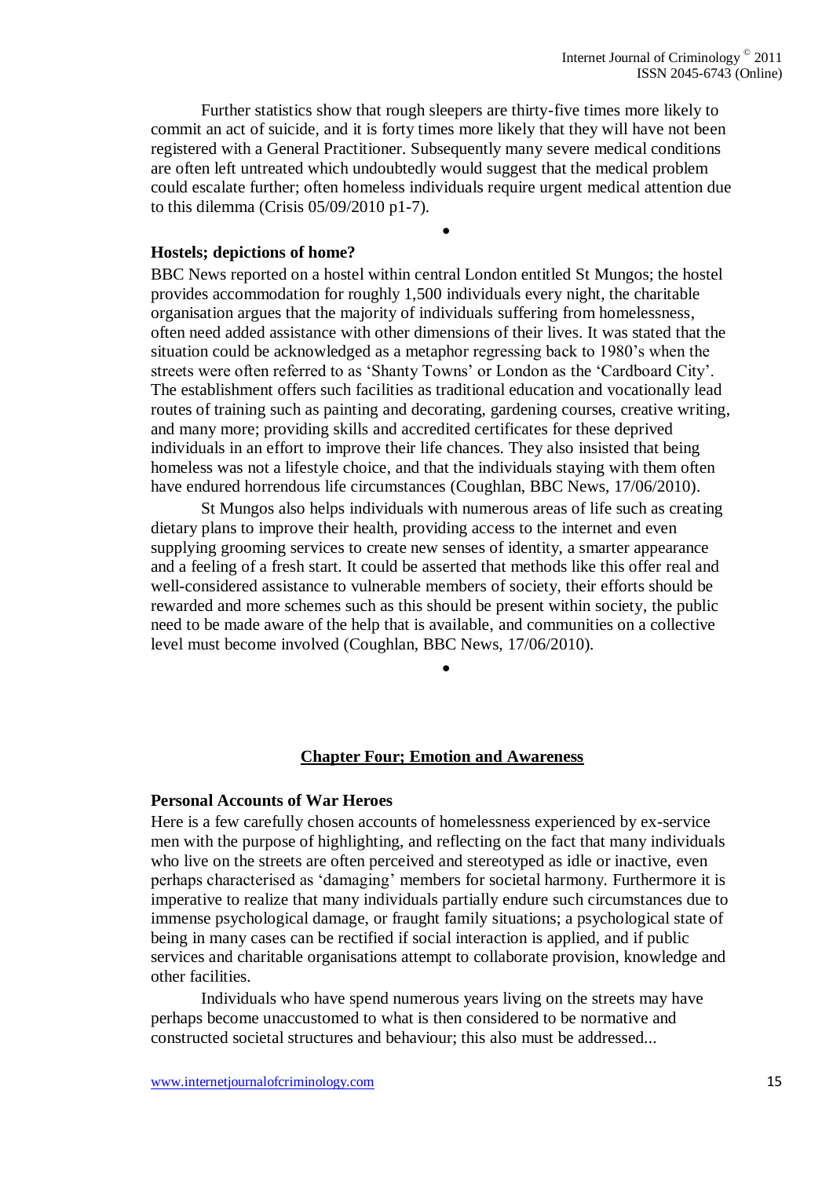Further statistics show that rough sleepers are thirty-five times more likely to commit an act of suicide, and it is forty times more likely that they will have not been registered with a General Practitioner. Subsequently many severe medical conditions are often left untreated which undoubtedly would suggest that the medical problem could escalate further; often homeless individuals require urgent medical attention due to this dilemma (Crisis 05/09/2010 p1-7).

•

**Hostels; depictions of home?**

BBC News reported on a hostel within central London entitled St Mungos; the hostel provides accommodation for roughly 1,500 individuals every night, the charitable organisation argues that the majority of individuals suffering from homelessness, often need added assistance with other dimensions of their lives. It was stated that the situation could be acknowledged as a metaphor regressing back to 1980's when the streets were often referred to as 'Shanty Towns' or London as the 'Cardboard City'. The establishment offers such facilities as traditional education and vocationally lead routes of training such as painting and decorating, gardening courses, creative writing, and many more; providing skills and accredited certificates for these deprived individuals in an effort to improve their life chances. They also insisted that being homeless was not a lifestyle choice, and that the individuals staying with them often have endured horrendous life circumstances (Coughlan, BBC News, 17/06/2010).

St Mungos also helps individuals with numerous areas of life such as creating dietary plans to improve their health, providing access to the internet and even supplying grooming services to create new senses of identity, a smarter appearance and a feeling of a fresh start. It could be asserted that methods like this offer real and well-considered assistance to vulnerable members of society, their efforts should be rewarded and more schemes such as this should be present within society, the public need to be made aware of the help that is available, and communities on a collective level must become involved (Coughlan, BBC News, 17/06/2010).

•

## Chapter Four; Emotion and Awareness

**Personal Accounts of War Heroes**

Here is a few carefully chosen accounts of homelessness experienced by ex-service men with the purpose of highlighting, and reflecting on the fact that many individuals who live on the streets are often perceived and stereotyped as idle or inactive, even perhaps characterised as 'damaging' members for societal harmony. Furthermore it is imperative to realize that many individuals partially endure such circumstances due to immense psychological damage, or fraught family situations; a psychological state of being in many cases can be rectified if social interaction is applied, and if public services and charitable organisations attempt to collaborate provision, knowledge and other facilities.

Individuals who have spend numerous years living on the streets may have perhaps become unaccustomed to what is then considered to be normative and constructed societal structures and behaviour; this also must be addressed...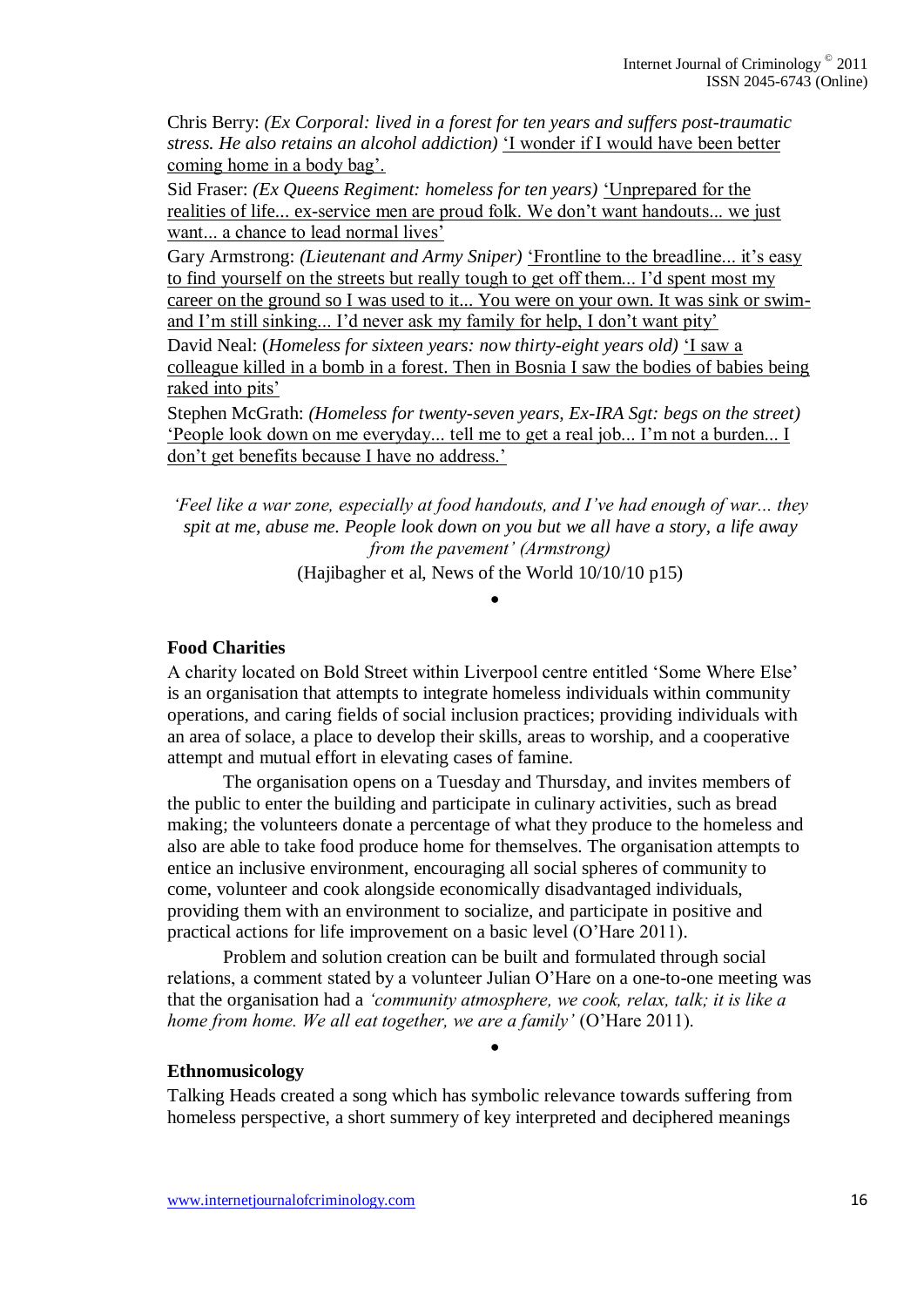Chris Berry: *(Ex Corporal: lived in a forest for ten years and suffers post-traumatic stress. He also retains an alcohol addiction)* 'I wonder if I would have been better coming home in a body bag'.

Sid Fraser: *(Ex Queens Regiment: homeless for ten years)* 'Unprepared for the realities of life... ex-service men are proud folk. We don't want handouts... we just want... a chance to lead normal lives'

Gary Armstrong: *(Lieutenant and Army Sniper)* 'Frontline to the breadline... it's easy to find yourself on the streets but really tough to get off them... I'd spent most my career on the ground so I was used to it... You were on your own. It was sink or swim- and I'm still sinking... I'd never ask my family for help, I don't want pity'

David Neal: (*Homeless for sixteen years: now thirty-eight years old)* 'I saw a colleague killed in a bomb in a forest. Then in Bosnia I saw the bodies of babies being raked into pits'

Stephen McGrath: *(Homeless for twenty-seven years, Ex-IRA Sgt: begs on the street)* 'People look down on me everyday... tell me to get a real job... I'm not a burden... I don't get benefits because I have no address.'

*'Feel like a war zone, especially at food handouts, and I've had enough of war... they spit at me, abuse me. People look down on you but we all have a story, a life away from the pavement' (Armstrong)*

(Hajibagher et al, News of the World 10/10/10 p15)

•

**Food Charities**

A charity located on Bold Street within Liverpool centre entitled 'Some Where Else' is an organisation that attempts to integrate homeless individuals within community operations, and caring fields of social inclusion practices; providing individuals with an area of solace, a place to develop their skills, areas to worship, and a cooperative attempt and mutual effort in elevating cases of famine.

The organisation opens on a Tuesday and Thursday, and invites members of the public to enter the building and participate in culinary activities, such as bread making; the volunteers donate a percentage of what they produce to the homeless and also are able to take food produce home for themselves. The organisation attempts to entice an inclusive environment, encouraging all social spheres of community to come, volunteer and cook alongside economically disadvantaged individuals, providing them with an environment to socialize, and participate in positive and practical actions for life improvement on a basic level (O'Hare 2011).

Problem and solution creation can be built and formulated through social relations, a comment stated by a volunteer Julian O'Hare on a one-to-one meeting was that the organisation had a *'community atmosphere, we cook, relax, talk; it is like a home from home. We all eat together, we are a family'* (O'Hare 2011).

•

**Ethnomusicology**

Talking Heads created a song which has symbolic relevance towards suffering from homeless perspective, a short summery of key interpreted and deciphered meanings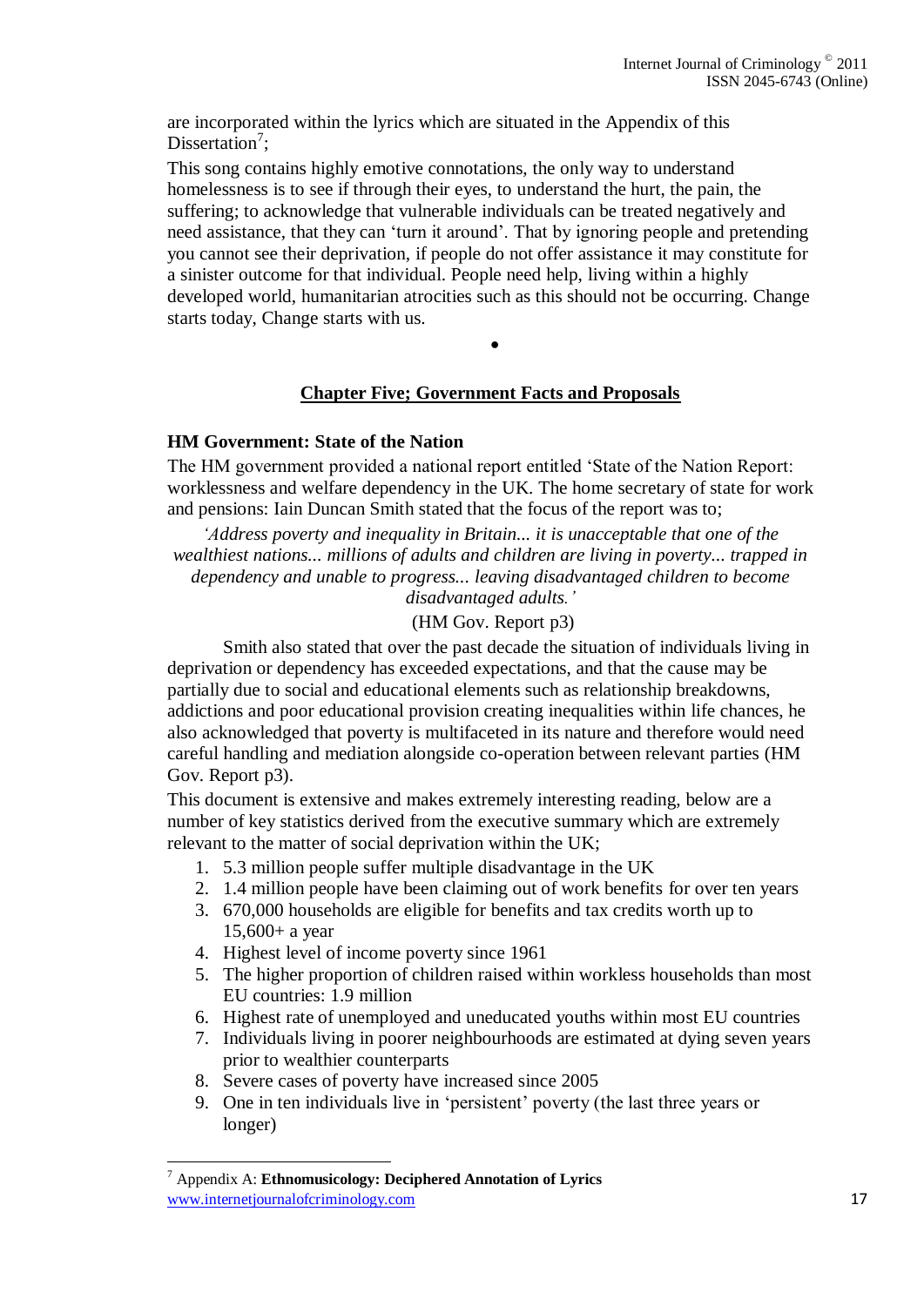are incorporated within the lyrics which are situated in the Appendix of this Dissertation[7];

This song contains highly emotive connotations, the only way to understand homelessness is to see if through their eyes, to understand the hurt, the pain, the suffering; to acknowledge that vulnerable individuals can be treated negatively and need assistance, that they can 'turn it around'. That by ignoring people and pretending you cannot see their deprivation, if people do not offer assistance it may constitute for a sinister outcome for that individual. People need help, living within a highly developed world, humanitarian atrocities such as this should not be occurring. Change starts today, Change starts with us.

•

## Chapter Five; Government Facts and Proposals

### HM Government: State of the Nation

The HM government provided a national report entitled 'State of the Nation Report: worklessness and welfare dependency in the UK. The home secretary of state for work and pensions: Iain Duncan Smith stated that the focus of the report was to;

*'Address poverty and inequality in Britain... it is unacceptable that one of the wealthiest nations... millions of adults and children are living in poverty... trapped in dependency and unable to progress... leaving disadvantaged children to become disadvantaged adults.'*

(HM Gov. Report p3)

Smith also stated that over the past decade the situation of individuals living in deprivation or dependency has exceeded expectations, and that the cause may be partially due to social and educational elements such as relationship breakdowns, addictions and poor educational provision creating inequalities within life chances, he also acknowledged that poverty is multifaceted in its nature and therefore would need careful handling and mediation alongside co-operation between relevant parties (HM Gov. Report p3).

This document is extensive and makes extremely interesting reading, below are a number of key statistics derived from the executive summary which are extremely relevant to the matter of social deprivation within the UK;

1. 5.3 million people suffer multiple disadvantage in the UK
2. 1.4 million people have been claiming out of work benefits for over ten years
3. 670,000 households are eligible for benefits and tax credits worth up to 15,600+ a year
4. Highest level of income poverty since 1961
5. The higher proportion of children raised within workless households than most EU countries: 1.9 million
6. Highest rate of unemployed and uneducated youths within most EU countries
7. Individuals living in poorer neighbourhoods are estimated at dying seven years prior to wealthier counterparts
8. Severe cases of poverty have increased since 2005
9. One in ten individuals live in 'persistent' poverty (the last three years or longer)

[7] Appendix A: **Ethnomusicology: Deciphered Annotation of Lyrics**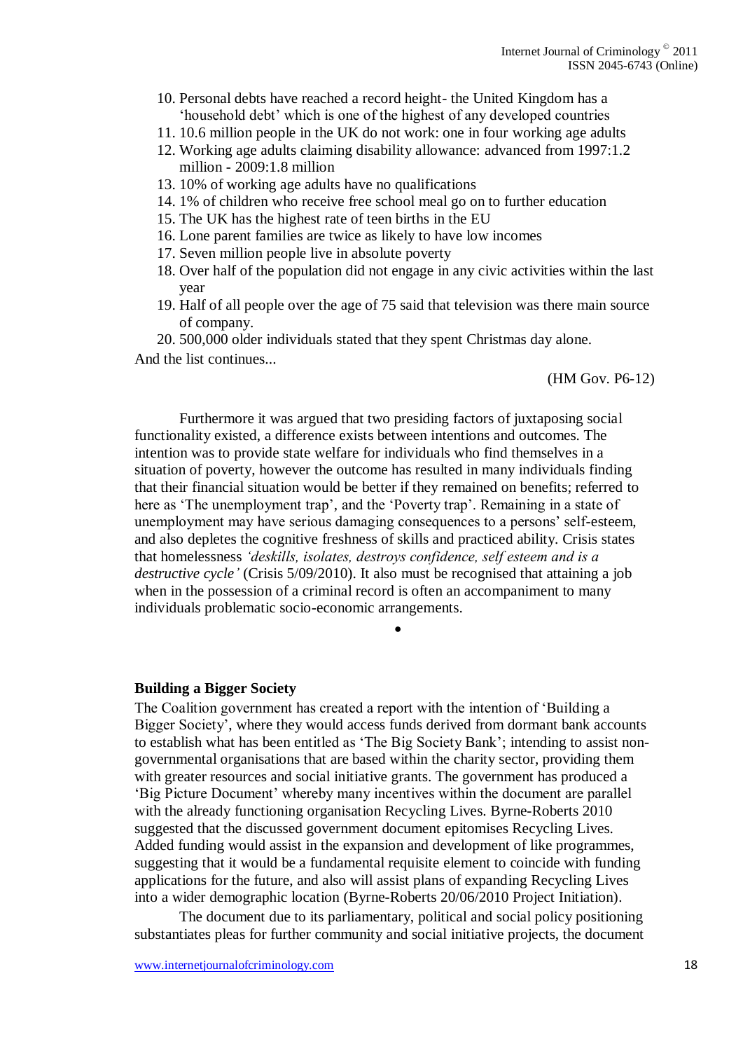10. Personal debts have reached a record height- the United Kingdom has a 'household debt' which is one of the highest of any developed countries
11. 10.6 million people in the UK do not work: one in four working age adults
12. Working age adults claiming disability allowance: advanced from 1997:1.2 million - 2009:1.8 million
13. 10% of working age adults have no qualifications
14. 1% of children who receive free school meal go on to further education
15. The UK has the highest rate of teen births in the EU
16. Lone parent families are twice as likely to have low incomes
17. Seven million people live in absolute poverty
18. Over half of the population did not engage in any civic activities within the last year
19. Half of all people over the age of 75 said that television was there main source of company.
20. 500,000 older individuals stated that they spent Christmas day alone.

And the list continues...

(HM Gov. P6-12)

Furthermore it was argued that two presiding factors of juxtaposing social functionality existed, a difference exists between intentions and outcomes. The intention was to provide state welfare for individuals who find themselves in a situation of poverty, however the outcome has resulted in many individuals finding that their financial situation would be better if they remained on benefits; referred to here as 'The unemployment trap', and the 'Poverty trap'. Remaining in a state of unemployment may have serious damaging consequences to a persons' self-esteem, and also depletes the cognitive freshness of skills and practiced ability. Crisis states that homelessness *'deskills, isolates, destroys confidence, self esteem and is a destructive cycle'* (Crisis 5/09/2010). It also must be recognised that attaining a job when in the possession of a criminal record is often an accompaniment to many individuals problematic socio-economic arrangements.

•

**Building a Bigger Society**

The Coalition government has created a report with the intention of 'Building a Bigger Society', where they would access funds derived from dormant bank accounts to establish what has been entitled as 'The Big Society Bank'; intending to assist non-governmental organisations that are based within the charity sector, providing them with greater resources and social initiative grants. The government has produced a 'Big Picture Document' whereby many incentives within the document are parallel with the already functioning organisation Recycling Lives. Byrne-Roberts 2010 suggested that the discussed government document epitomises Recycling Lives. Added funding would assist in the expansion and development of like programmes, suggesting that it would be a fundamental requisite element to coincide with funding applications for the future, and also will assist plans of expanding Recycling Lives into a wider demographic location (Byrne-Roberts 20/06/2010 Project Initiation).

The document due to its parliamentary, political and social policy positioning substantiates pleas for further community and social initiative projects, the document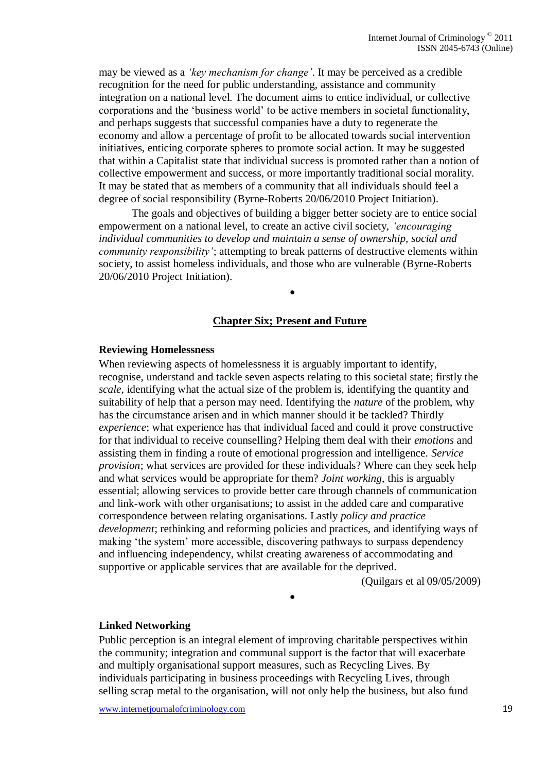may be viewed as a *'key mechanism for change'*. It may be perceived as a credible recognition for the need for public understanding, assistance and community integration on a national level. The document aims to entice individual, or collective corporations and the 'business world' to be active members in societal functionality, and perhaps suggests that successful companies have a duty to regenerate the economy and allow a percentage of profit to be allocated towards social intervention initiatives, enticing corporate spheres to promote social action. It may be suggested that within a Capitalist state that individual success is promoted rather than a notion of collective empowerment and success, or more importantly traditional social morality. It may be stated that as members of a community that all individuals should feel a degree of social responsibility (Byrne-Roberts 20/06/2010 Project Initiation).

The goals and objectives of building a bigger better society are to entice social empowerment on a national level, to create an active civil society, *'encouraging individual communities to develop and maintain a sense of ownership, social and community responsibility'*; attempting to break patterns of destructive elements within society, to assist homeless individuals, and those who are vulnerable (Byrne-Roberts 20/06/2010 Project Initiation).

•

## Chapter Six; Present and Future

### Reviewing Homelessness

When reviewing aspects of homelessness it is arguably important to identify, recognise, understand and tackle seven aspects relating to this societal state; firstly the *scale*, identifying what the actual size of the problem is, identifying the quantity and suitability of help that a person may need. Identifying the *nature* of the problem, why has the circumstance arisen and in which manner should it be tackled? Thirdly *experience*; what experience has that individual faced and could it prove constructive for that individual to receive counselling? Helping them deal with their *emotions* and assisting them in finding a route of emotional progression and intelligence. *Service provision*; what services are provided for these individuals? Where can they seek help and what services would be appropriate for them? *Joint working*, this is arguably essential; allowing services to provide better care through channels of communication and link-work with other organisations; to assist in the added care and comparative correspondence between relating organisations. Lastly *policy and practice development*; rethinking and reforming policies and practices, and identifying ways of making 'the system' more accessible, discovering pathways to surpass dependency and influencing independency, whilst creating awareness of accommodating and supportive or applicable services that are available for the deprived.

(Quilgars et al 09/05/2009)

•

### Linked Networking

Public perception is an integral element of improving charitable perspectives within the community; integration and communal support is the factor that will exacerbate and multiply organisational support measures, such as Recycling Lives. By individuals participating in business proceedings with Recycling Lives, through selling scrap metal to the organisation, will not only help the business, but also fund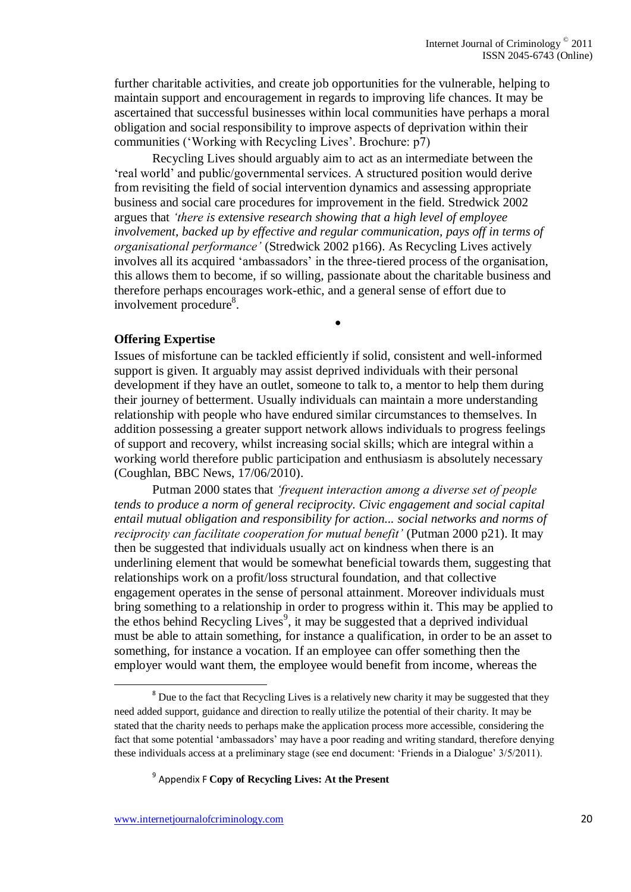further charitable activities, and create job opportunities for the vulnerable, helping to maintain support and encouragement in regards to improving life chances. It may be ascertained that successful businesses within local communities have perhaps a moral obligation and social responsibility to improve aspects of deprivation within their communities ('Working with Recycling Lives'. Brochure: p7)

Recycling Lives should arguably aim to act as an intermediate between the 'real world' and public/governmental services. A structured position would derive from revisiting the field of social intervention dynamics and assessing appropriate business and social care procedures for improvement in the field. Stredwick 2002 argues that *'there is extensive research showing that a high level of employee involvement, backed up by effective and regular communication, pays off in terms of organisational performance'* (Stredwick 2002 p166). As Recycling Lives actively involves all its acquired 'ambassadors' in the three-tiered process of the organisation, this allows them to become, if so willing, passionate about the charitable business and therefore perhaps encourages work-ethic, and a general sense of effort due to involvement procedure[8].

•

**Offering Expertise**

Issues of misfortune can be tackled efficiently if solid, consistent and well-informed support is given. It arguably may assist deprived individuals with their personal development if they have an outlet, someone to talk to, a mentor to help them during their journey of betterment. Usually individuals can maintain a more understanding relationship with people who have endured similar circumstances to themselves. In addition possessing a greater support network allows individuals to progress feelings of support and recovery, whilst increasing social skills; which are integral within a working world therefore public participation and enthusiasm is absolutely necessary (Coughlan, BBC News, 17/06/2010).

Putman 2000 states that *'frequent interaction among a diverse set of people tends to produce a norm of general reciprocity. Civic engagement and social capital entail mutual obligation and responsibility for action... social networks and norms of reciprocity can facilitate cooperation for mutual benefit'* (Putman 2000 p21). It may then be suggested that individuals usually act on kindness when there is an underlining element that would be somewhat beneficial towards them, suggesting that relationships work on a profit/loss structural foundation, and that collective engagement operates in the sense of personal attainment. Moreover individuals must bring something to a relationship in order to progress within it. This may be applied to the ethos behind Recycling Lives[9], it may be suggested that a deprived individual must be able to attain something, for instance a qualification, in order to be an asset to something, for instance a vocation. If an employee can offer something then the employer would want them, the employee would benefit from income, whereas the

---

[8] Due to the fact that Recycling Lives is a relatively new charity it may be suggested that they need added support, guidance and direction to really utilize the potential of their charity. It may be stated that the charity needs to perhaps make the application process more accessible, considering the fact that some potential 'ambassadors' may have a poor reading and writing standard, therefore denying these individuals access at a preliminary stage (see end document: 'Friends in a Dialogue' 3/5/2011).

[9] Appendix F **Copy of Recycling Lives: At the Present**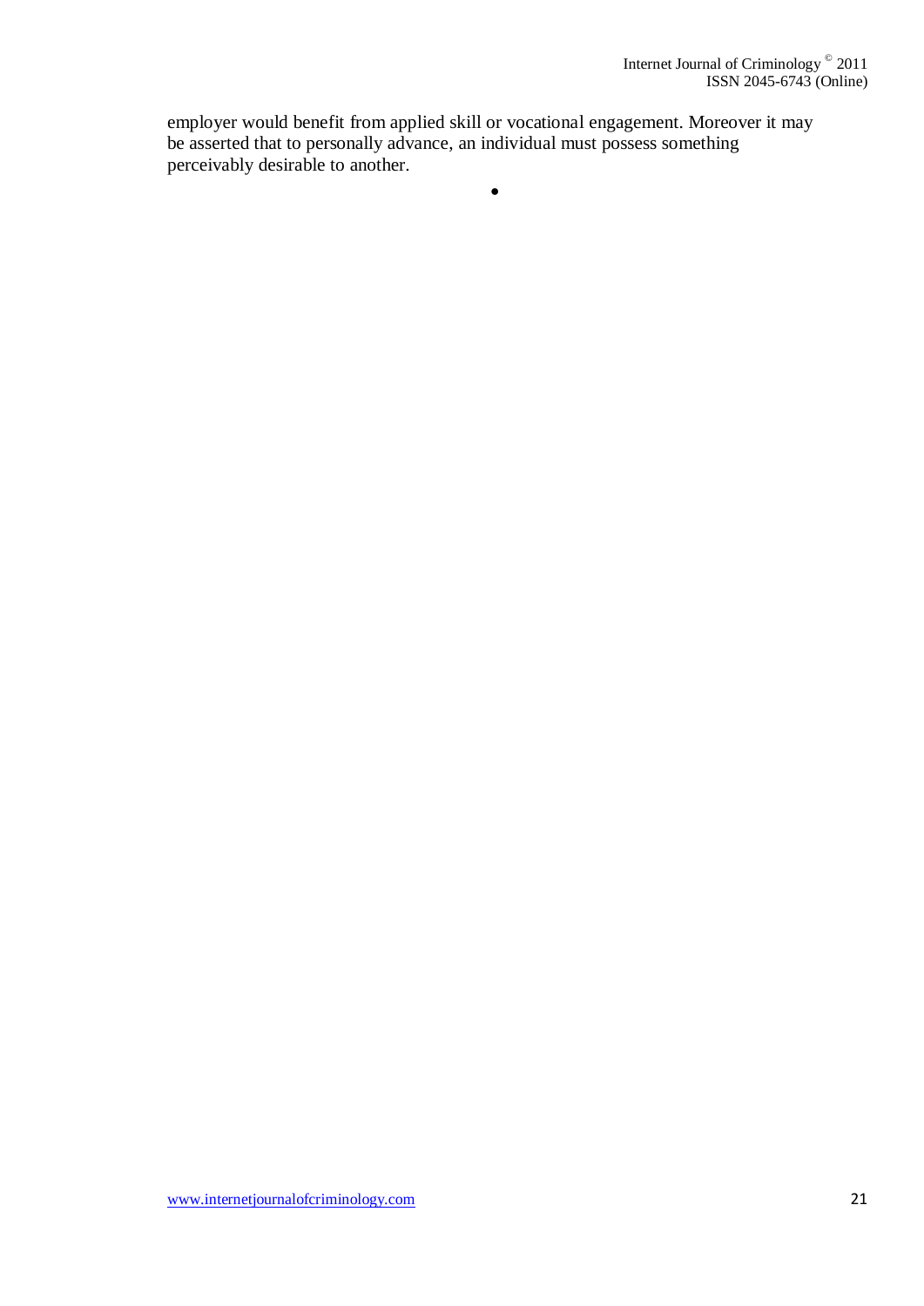employer would benefit from applied skill or vocational engagement. Moreover it may be asserted that to personally advance, an individual must possess something perceivably desirable to another.

•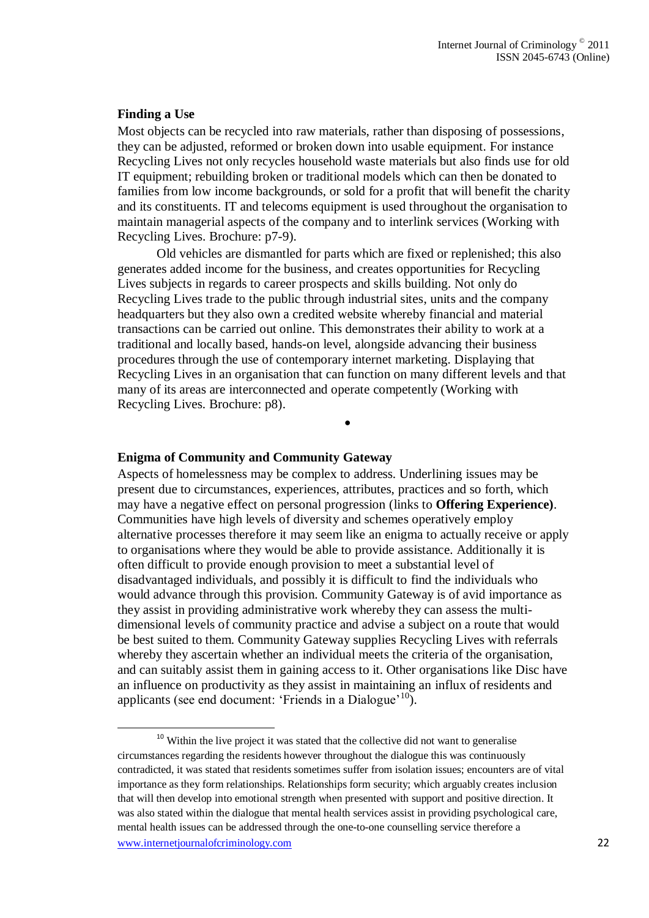**Finding a Use**

Most objects can be recycled into raw materials, rather than disposing of possessions, they can be adjusted, reformed or broken down into usable equipment. For instance Recycling Lives not only recycles household waste materials but also finds use for old IT equipment; rebuilding broken or traditional models which can then be donated to families from low income backgrounds, or sold for a profit that will benefit the charity and its constituents. IT and telecoms equipment is used throughout the organisation to maintain managerial aspects of the company and to interlink services (Working with Recycling Lives. Brochure: p7-9).

Old vehicles are dismantled for parts which are fixed or replenished; this also generates added income for the business, and creates opportunities for Recycling Lives subjects in regards to career prospects and skills building. Not only do Recycling Lives trade to the public through industrial sites, units and the company headquarters but they also own a credited website whereby financial and material transactions can be carried out online. This demonstrates their ability to work at a traditional and locally based, hands-on level, alongside advancing their business procedures through the use of contemporary internet marketing. Displaying that Recycling Lives in an organisation that can function on many different levels and that many of its areas are interconnected and operate competently (Working with Recycling Lives. Brochure: p8).

•

**Enigma of Community and Community Gateway**

Aspects of homelessness may be complex to address. Underlining issues may be present due to circumstances, experiences, attributes, practices and so forth, which may have a negative effect on personal progression (links to **Offering Experience)**. Communities have high levels of diversity and schemes operatively employ alternative processes therefore it may seem like an enigma to actually receive or apply to organisations where they would be able to provide assistance. Additionally it is often difficult to provide enough provision to meet a substantial level of disadvantaged individuals, and possibly it is difficult to find the individuals who would advance through this provision. Community Gateway is of avid importance as they assist in providing administrative work whereby they can assess the multi-dimensional levels of community practice and advise a subject on a route that would be best suited to them. Community Gateway supplies Recycling Lives with referrals whereby they ascertain whether an individual meets the criteria of the organisation, and can suitably assist them in gaining access to it. Other organisations like Disc have an influence on productivity as they assist in maintaining an influx of residents and applicants (see end document: 'Friends in a Dialogue'[10]).

[10] Within the live project it was stated that the collective did not want to generalise circumstances regarding the residents however throughout the dialogue this was continuously contradicted, it was stated that residents sometimes suffer from isolation issues; encounters are of vital importance as they form relationships. Relationships form security; which arguably creates inclusion that will then develop into emotional strength when presented with support and positive direction. It was also stated within the dialogue that mental health services assist in providing psychological care, mental health issues can be addressed through the one-to-one counselling service therefore a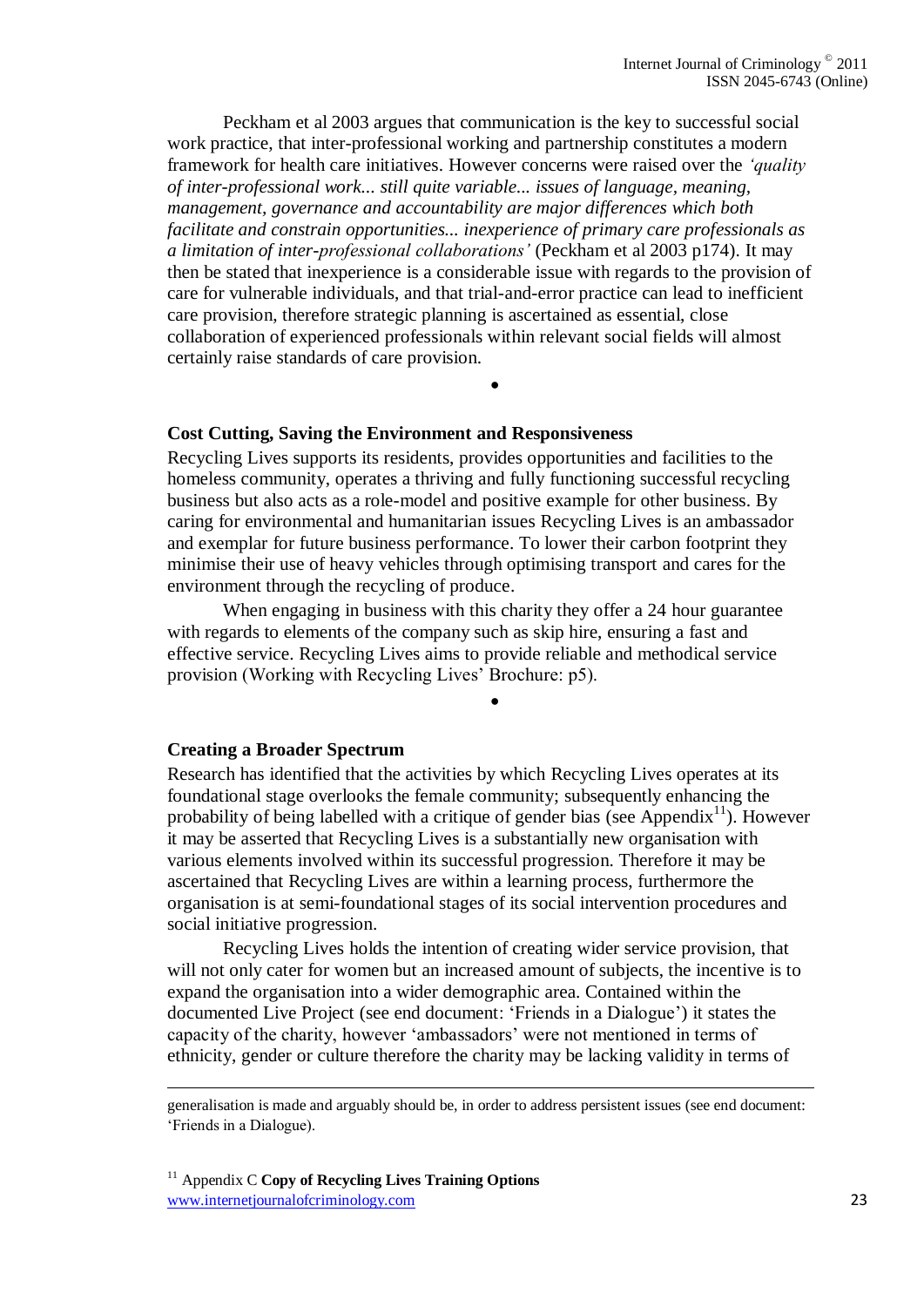Peckham et al 2003 argues that communication is the key to successful social work practice, that inter-professional working and partnership constitutes a modern framework for health care initiatives. However concerns were raised over the *'quality of inter-professional work... still quite variable... issues of language, meaning, management, governance and accountability are major differences which both facilitate and constrain opportunities... inexperience of primary care professionals as a limitation of inter-professional collaborations'* (Peckham et al 2003 p174). It may then be stated that inexperience is a considerable issue with regards to the provision of care for vulnerable individuals, and that trial-and-error practice can lead to inefficient care provision, therefore strategic planning is ascertained as essential, close collaboration of experienced professionals within relevant social fields will almost certainly raise standards of care provision.

•

**Cost Cutting, Saving the Environment and Responsiveness**

Recycling Lives supports its residents, provides opportunities and facilities to the homeless community, operates a thriving and fully functioning successful recycling business but also acts as a role-model and positive example for other business. By caring for environmental and humanitarian issues Recycling Lives is an ambassador and exemplar for future business performance. To lower their carbon footprint they minimise their use of heavy vehicles through optimising transport and cares for the environment through the recycling of produce.

When engaging in business with this charity they offer a 24 hour guarantee with regards to elements of the company such as skip hire, ensuring a fast and effective service. Recycling Lives aims to provide reliable and methodical service provision (Working with Recycling Lives' Brochure: p5).

•

**Creating a Broader Spectrum**

Research has identified that the activities by which Recycling Lives operates at its foundational stage overlooks the female community; subsequently enhancing the probability of being labelled with a critique of gender bias (see Appendix[11]). However it may be asserted that Recycling Lives is a substantially new organisation with various elements involved within its successful progression. Therefore it may be ascertained that Recycling Lives are within a learning process, furthermore the organisation is at semi-foundational stages of its social intervention procedures and social initiative progression.

Recycling Lives holds the intention of creating wider service provision, that will not only cater for women but an increased amount of subjects, the incentive is to expand the organisation into a wider demographic area. Contained within the documented Live Project (see end document: 'Friends in a Dialogue') it states the capacity of the charity, however 'ambassadors' were not mentioned in terms of ethnicity, gender or culture therefore the charity may be lacking validity in terms of

---

generalisation is made and arguably should be, in order to address persistent issues (see end document: 'Friends in a Dialogue).

[11] Appendix C **Copy of Recycling Lives Training Options**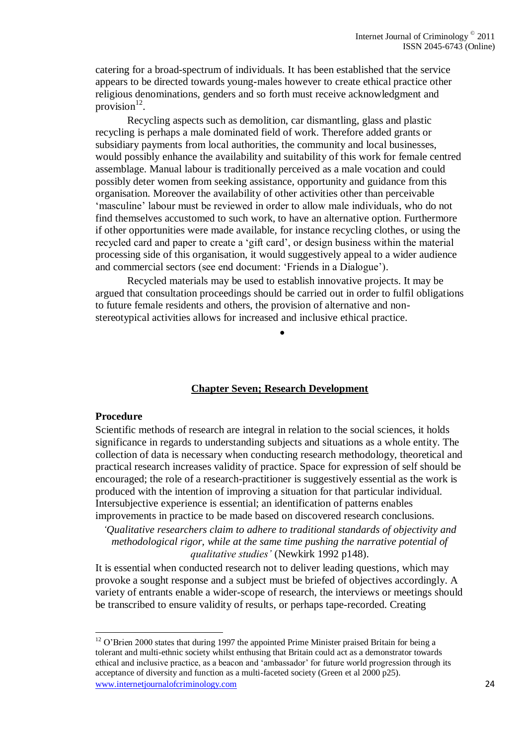catering for a broad-spectrum of individuals. It has been established that the service appears to be directed towards young-males however to create ethical practice other religious denominations, genders and so forth must receive acknowledgment and provision[12].

Recycling aspects such as demolition, car dismantling, glass and plastic recycling is perhaps a male dominated field of work. Therefore added grants or subsidiary payments from local authorities, the community and local businesses, would possibly enhance the availability and suitability of this work for female centred assemblage. Manual labour is traditionally perceived as a male vocation and could possibly deter women from seeking assistance, opportunity and guidance from this organisation. Moreover the availability of other activities other than perceivable 'masculine' labour must be reviewed in order to allow male individuals, who do not find themselves accustomed to such work, to have an alternative option. Furthermore if other opportunities were made available, for instance recycling clothes, or using the recycled card and paper to create a 'gift card', or design business within the material processing side of this organisation, it would suggestively appeal to a wider audience and commercial sectors (see end document: 'Friends in a Dialogue').

Recycled materials may be used to establish innovative projects. It may be argued that consultation proceedings should be carried out in order to fulfil obligations to future female residents and others, the provision of alternative and non-stereotypical activities allows for increased and inclusive ethical practice.

•

## Chapter Seven; Research Development

**Procedure**

Scientific methods of research are integral in relation to the social sciences, it holds significance in regards to understanding subjects and situations as a whole entity. The collection of data is necessary when conducting research methodology, theoretical and practical research increases validity of practice. Space for expression of self should be encouraged; the role of a research-practitioner is suggestively essential as the work is produced with the intention of improving a situation for that particular individual. Intersubjective experience is essential; an identification of patterns enables improvements in practice to be made based on discovered research conclusions.

*'Qualitative researchers claim to adhere to traditional standards of objectivity and methodological rigor, while at the same time pushing the narrative potential of qualitative studies'* (Newkirk 1992 p148).

It is essential when conducted research not to deliver leading questions, which may provoke a sought response and a subject must be briefed of objectives accordingly. A variety of entrants enable a wider-scope of research, the interviews or meetings should be transcribed to ensure validity of results, or perhaps tape-recorded. Creating

[12] O'Brien 2000 states that during 1997 the appointed Prime Minister praised Britain for being a tolerant and multi-ethnic society whilst enthusing that Britain could act as a demonstrator towards ethical and inclusive practice, as a beacon and 'ambassador' for future world progression through its acceptance of diversity and function as a multi-faceted society (Green et al 2000 p25).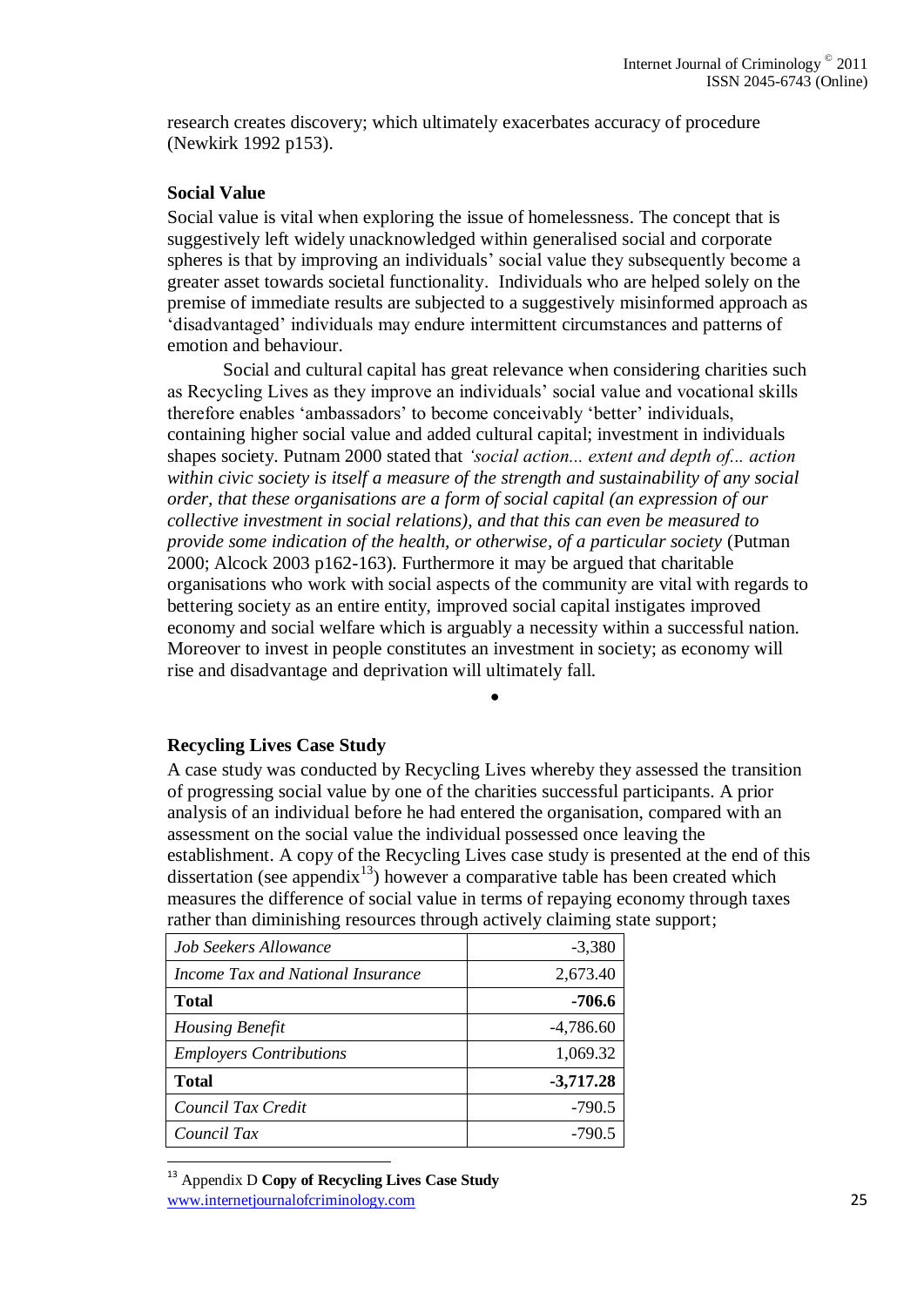research creates discovery; which ultimately exacerbates accuracy of procedure (Newkirk 1992 p153).

### Social Value

Social value is vital when exploring the issue of homelessness. The concept that is suggestively left widely unacknowledged within generalised social and corporate spheres is that by improving an individuals' social value they subsequently become a greater asset towards societal functionality. Individuals who are helped solely on the premise of immediate results are subjected to a suggestively misinformed approach as 'disadvantaged' individuals may endure intermittent circumstances and patterns of emotion and behaviour.

Social and cultural capital has great relevance when considering charities such as Recycling Lives as they improve an individuals' social value and vocational skills therefore enables 'ambassadors' to become conceivably 'better' individuals, containing higher social value and added cultural capital; investment in individuals shapes society. Putnam 2000 stated that *'social action... extent and depth of... action within civic society is itself a measure of the strength and sustainability of any social order, that these organisations are a form of social capital (an expression of our collective investment in social relations), and that this can even be measured to provide some indication of the health, or otherwise, of a particular society* (Putman 2000; Alcock 2003 p162-163). Furthermore it may be argued that charitable organisations who work with social aspects of the community are vital with regards to bettering society as an entire entity, improved social capital instigates improved economy and social welfare which is arguably a necessity within a successful nation. Moreover to invent in people constitutes an investment in society; as economy will rise and disadvantage and deprivation will ultimately fall.

•

### Recycling Lives Case Study

A case study was conducted by Recycling Lives whereby they assessed the transition of progressing social value by one of the charities successful participants. A prior analysis of an individual before he had entered the organisation, compared with an assessment on the social value the individual possessed once leaving the establishment. A copy of the Recycling Lives case study is presented at the end of this dissertation (see appendix[13]) however a comparative table has been created which measures the difference of social value in terms of repaying economy through taxes rather than diminishing resources through actively claiming state support;

| | |
|---|---:|
| *Job Seekers Allowance* | -3,380 |
| *Income Tax and National Insurance* | 2,673.40 |
| **Total** | **-706.6** |
| *Housing Benefit* | -4,786.60 |
| *Employers Contributions* | 1,069.32 |
| **Total** | **-3,717.28** |
| *Council Tax Credit* | -790.5 |
| *Council Tax* | -790.5 |

[13] Appendix D **Copy of Recycling Lives Case Study**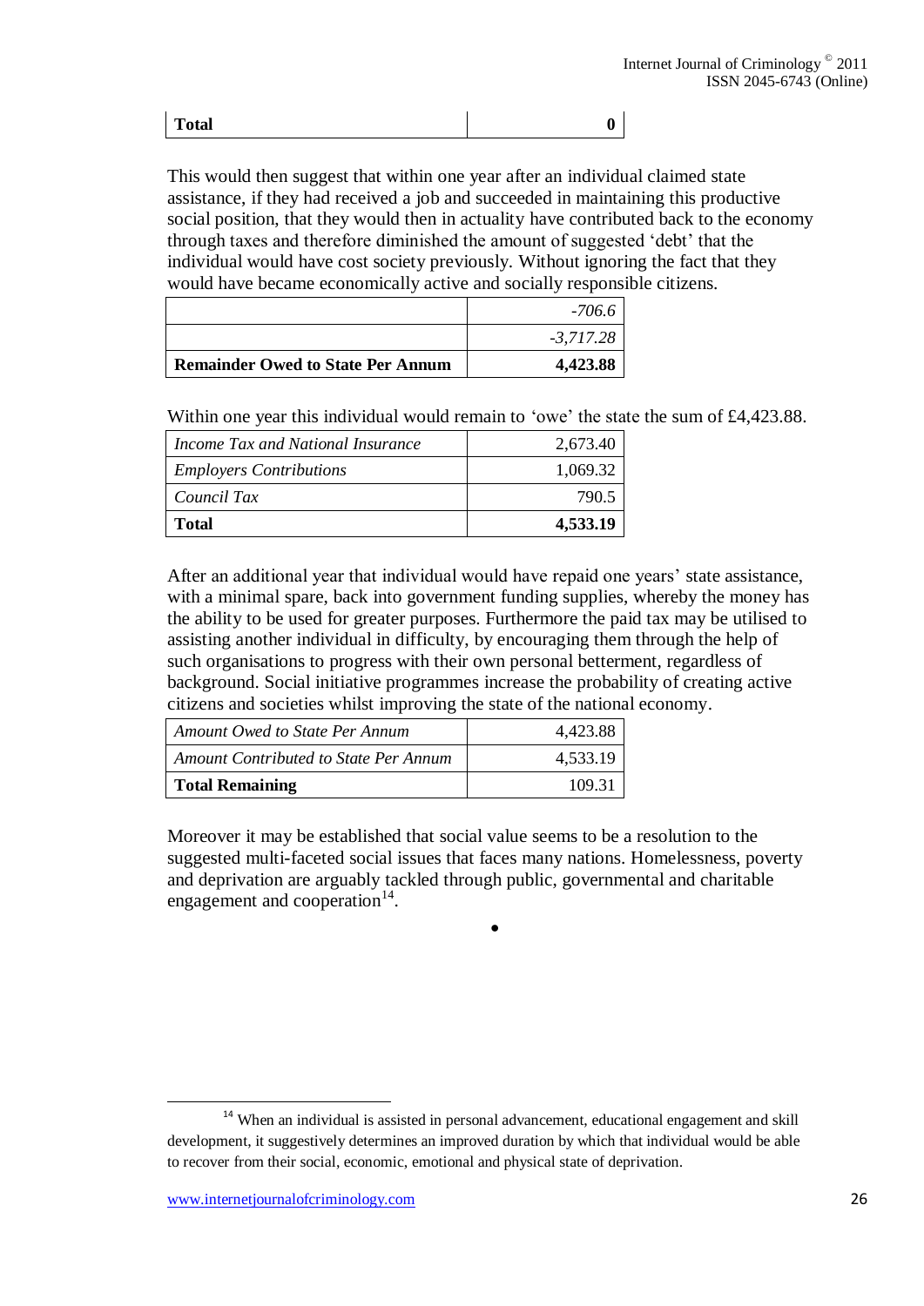| | |
|---|---|
| **Total** | **0** |

This would then suggest that within one year after an individual claimed state assistance, if they had received a job and succeeded in maintaining this productive social position, that they would then in actuality have contributed back to the economy through taxes and therefore diminished the amount of suggested 'debt' that the individual would have cost society previously. Without ignoring the fact that they would have became economically active and socially responsible citizens.

| | |
|---|---|
| | *-706.6* |
| | *-3,717.28* |
| **Remainder Owed to State Per Annum** | **4,423.88** |

Within one year this individual would remain to 'owe' the state the sum of £4,423.88.

| | |
|---|---|
| *Income Tax and National Insurance* | 2,673.40 |
| *Employers Contributions* | 1,069.32 |
| *Council Tax* | 790.5 |
| **Total** | **4,533.19** |

After an additional year that individual would have repaid one years' state assistance, with a minimal spare, back into government funding supplies, whereby the money has the ability to be used for greater purposes. Furthermore the paid tax may be utilised to assisting another individual in difficulty, by encouraging them through the help of such organisations to progress with their own personal betterment, regardless of background. Social initiative programmes increase the probability of creating active citizens and societies whilst improving the state of the national economy.

| | |
|---|---|
| *Amount Owed to State Per Annum* | 4,423.88 |
| *Amount Contributed to State Per Annum* | 4,533.19 |
| **Total Remaining** | 109.31 |

Moreover it may be established that social value seems to be a resolution to the suggested multi-faceted social issues that faces many nations. Homelessness, poverty and deprivation are arguably tackled through public, governmental and charitable engagement and cooperation[14].

•

[14] When an individual is assisted in personal advancement, educational engagement and skill development, it suggestively determines an improved duration by which that individual would be able to recover from their social, economic, emotional and physical state of deprivation.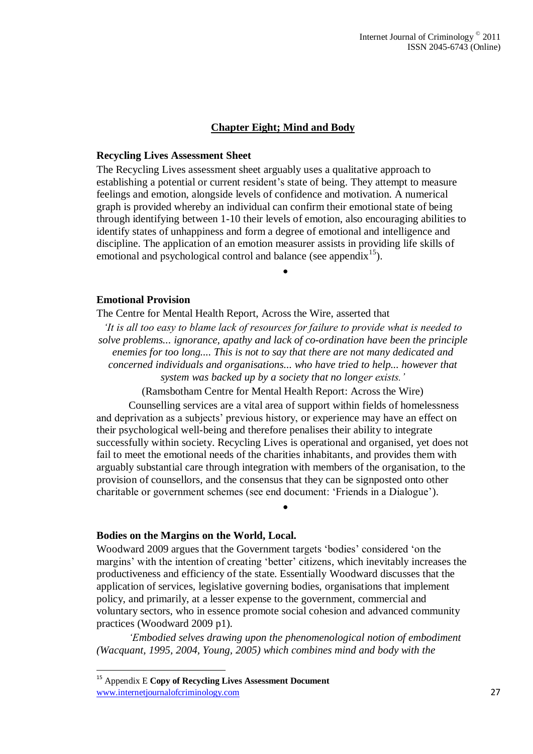## Chapter Eight; Mind and Body

### Recycling Lives Assessment Sheet

The Recycling Lives assessment sheet arguably uses a qualitative approach to establishing a potential or current resident's state of being. They attempt to measure feelings and emotion, alongside levels of confidence and motivation. A numerical graph is provided whereby an individual can confirm their emotional state of being through identifying between 1-10 their levels of emotion, also encouraging abilities to identify states of unhappiness and form a degree of emotional and intelligence and discipline. The application of an emotion measurer assists in providing life skills of emotional and psychological control and balance (see appendix[15]).

•

### Emotional Provision

The Centre for Mental Health Report, Across the Wire, asserted that

*'It is all too easy to blame lack of resources for failure to provide what is needed to solve problems... ignorance, apathy and lack of co-ordination have been the principle enemies for too long.... This is not to say that there are not many dedicated and concerned individuals and organisations... who have tried to help... however that system was backed up by a society that no longer exists.'*

(Ramsbotham Centre for Mental Health Report: Across the Wire)

Counselling services are a vital area of support within fields of homelessness and deprivation as a subjects' previous history, or experience may have an effect on their psychological well-being and therefore penalises their ability to integrate successfully within society. Recycling Lives is operational and organised, yet does not fail to meet the emotional needs of the charities inhabitants, and provides them with arguably substantial care through integration with members of the organisation, to the provision of counsellors, and the consensus that they can be signposted onto other charitable or government schemes (see end document: 'Friends in a Dialogue').

•

### Bodies on the Margins on the World, Local.

Woodward 2009 argues that the Government targets 'bodies' considered 'on the margins' with the intention of creating 'better' citizens, which inevitably increases the productiveness and efficiency of the state. Essentially Woodward discusses that the application of services, legislative governing bodies, organisations that implement policy, and primarily, at a lesser expense to the government, commercial and voluntary sectors, who in essence promote social cohesion and advanced community practices (Woodward 2009 p1).

*'Embodied selves drawing upon the phenomenological notion of embodiment (Wacquant, 1995, 2004, Young, 2005) which combines mind and body with the*

---

[15] Appendix E **Copy of Recycling Lives Assessment Document**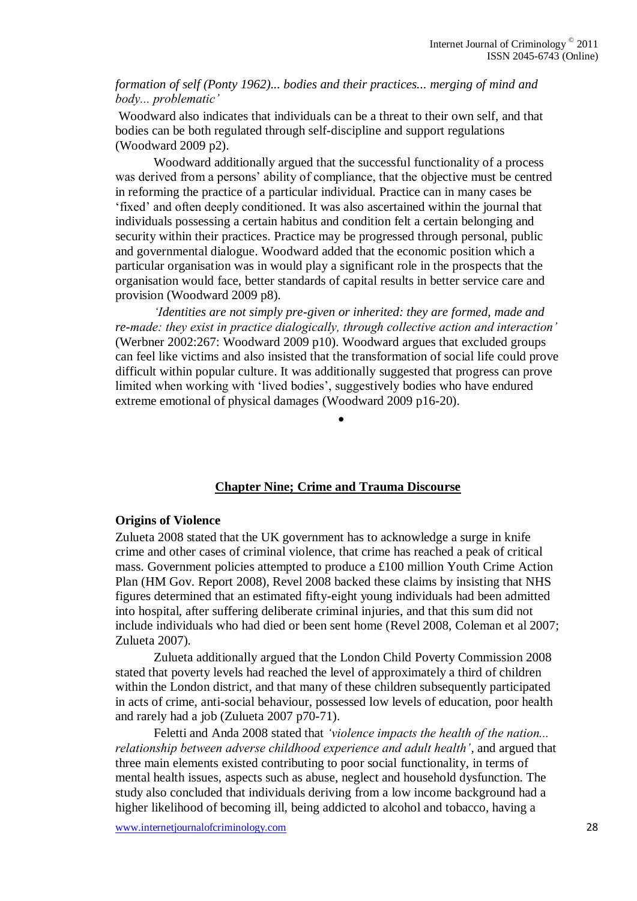*formation of self (Ponty 1962)... bodies and their practices... merging of mind and body... problematic'*

Woodward also indicates that individuals can be a threat to their own self, and that bodies can be both regulated through self-discipline and support regulations (Woodward 2009 p2).

Woodward additionally argued that the successful functionality of a process was derived from a persons' ability of compliance, that the objective must be centred in reforming the practice of a particular individual. Practice can in many cases be 'fixed' and often deeply conditioned. It was also ascertained within the journal that individuals possessing a certain habitus and condition felt a certain belonging and security within their practices. Practice may be progressed through personal, public and governmental dialogue. Woodward added that the economic position which a particular organisation was in would play a significant role in the prospects that the organisation would face, better standards of capital results in better service care and provision (Woodward 2009 p8).

*'Identities are not simply pre-given or inherited: they are formed, made and re-made: they exist in practice dialogically, through collective action and interaction'* (Werbner 2002:267: Woodward 2009 p10). Woodward argues that excluded groups can feel like victims and also insisted that the transformation of social life could prove difficult within popular culture. It was additionally suggested that progress can prove limited when working with 'lived bodies', suggestively bodies who have endured extreme emotional of physical damages (Woodward 2009 p16-20).

•

## Chapter Nine; Crime and Trauma Discourse

**Origins of Violence**

Zulueta 2008 stated that the UK government has to acknowledge a surge in knife crime and other cases of criminal violence, that crime has reached a peak of critical mass. Government policies attempted to produce a £100 million Youth Crime Action Plan (HM Gov. Report 2008), Revel 2008 backed these claims by insisting that NHS figures determined that an estimated fifty-eight young individuals had been admitted into hospital, after suffering deliberate criminal injuries, and that this sum did not include individuals who had died or been sent home (Revel 2008, Coleman et al 2007; Zulueta 2007).

Zulueta additionally argued that the London Child Poverty Commission 2008 stated that poverty levels had reached the level of approximately a third of children within the London district, and that many of these children subsequently participated in acts of crime, anti-social behaviour, possessed low levels of education, poor health and rarely had a job (Zulueta 2007 p70-71).

Feletti and Anda 2008 stated that *'violence impacts the health of the nation... relationship between adverse childhood experience and adult health'*, and argued that three main elements existed contributing to poor social functionality, in terms of mental health issues, aspects such as abuse, neglect and household dysfunction. The study also concluded that individuals deriving from a low income background had a higher likelihood of becoming ill, being addicted to alcohol and tobacco, having a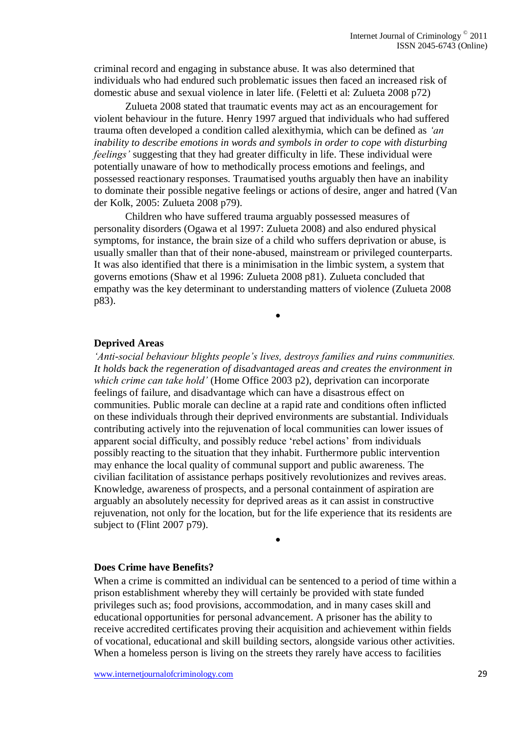criminal record and engaging in substance abuse. It was also determined that individuals who had endured such problematic issues then faced an increased risk of domestic abuse and sexual violence in later life. (Feletti et al: Zulueta 2008 p72)

Zulueta 2008 stated that traumatic events may act as an encouragement for violent behaviour in the future. Henry 1997 argued that individuals who had suffered trauma often developed a condition called alexithymia, which can be defined as *'an inability to describe emotions in words and symbols in order to cope with disturbing feelings'* suggesting that they had greater difficulty in life. These individual were potentially unaware of how to methodically process emotions and feelings, and possessed reactionary responses. Traumatised youths arguably then have an inability to dominate their possible negative feelings or actions of desire, anger and hatred (Van der Kolk, 2005: Zulueta 2008 p79).

Children who have suffered trauma arguably possessed measures of personality disorders (Ogawa et al 1997: Zulueta 2008) and also endured physical symptoms, for instance, the brain size of a child who suffers deprivation or abuse, is usually smaller than that of their none-abused, mainstream or privileged counterparts. It was also identified that there is a minimisation in the limbic system, a system that governs emotions (Shaw et al 1996: Zulueta 2008 p81). Zulueta concluded that empathy was the key determinant to understanding matters of violence (Zulueta 2008 p83).

•

**Deprived Areas**

*'Anti-social behaviour blights people's lives, destroys families and ruins communities. It holds back the regeneration of disadvantaged areas and creates the environment in which crime can take hold'* (Home Office 2003 p2), deprivation can incorporate feelings of failure, and disadvantage which can have a disastrous effect on communities. Public morale can decline at a rapid rate and conditions often inflicted on these individuals through their deprived environments are substantial. Individuals contributing actively into the rejuvenation of local communities can lower issues of apparent social difficulty, and possibly reduce 'rebel actions' from individuals possibly reacting to the situation that they inhabit. Furthermore public intervention may enhance the local quality of communal support and public awareness. The civilian facilitation of assistance perhaps positively revolutionizes and revives areas. Knowledge, awareness of prospects, and a personal containment of aspiration are arguably an absolutely necessity for deprived areas as it can assist in constructive rejuvenation, not only for the location, but for the life experience that its residents are subject to (Flint 2007 p79).

•

**Does Crime have Benefits?**

When a crime is committed an individual can be sentenced to a period of time within a prison establishment whereby they will certainly be provided with state funded privileges such as; food provisions, accommodation, and in many cases skill and educational opportunities for personal advancement. A prisoner has the ability to receive accredited certificates proving their acquisition and achievement within fields of vocational, educational and skill building sectors, alongside various other activities. When a homeless person is living on the streets they rarely have access to facilities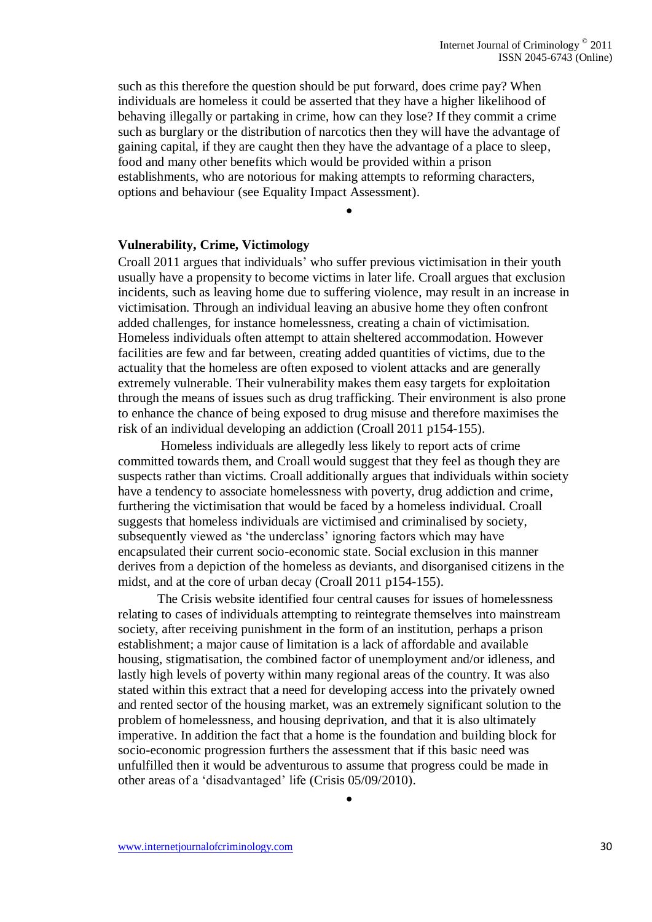such as this therefore the question should be put forward, does crime pay? When individuals are homeless it could be asserted that they have a higher likelihood of behaving illegally or partaking in crime, how can they lose? If they commit a crime such as burglary or the distribution of narcotics then they will have the advantage of gaining capital, if they are caught then they have the advantage of a place to sleep, food and many other benefits which would be provided within a prison establishments, who are notorious for making attempts to reforming characters, options and behaviour (see Equality Impact Assessment).

•

**Vulnerability, Crime, Victimology**

Croall 2011 argues that individuals' who suffer previous victimisation in their youth usually have a propensity to become victims in later life. Croall argues that exclusion incidents, such as leaving home due to suffering violence, may result in an increase in victimisation. Through an individual leaving an abusive home they often confront added challenges, for instance homelessness, creating a chain of victimisation. Homeless individuals often attempt to attain sheltered accommodation. However facilities are few and far between, creating added quantities of victims, due to the actuality that the homeless are often exposed to violent attacks and are generally extremely vulnerable. Their vulnerability makes them easy targets for exploitation through the means of issues such as drug trafficking. Their environment is also prone to enhance the chance of being exposed to drug misuse and therefore maximises the risk of an individual developing an addiction (Croall 2011 p154-155).

Homeless individuals are allegedly less likely to report acts of crime committed towards them, and Croall would suggest that they feel as though they are suspects rather than victims. Croall additionally argues that individuals within society have a tendency to associate homelessness with poverty, drug addiction and crime, furthering the victimisation that would be faced by a homeless individual. Croall suggests that homeless individuals are victimised and criminalised by society, subsequently viewed as 'the underclass' ignoring factors which may have encapsulated their current socio-economic state. Social exclusion in this manner derives from a depiction of the homeless as deviants, and disorganised citizens in the midst, and at the core of urban decay (Croall 2011 p154-155).

The Crisis website identified four central causes for issues of homelessness relating to cases of individuals attempting to reintegrate themselves into mainstream society, after receiving punishment in the form of an institution, perhaps a prison establishment; a major cause of limitation is a lack of affordable and available housing, stigmatisation, the combined factor of unemployment and/or idleness, and lastly high levels of poverty within many regional areas of the country. It was also stated within this extract that a need for developing access into the privately owned and rented sector of the housing market, was an extremely significant solution to the problem of homelessness, and housing deprivation, and that it is also ultimately imperative. In addition the fact that a home is the foundation and building block for socio-economic progression furthers the assessment that if this basic need was unfulfilled then it would be adventurous to assume that progress could be made in other areas of a 'disadvantaged' life (Crisis 05/09/2010).

•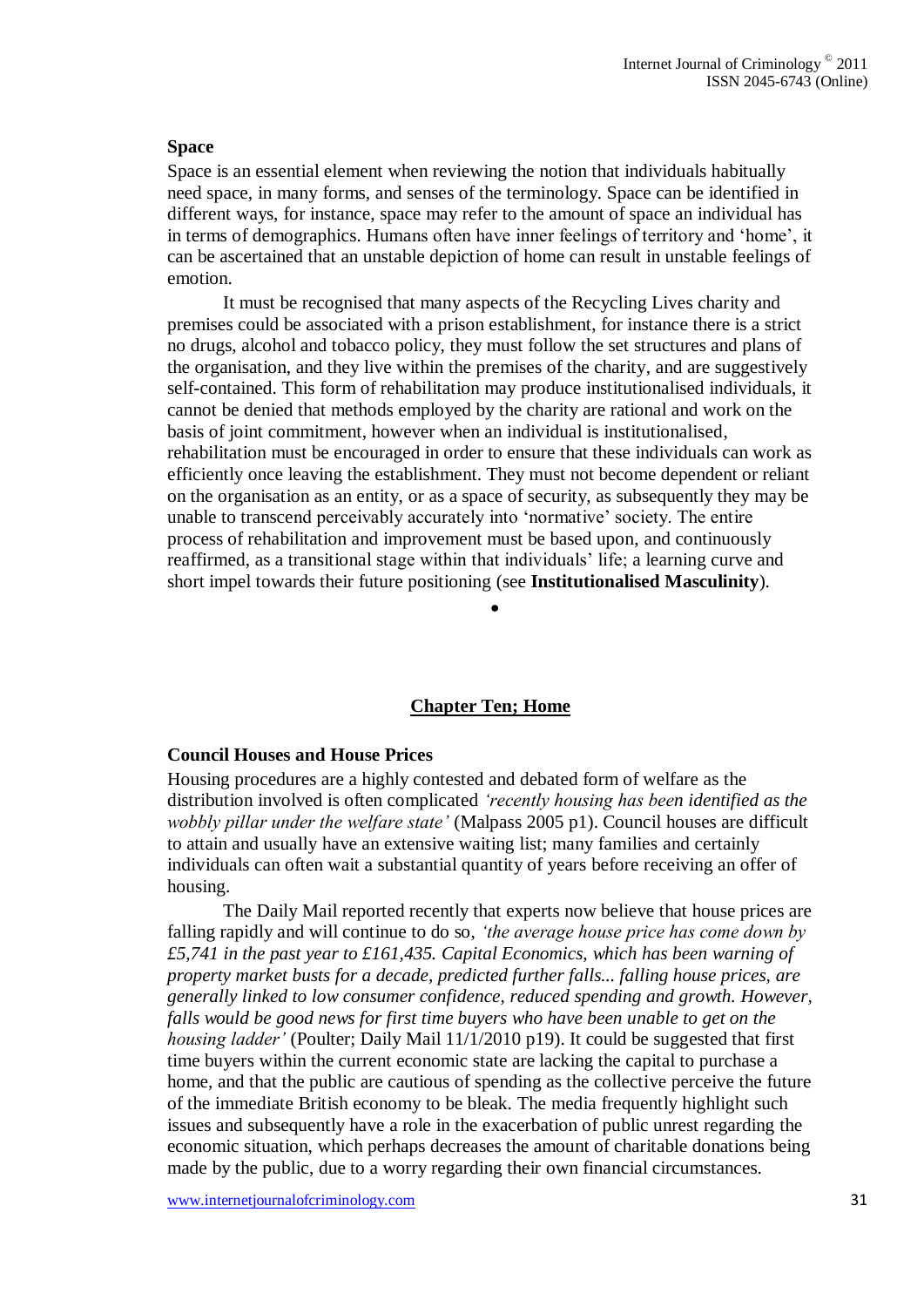**Space**

Space is an essential element when reviewing the notion that individuals habitually need space, in many forms, and senses of the terminology. Space can be identified in different ways, for instance, space may refer to the amount of space an individual has in terms of demographics. Humans often have inner feelings of territory and 'home', it can be ascertained that an unstable depiction of home can result in unstable feelings of emotion.

It must be recognised that many aspects of the Recycling Lives charity and premises could be associated with a prison establishment, for instance there is a strict no drugs, alcohol and tobacco policy, they must follow the set structures and plans of the organisation, and they live within the premises of the charity, and are suggestively self-contained. This form of rehabilitation may produce institutionalised individuals, it cannot be denied that methods employed by the charity are rational and work on the basis of joint commitment, however when an individual is institutionalised, rehabilitation must be encouraged in order to ensure that these individuals can work as efficiently once leaving the establishment. They must not become dependent or reliant on the organisation as an entity, or as a space of security, as subsequently they may be unable to transcend perceivably accurately into 'normative' society. The entire process of rehabilitation and improvement must be based upon, and continuously reaffirmed, as a transitional stage within that individuals' life; a learning curve and short impel towards their future positioning (see **Institutionalised Masculinity**).

•

## Chapter Ten; Home

**Council Houses and House Prices**

Housing procedures are a highly contested and debated form of welfare as the distribution involved is often complicated *'recently housing has been identified as the wobbly pillar under the welfare state'* (Malpass 2005 p1). Council houses are difficult to attain and usually have an extensive waiting list; many families and certainly individuals can often wait a substantial quantity of years before receiving an offer of housing.

The Daily Mail reported recently that experts now believe that house prices are falling rapidly and will continue to do so, *'the average house price has come down by £5,741 in the past year to £161,435. Capital Economics, which has been warning of property market busts for a decade, predicted further falls... falling house prices, are generally linked to low consumer confidence, reduced spending and growth. However, falls would be good news for first time buyers who have been unable to get on the housing ladder'* (Poulter; Daily Mail 11/1/2010 p19). It could be suggested that first time buyers within the current economic state are lacking the capital to purchase a home, and that the public are cautious of spending as the collective perceive the future of the immediate British economy to be bleak. The media frequently highlight such issues and subsequently have a role in the exacerbation of public unrest regarding the economic situation, which perhaps decreases the amount of charitable donations being made by the public, due to a worry regarding their own financial circumstances.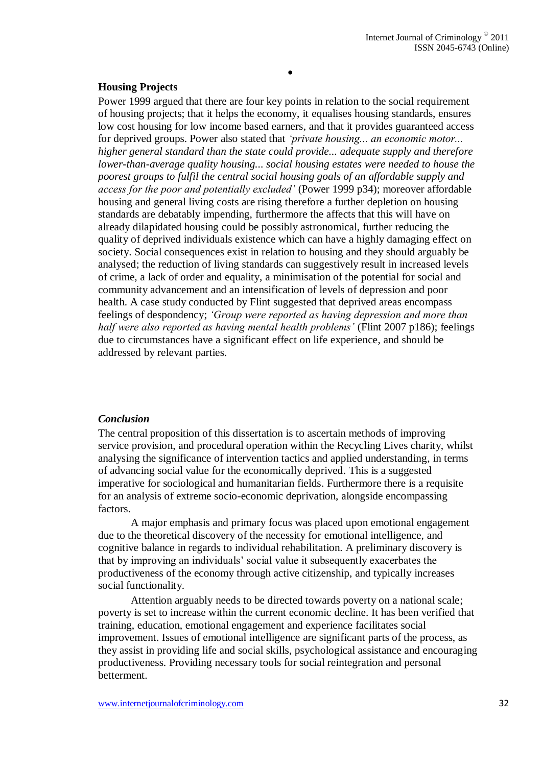**Housing Projects**

Power 1999 argued that there are four key points in relation to the social requirement of housing projects; that it helps the economy, it equalises housing standards, ensures low cost housing for low income based earners, and that it provides guaranteed access for deprived groups. Power also stated that *'private housing... an economic motor... higher general standard than the state could provide... adequate supply and therefore lower-than-average quality housing... social housing estates were needed to house the poorest groups to fulfil the central social housing goals of an affordable supply and access for the poor and potentially excluded'* (Power 1999 p34); moreover affordable housing and general living costs are rising therefore a further depletion on housing standards are debatably impending, furthermore the affects that this will have on already dilapidated housing could be possibly astronomical, further reducing the quality of deprived individuals existence which can have a highly damaging effect on society. Social consequences exist in relation to housing and they should arguably be analysed; the reduction of living standards can suggestively result in increased levels of crime, a lack of order and equality, a minimisation of the potential for social and community advancement and an intensification of levels of depression and poor health. A case study conducted by Flint suggested that deprived areas encompass feelings of despondency; *'Group were reported as having depression and more than half were also reported as having mental health problems'* (Flint 2007 p186); feelings due to circumstances have a significant effect on life experience, and should be addressed by relevant parties.

***Conclusion***

The central proposition of this dissertation is to ascertain methods of improving service provision, and procedural operation within the Recycling Lives charity, whilst analysing the significance of intervention tactics and applied understanding, in terms of advancing social value for the economically deprived. This is a suggested imperative for sociological and humanitarian fields. Furthermore there is a requisite for an analysis of extreme socio-economic deprivation, alongside encompassing factors.

A major emphasis and primary focus was placed upon emotional engagement due to the theoretical discovery of the necessity for emotional intelligence, and cognitive balance in regards to individual rehabilitation. A preliminary discovery is that by improving an individuals' social value it subsequently exacerbates the productiveness of the economy through active citizenship, and typically increases social functionality.

Attention arguably needs to be directed towards poverty on a national scale; poverty is set to increase within the current economic decline. It has been verified that training, education, emotional engagement and experience facilitates social improvement. Issues of emotional intelligence are significant parts of the process, as they assist in providing life and social skills, psychological assistance and encouraging productiveness. Providing necessary tools for social reintegration and personal betterment.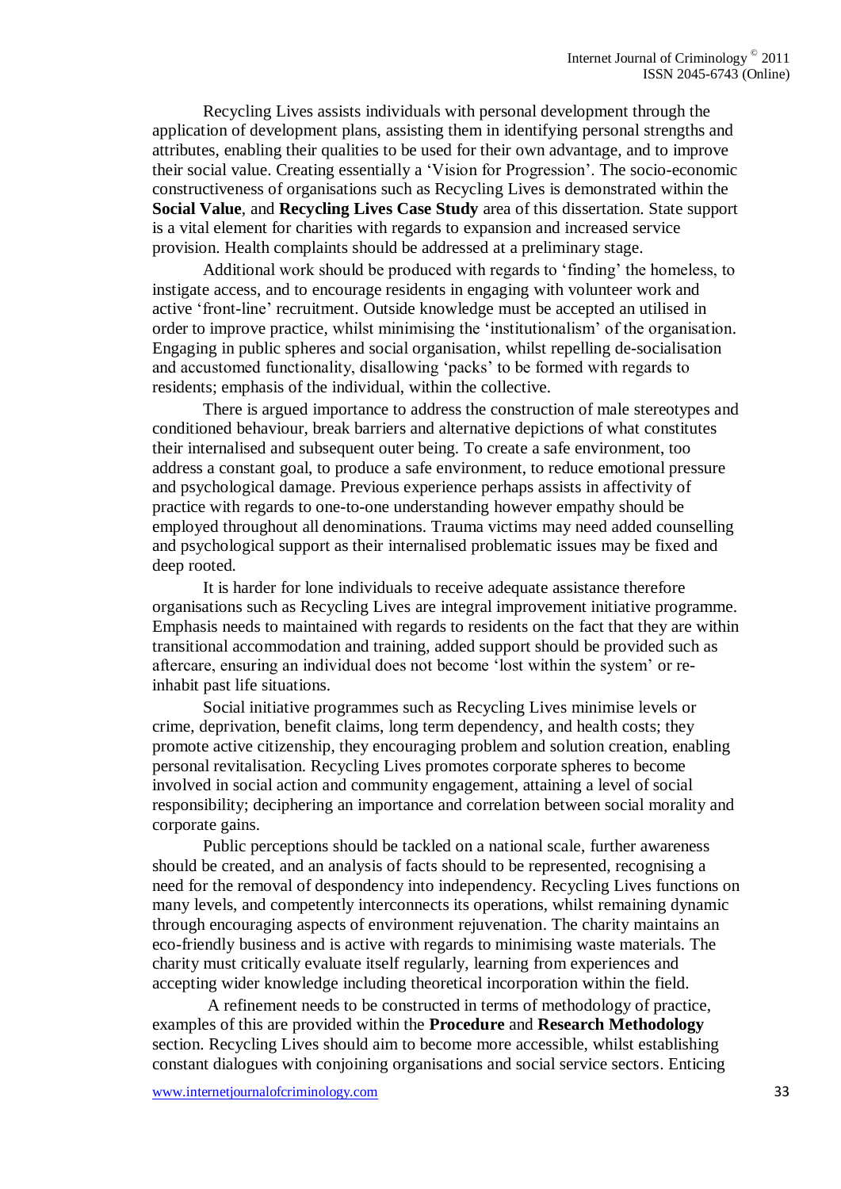Recycling Lives assists individuals with personal development through the application of development plans, assisting them in identifying personal strengths and attributes, enabling their qualities to be used for their own advantage, and to improve their social value. Creating essentially a 'Vision for Progression'. The socio-economic constructiveness of organisations such as Recycling Lives is demonstrated within the **Social Value**, and **Recycling Lives Case Study** area of this dissertation. State support is a vital element for charities with regards to expansion and increased service provision. Health complaints should be addressed at a preliminary stage.

Additional work should be produced with regards to 'finding' the homeless, to instigate access, and to encourage residents in engaging with volunteer work and active 'front-line' recruitment. Outside knowledge must be accepted an utilised in order to improve practice, whilst minimising the 'institutionalism' of the organisation. Engaging in public spheres and social organisation, whilst repelling de-socialisation and accustomed functionality, disallowing 'packs' to be formed with regards to residents; emphasis of the individual, within the collective.

There is argued importance to address the construction of male stereotypes and conditioned behaviour, break barriers and alternative depictions of what constitutes their internalised and subsequent outer being. To create a safe environment, too address a constant goal, to produce a safe environment, to reduce emotional pressure and psychological damage. Previous experience perhaps assists in affectivity of practice with regards to one-to-one understanding however empathy should be employed throughout all denominations. Trauma victims may need added counselling and psychological support as their internalised problematic issues may be fixed and deep rooted.

It is harder for lone individuals to receive adequate assistance therefore organisations such as Recycling Lives are integral improvement initiative programme. Emphasis needs to maintained with regards to residents on the fact that they are within transitional accommodation and training, added support should be provided such as aftercare, ensuring an individual does not become 'lost within the system' or re-inhabit past life situations.

Social initiative programmes such as Recycling Lives minimise levels or crime, deprivation, benefit claims, long term dependency, and health costs; they promote active citizenship, they encouraging problem and solution creation, enabling personal revitalisation. Recycling Lives promotes corporate spheres to become involved in social action and community engagement, attaining a level of social responsibility; deciphering an importance and correlation between social morality and corporate gains.

Public perceptions should be tackled on a national scale, further awareness should be created, and an analysis of facts should to be represented, recognising a need for the removal of despondency into independency. Recycling Lives functions on many levels, and competently interconnects its operations, whilst remaining dynamic through encouraging aspects of environment rejuvenation. The charity maintains an eco-friendly business and is active with regards to minimising waste materials. The charity must critically evaluate itself regularly, learning from experiences and accepting wider knowledge including theoretical incorporation within the field.

A refinement needs to be constructed in terms of methodology of practice, examples of this are provided within the **Procedure** and **Research Methodology** section. Recycling Lives should aim to become more accessible, whilst establishing constant dialogues with conjoining organisations and social service sectors. Enticing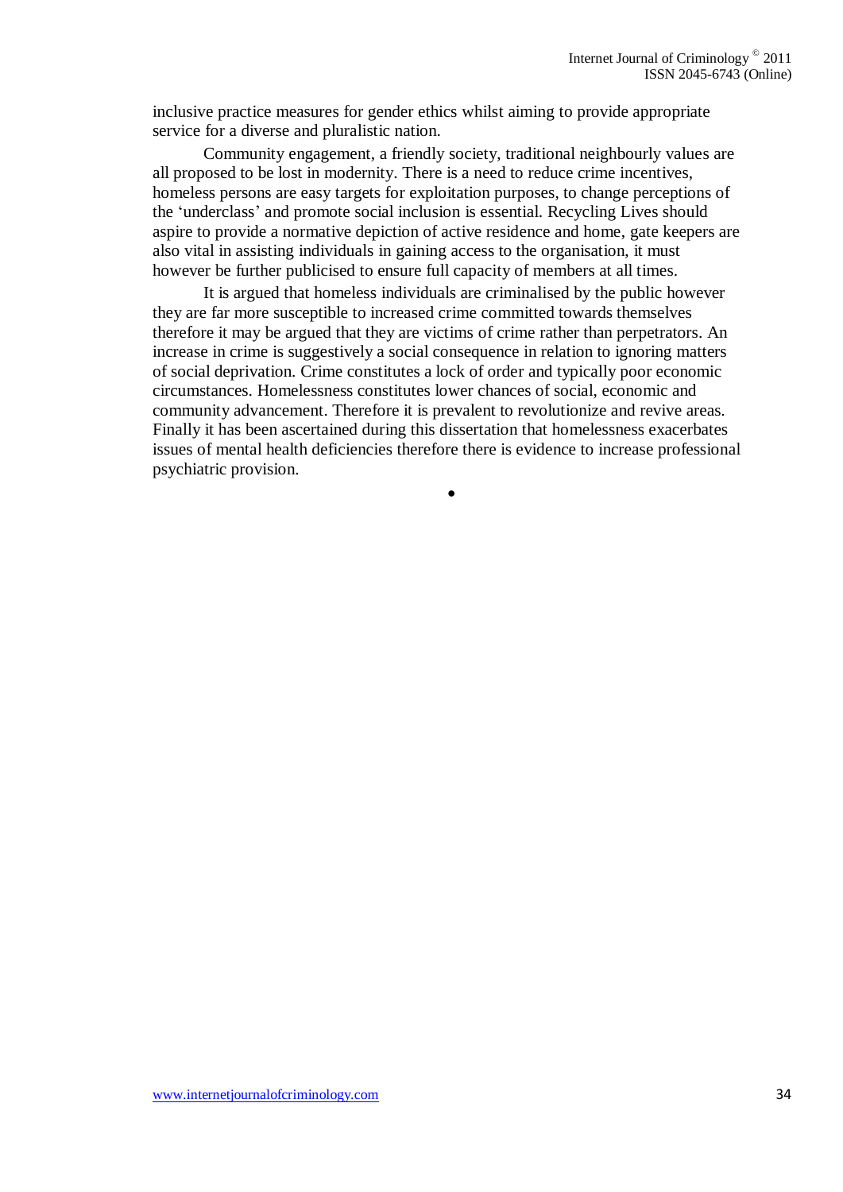inclusive practice measures for gender ethics whilst aiming to provide appropriate service for a diverse and pluralistic nation.

Community engagement, a friendly society, traditional neighbourly values are all proposed to be lost in modernity. There is a need to reduce crime incentives, homeless persons are easy targets for exploitation purposes, to change perceptions of the 'underclass' and promote social inclusion is essential. Recycling Lives should aspire to provide a normative depiction of active residence and home, gate keepers are also vital in assisting individuals in gaining access to the organisation, it must however be further publicised to ensure full capacity of members at all times.

It is argued that homeless individuals are criminalised by the public however they are far more susceptible to increased crime committed towards themselves therefore it may be argued that they are victims of crime rather than perpetrators. An increase in crime is suggestively a social consequence in relation to ignoring matters of social deprivation. Crime constitutes a lock of order and typically poor economic circumstances. Homelessness constitutes lower chances of social, economic and community advancement. Therefore it is prevalent to revolutionize and revive areas. Finally it has been ascertained during this dissertation that homelessness exacerbates issues of mental health deficiencies therefore there is evidence to increase professional psychiatric provision.

•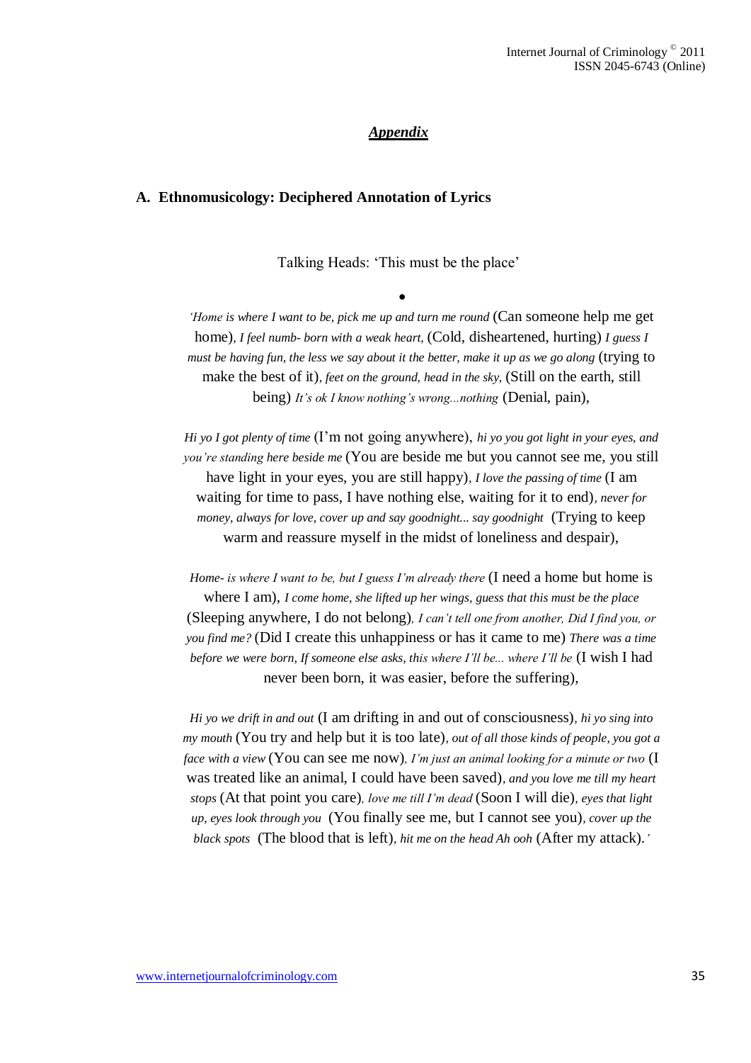## *Appendix*

### A. Ethnomusicology: Deciphered Annotation of Lyrics

Talking Heads: 'This must be the place'

•

*'Home is where I want to be, pick me up and turn me round* (Can someone help me get home)*, I feel numb- born with a weak heart,* (Cold, disheartened, hurting) *I guess I must be having fun, the less we say about it the better, make it up as we go along* (trying to make the best of it)*, feet on the ground, head in the sky,* (Still on the earth, still being) *It's ok I know nothing's wrong...nothing* (Denial, pain),

*Hi yo I got plenty of time* (I'm not going anywhere), *hi yo you got light in your eyes, and you're standing here beside me* (You are beside me but you cannot see me, you still have light in your eyes, you are still happy)*, I love the passing of time* (I am waiting for time to pass, I have nothing else, waiting for it to end)*, never for money, always for love, cover up and say goodnight... say goodnight* (Trying to keep warm and reassure myself in the midst of loneliness and despair),

*Home- is where I want to be, but I guess I'm already there* (I need a home but home is where I am), *I come home, she lifted up her wings, guess that this must be the place* (Sleeping anywhere, I do not belong)*, I can't tell one from another, Did I find you, or you find me?* (Did I create this unhappiness or has it came to me) *There was a time before we were born, If someone else asks, this where I'll be... where I'll be* (I wish I had never been born, it was easier, before the suffering),

*Hi yo we drift in and out* (I am drifting in and out of consciousness)*, hi yo sing into my mouth* (You try and help but it is too late)*, out of all those kinds of people, you got a face with a view* (You can see me now)*, I'm just an animal looking for a minute or two* (I was treated like an animal, I could have been saved)*, and you love me till my heart stops* (At that point you care)*, love me till I'm dead* (Soon I will die)*, eyes that light up, eyes look through you* (You finally see me, but I cannot see you)*, cover up the black spots* (The blood that is left)*, hit me on the head Ah ooh* (After my attack).*'*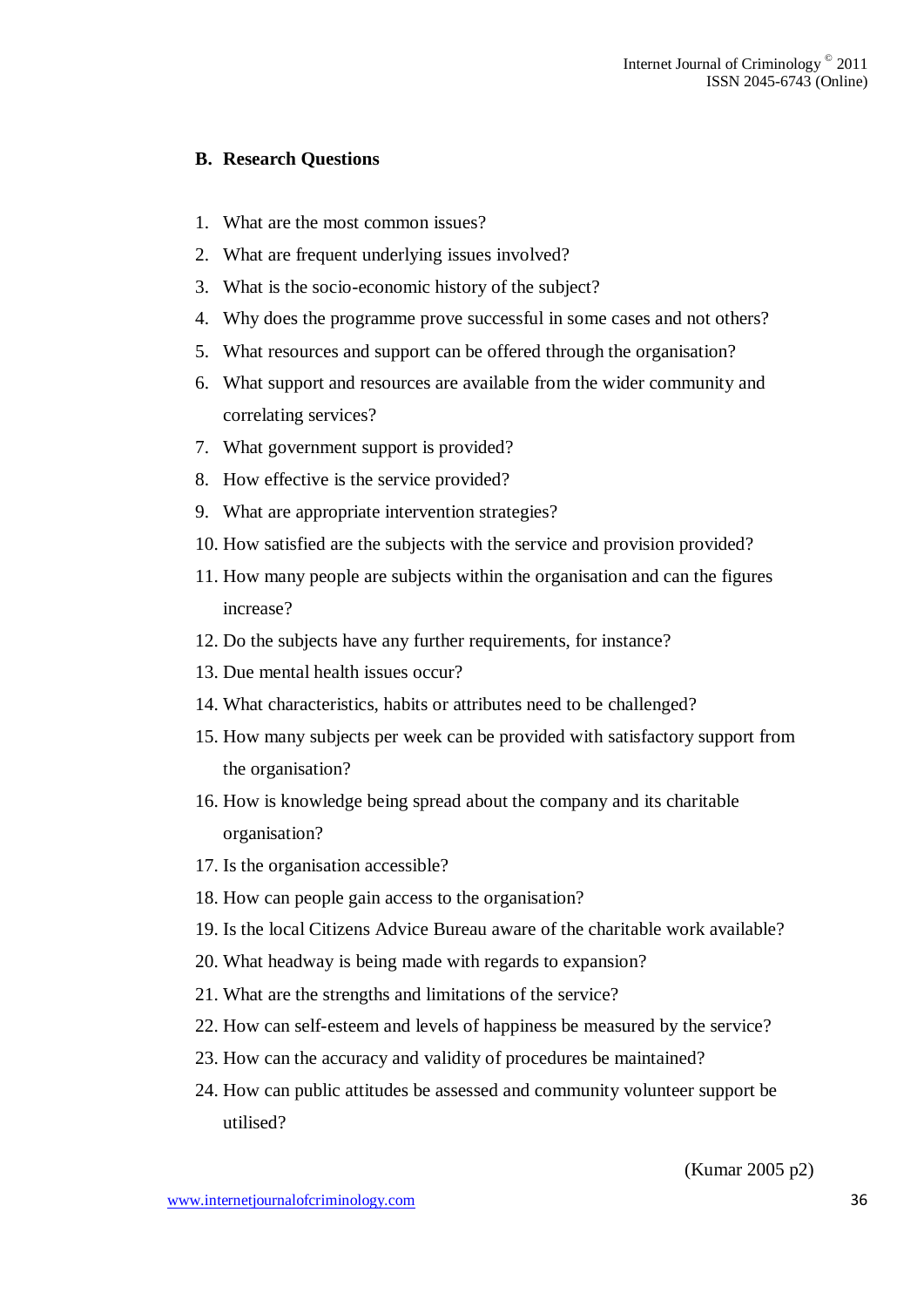### B. Research Questions

1. What are the most common issues?
2. What are frequent underlying issues involved?
3. What is the socio-economic history of the subject?
4. Why does the programme prove successful in some cases and not others?
5. What resources and support can be offered through the organisation?
6. What support and resources are available from the wider community and correlating services?
7. What government support is provided?
8. How effective is the service provided?
9. What are appropriate intervention strategies?
10. How satisfied are the subjects with the service and provision provided?
11. How many people are subjects within the organisation and can the figures increase?
12. Do the subjects have any further requirements, for instance?
13. Due mental health issues occur?
14. What characteristics, habits or attributes need to be challenged?
15. How many subjects per week can be provided with satisfactory support from the organisation?
16. How is knowledge being spread about the company and its charitable organisation?
17. Is the organisation accessible?
18. How can people gain access to the organisation?
19. Is the local Citizens Advice Bureau aware of the charitable work available?
20. What headway is being made with regards to expansion?
21. What are the strengths and limitations of the service?
22. How can self-esteem and levels of happiness be measured by the service?
23. How can the accuracy and validity of procedures be maintained?
24. How can public attitudes be assessed and community volunteer support be utilised?

(Kumar 2005 p2)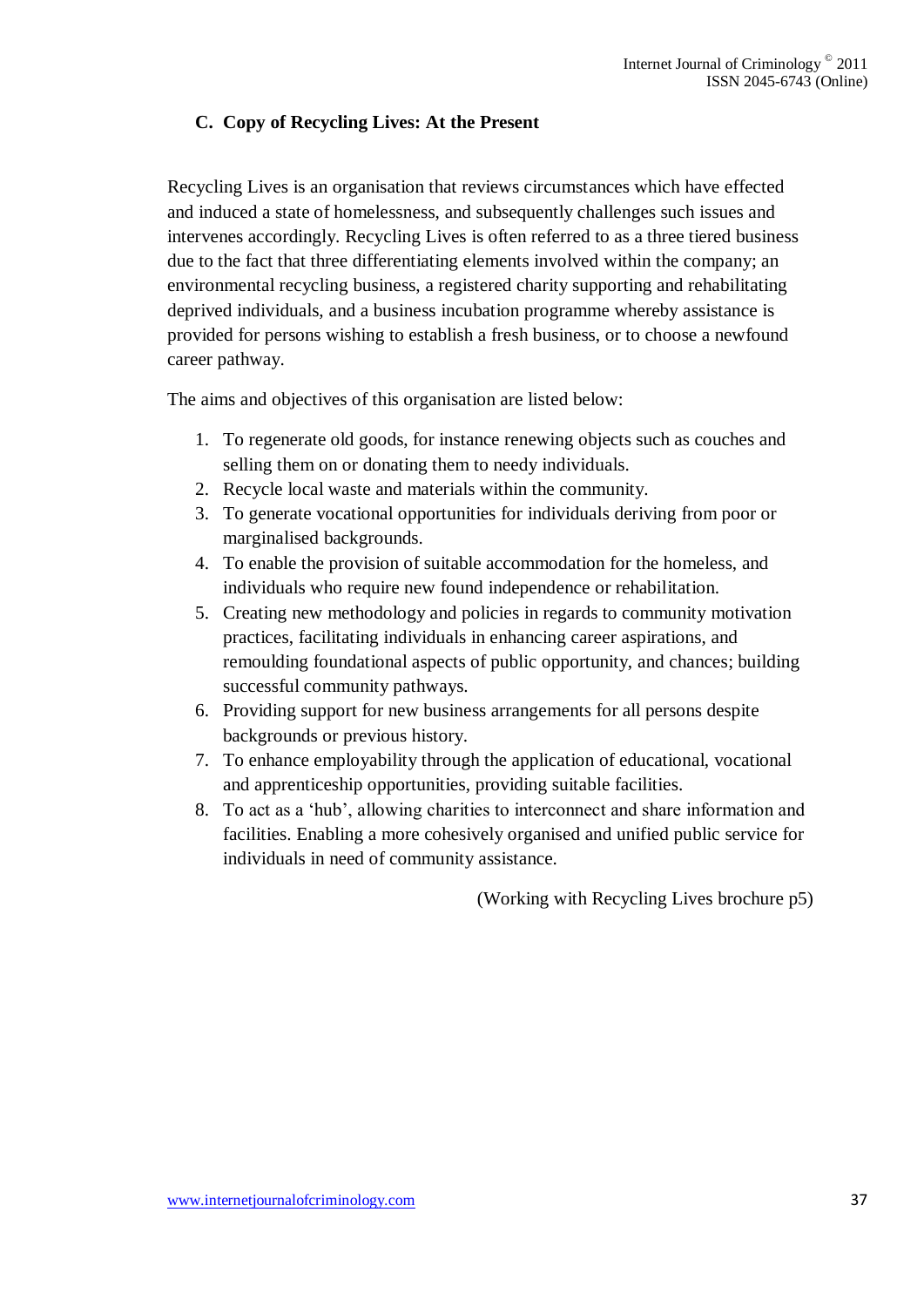### C. Copy of Recycling Lives: At the Present

Recycling Lives is an organisation that reviews circumstances which have effected and induced a state of homelessness, and subsequently challenges such issues and intervenes accordingly. Recycling Lives is often referred to as a three tiered business due to the fact that three differentiating elements involved within the company; an environmental recycling business, a registered charity supporting and rehabilitating deprived individuals, and a business incubation programme whereby assistance is provided for persons wishing to establish a fresh business, or to choose a newfound career pathway.

The aims and objectives of this organisation are listed below:

1. To regenerate old goods, for instance renewing objects such as couches and selling them on or donating them to needy individuals.
2. Recycle local waste and materials within the community.
3. To generate vocational opportunities for individuals deriving from poor or marginalised backgrounds.
4. To enable the provision of suitable accommodation for the homeless, and individuals who require new found independence or rehabilitation.
5. Creating new methodology and policies in regards to community motivation practices, facilitating individuals in enhancing career aspirations, and remoulding foundational aspects of public opportunity, and chances; building successful community pathways.
6. Providing support for new business arrangements for all persons despite backgrounds or previous history.
7. To enhance employability through the application of educational, vocational and apprenticeship opportunities, providing suitable facilities.
8. To act as a 'hub', allowing charities to interconnect and share information and facilities. Enabling a more cohesively organised and unified public service for individuals in need of community assistance.

(Working with Recycling Lives brochure p5)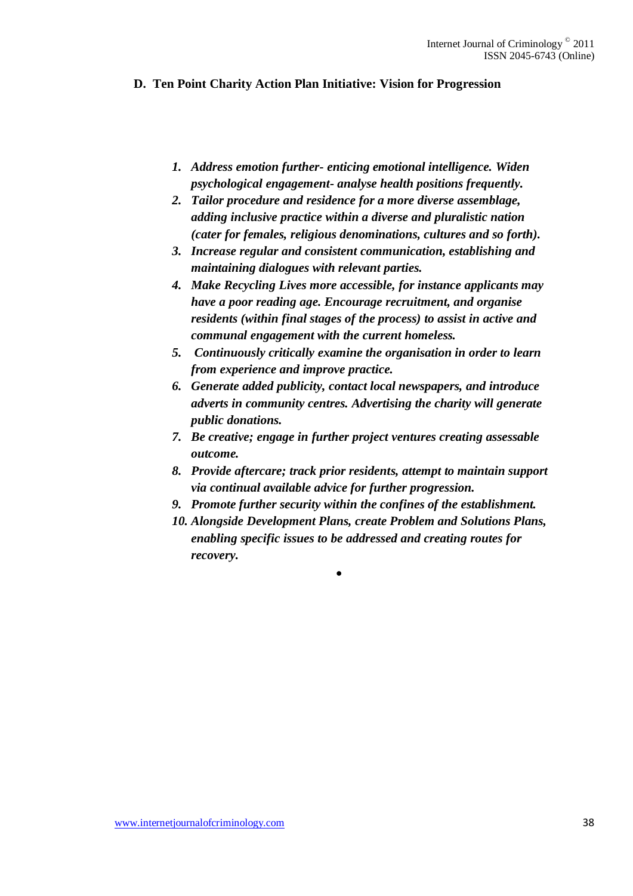## D. Ten Point Charity Action Plan Initiative: Vision for Progression

1. ***Address emotion further- enticing emotional intelligence. Widen psychological engagement- analyse health positions frequently.***
2. ***Tailor procedure and residence for a more diverse assemblage, adding inclusive practice within a diverse and pluralistic nation (cater for females, religious denominations, cultures and so forth).***
3. ***Increase regular and consistent communication, establishing and maintaining dialogues with relevant parties.***
4. ***Make Recycling Lives more accessible, for instance applicants may have a poor reading age. Encourage recruitment, and organise residents (within final stages of the process) to assist in active and communal engagement with the current homeless.***
5. ***Continuously critically examine the organisation in order to learn from experience and improve practice.***
6. ***Generate added publicity, contact local newspapers, and introduce adverts in community centres. Advertising the charity will generate public donations.***
7. ***Be creative; engage in further project ventures creating assessable outcome.***
8. ***Provide aftercare; track prior residents, attempt to maintain support via continual available advice for further progression.***
9. ***Promote further security within the confines of the establishment.***
10. ***Alongside Development Plans, create Problem and Solutions Plans, enabling specific issues to be addressed and creating routes for recovery.***

•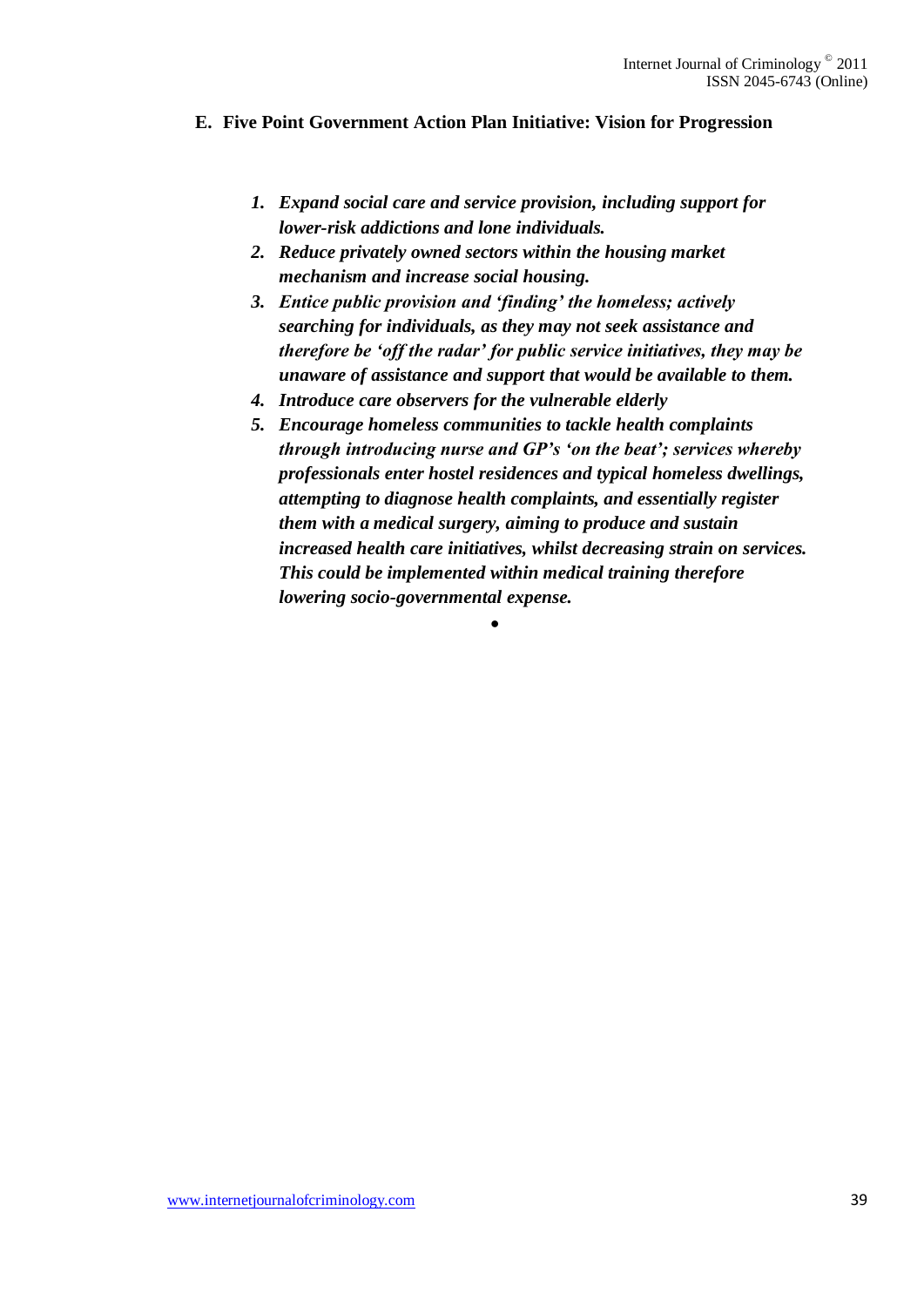## E. Five Point Government Action Plan Initiative: Vision for Progression

1. ***Expand social care and service provision, including support for lower-risk addictions and lone individuals.***
2. ***Reduce privately owned sectors within the housing market mechanism and increase social housing.***
3. ***Entice public provision and 'finding' the homeless; actively searching for individuals, as they may not seek assistance and therefore be 'off the radar' for public service initiatives, they may be unaware of assistance and support that would be available to them.***
4. ***Introduce care observers for the vulnerable elderly***
5. ***Encourage homeless communities to tackle health complaints through introducing nurse and GP's 'on the beat'; services whereby professionals enter hostel residences and typical homeless dwellings, attempting to diagnose health complaints, and essentially register them with a medical surgery, aiming to produce and sustain increased health care initiatives, whilst decreasing strain on services. This could be implemented within medical training therefore lowering socio-governmental expense.***

-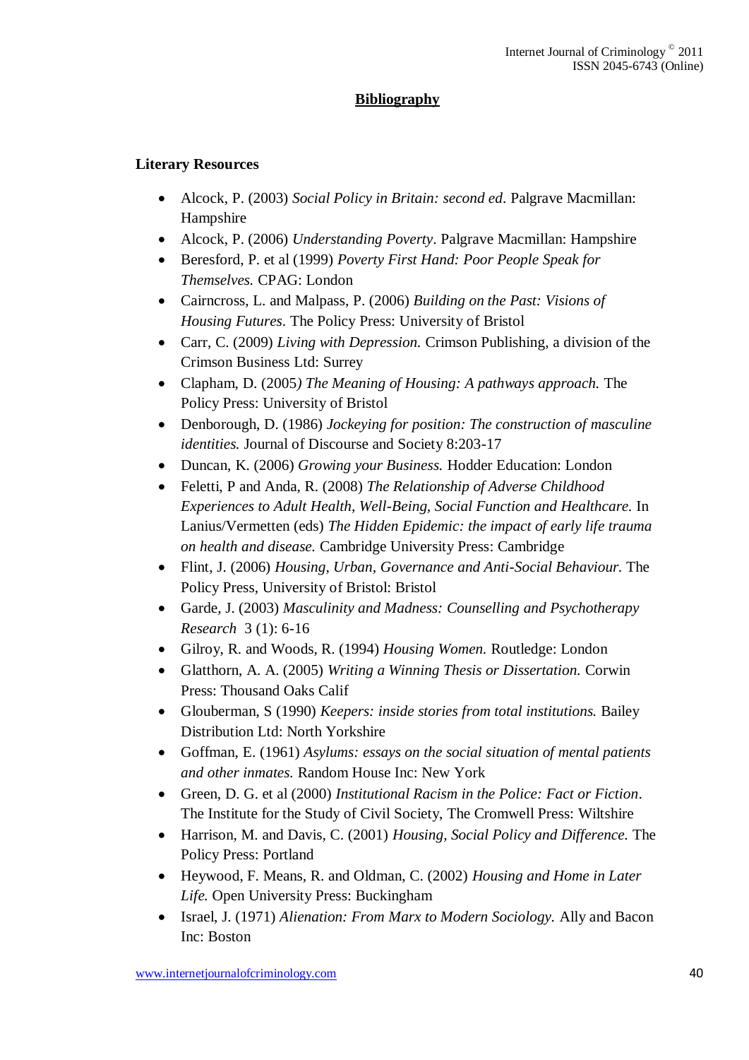## Bibliography

### Literary Resources

- Alcock, P. (2003) *Social Policy in Britain: second ed*. Palgrave Macmillan: Hampshire
- Alcock, P. (2006) *Understanding Poverty*. Palgrave Macmillan: Hampshire
- Beresford, P. et al (1999) *Poverty First Hand: Poor People Speak for Themselves.* CPAG: London
- Cairncross, L. and Malpass, P. (2006) *Building on the Past: Visions of Housing Futures*. The Policy Press: University of Bristol
- Carr, C. (2009) *Living with Depression.* Crimson Publishing, a division of the Crimson Business Ltd: Surrey
- Clapham, D. (2005*) The Meaning of Housing: A pathways approach.* The Policy Press: University of Bristol
- Denborough, D. (1986) *Jockeying for position: The construction of masculine identities.* Journal of Discourse and Society 8:203-17
- Duncan, K. (2006) *Growing your Business.* Hodder Education: London
- Feletti, P and Anda, R. (2008) *The Relationship of Adverse Childhood Experiences to Adult Health, Well-Being, Social Function and Healthcare.* In Lanius/Vermetten (eds) *The Hidden Epidemic: the impact of early life trauma on health and disease.* Cambridge University Press: Cambridge
- Flint, J. (2006) *Housing, Urban, Governance and Anti-Social Behaviour.* The Policy Press, University of Bristol: Bristol
- Garde, J. (2003) *Masculinity and Madness: Counselling and Psychotherapy Research* 3 (1): 6-16
- Gilroy, R. and Woods, R. (1994) *Housing Women.* Routledge: London
- Glatthorn, A. A. (2005) *Writing a Winning Thesis or Dissertation.* Corwin Press: Thousand Oaks Calif
- Glouberman, S (1990) *Keepers: inside stories from total institutions.* Bailey Distribution Ltd: North Yorkshire
- Goffman, E. (1961) *Asylums: essays on the social situation of mental patients and other inmates.* Random House Inc: New York
- Green, D. G. et al (2000) *Institutional Racism in the Police: Fact or Fiction*. The Institute for the Study of Civil Society, The Cromwell Press: Wiltshire
- Harrison, M. and Davis, C. (2001) *Housing, Social Policy and Difference.* The Policy Press: Portland
- Heywood, F. Means, R. and Oldman, C. (2002) *Housing and Home in Later Life.* Open University Press: Buckingham
- Israel, J. (1971) *Alienation: From Marx to Modern Sociology.* Ally and Bacon Inc: Boston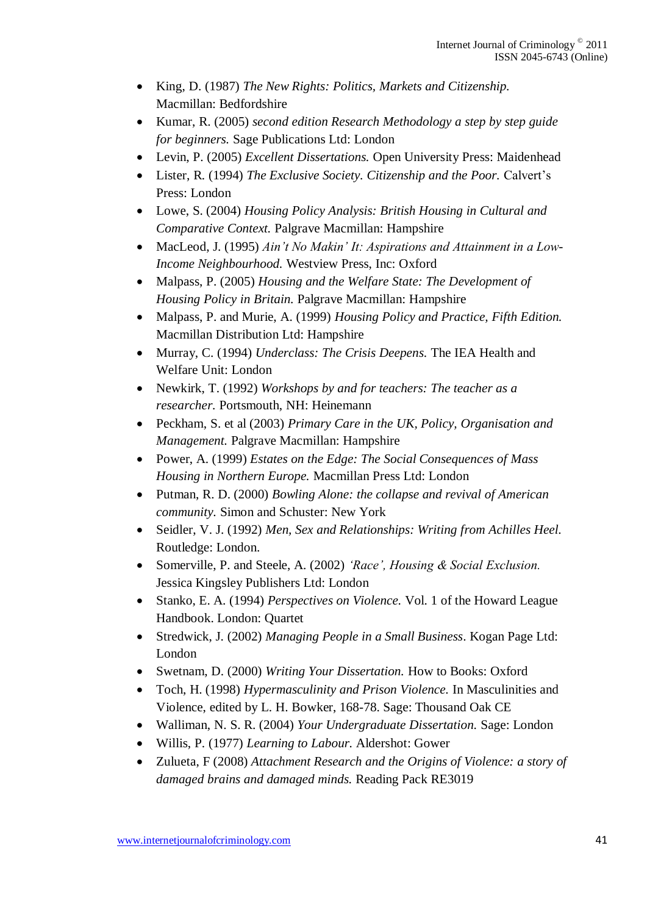- King, D. (1987) *The New Rights: Politics, Markets and Citizenship.* Macmillan: Bedfordshire
- Kumar, R. (2005) *second edition Research Methodology a step by step guide for beginners.* Sage Publications Ltd: London
- Levin, P. (2005) *Excellent Dissertations.* Open University Press: Maidenhead
- Lister, R. (1994) *The Exclusive Society. Citizenship and the Poor.* Calvert's Press: London
- Lowe, S. (2004) *Housing Policy Analysis: British Housing in Cultural and Comparative Context.* Palgrave Macmillan: Hampshire
- MacLeod, J. (1995) *Ain't No Makin' It: Aspirations and Attainment in a Low-Income Neighbourhood.* Westview Press, Inc: Oxford
- Malpass, P. (2005) *Housing and the Welfare State: The Development of Housing Policy in Britain.* Palgrave Macmillan: Hampshire
- Malpass, P. and Murie, A. (1999) *Housing Policy and Practice, Fifth Edition.* Macmillan Distribution Ltd: Hampshire
- Murray, C. (1994) *Underclass: The Crisis Deepens.* The IEA Health and Welfare Unit: London
- Newkirk, T. (1992) *Workshops by and for teachers: The teacher as a researcher.* Portsmouth, NH: Heinemann
- Peckham, S. et al (2003) *Primary Care in the UK, Policy, Organisation and Management.* Palgrave Macmillan: Hampshire
- Power, A. (1999) *Estates on the Edge: The Social Consequences of Mass Housing in Northern Europe.* Macmillan Press Ltd: London
- Putman, R. D. (2000) *Bowling Alone: the collapse and revival of American community.* Simon and Schuster: New York
- Seidler, V. J. (1992) *Men, Sex and Relationships: Writing from Achilles Heel.* Routledge: London.
- Somerville, P. and Steele, A. (2002) *'Race', Housing & Social Exclusion.* Jessica Kingsley Publishers Ltd: London
- Stanko, E. A. (1994) *Perspectives on Violence.* Vol. 1 of the Howard League Handbook. London: Quartet
- Stredwick, J. (2002) *Managing People in a Small Business*. Kogan Page Ltd: London
- Swetnam, D. (2000) *Writing Your Dissertation.* How to Books: Oxford
- Toch, H. (1998) *Hypermasculinity and Prison Violence.* In Masculinities and Violence, edited by L. H. Bowker, 168-78. Sage: Thousand Oak CE
- Walliman, N. S. R. (2004) *Your Undergraduate Dissertation.* Sage: London
- Willis, P. (1977) *Learning to Labour.* Aldershot: Gower
- Zulueta, F (2008) *Attachment Research and the Origins of Violence: a story of damaged brains and damaged minds.* Reading Pack RE3019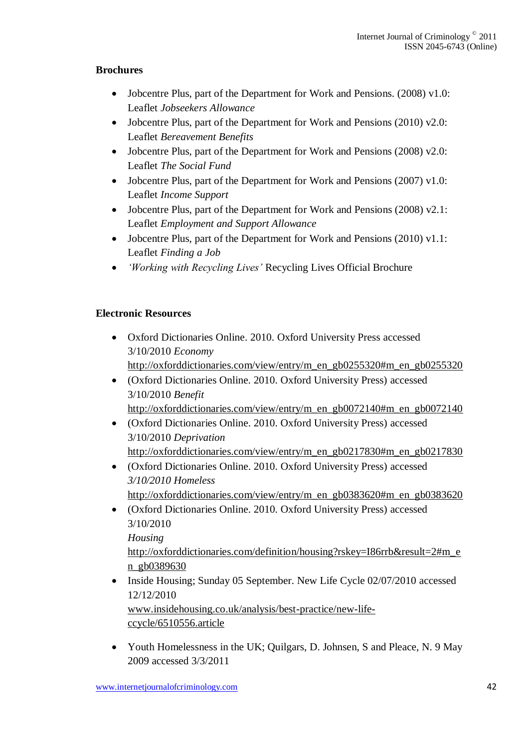**Brochures**

- Jobcentre Plus, part of the Department for Work and Pensions. (2008) v1.0: Leaflet *Jobseekers Allowance*
- Jobcentre Plus, part of the Department for Work and Pensions (2010) v2.0: Leaflet *Bereavement Benefits*
- Jobcentre Plus, part of the Department for Work and Pensions (2008) v2.0: Leaflet *The Social Fund*
- Jobcentre Plus, part of the Department for Work and Pensions (2007) v1.0: Leaflet *Income Support*
- Jobcentre Plus, part of the Department for Work and Pensions (2008) v2.1: Leaflet *Employment and Support Allowance*
- Jobcentre Plus, part of the Department for Work and Pensions (2010) v1.1: Leaflet *Finding a Job*
- *'Working with Recycling Lives'* Recycling Lives Official Brochure

**Electronic Resources**

- Oxford Dictionaries Online. 2010. Oxford University Press accessed 3/10/2010 *Economy* http://oxforddictionaries.com/view/entry/m_en_gb0255320#m_en_gb0255320
- (Oxford Dictionaries Online. 2010. Oxford University Press) accessed 3/10/2010 *Benefit* http://oxforddictionaries.com/view/entry/m_en_gb0072140#m_en_gb0072140
- (Oxford Dictionaries Online. 2010. Oxford University Press) accessed 3/10/2010 *Deprivation* http://oxforddictionaries.com/view/entry/m_en_gb0217830#m_en_gb0217830
- (Oxford Dictionaries Online. 2010. Oxford University Press) accessed *3/10/2010 Homeless* http://oxforddictionaries.com/view/entry/m_en_gb0383620#m_en_gb0383620
- (Oxford Dictionaries Online. 2010. Oxford University Press) accessed 3/10/2010 *Housing* http://oxforddictionaries.com/definition/housing?rskey=I86rrb&result=2#m_en_gb0389630
- Inside Housing; Sunday 05 September. New Life Cycle 02/07/2010 accessed 12/12/2010 www.insidehousing.co.uk/analysis/best-practice/new-life-ccycle/6510556.article
- Youth Homelessness in the UK; Quilgars, D. Johnsen, S and Pleace, N. 9 May 2009 accessed 3/3/2011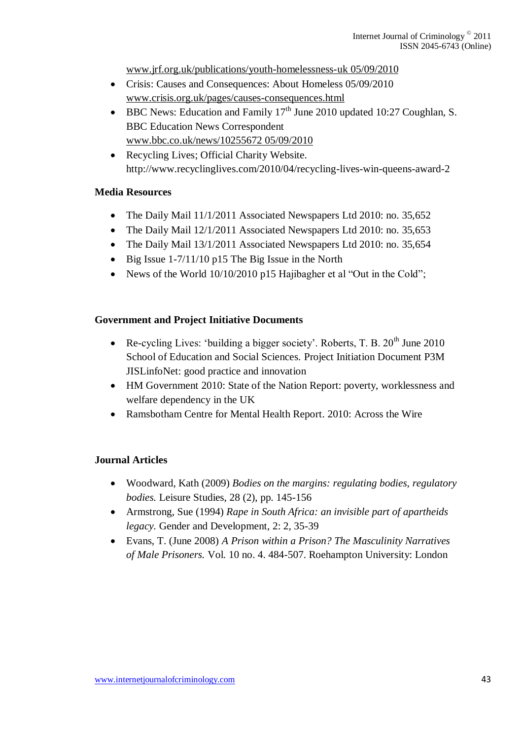www.jrf.org.uk/publications/youth-homelessness-uk 05/09/2010

- Crisis: Causes and Consequences: About Homeless 05/09/2010 www.crisis.org.uk/pages/causes-consequences.html
- BBC News: Education and Family 17th June 2010 updated 10:27 Coughlan, S. BBC Education News Correspondent www.bbc.co.uk/news/10255672 05/09/2010
- Recycling Lives; Official Charity Website. http://www.recyclinglives.com/2010/04/recycling-lives-win-queens-award-2

**Media Resources**

- The Daily Mail 11/1/2011 Associated Newspapers Ltd 2010: no. 35,652
- The Daily Mail 12/1/2011 Associated Newspapers Ltd 2010: no. 35,653
- The Daily Mail 13/1/2011 Associated Newspapers Ltd 2010: no. 35,654
- Big Issue 1-7/11/10 p15 The Big Issue in the North
- News of the World 10/10/2010 p15 Hajibagher et al "Out in the Cold";

**Government and Project Initiative Documents**

- Re-cycling Lives: 'building a bigger society'. Roberts, T. B. 20th June 2010 School of Education and Social Sciences. Project Initiation Document P3M JISLinfoNet: good practice and innovation
- HM Government 2010: State of the Nation Report: poverty, worklessness and welfare dependency in the UK
- Ramsbotham Centre for Mental Health Report. 2010: Across the Wire

**Journal Articles**

- Woodward, Kath (2009) *Bodies on the margins: regulating bodies, regulatory bodies.* Leisure Studies, 28 (2), pp. 145-156
- Armstrong, Sue (1994) *Rape in South Africa: an invisible part of apartheids legacy.* Gender and Development, 2: 2, 35-39
- Evans, T. (June 2008) *A Prison within a Prison? The Masculinity Narratives of Male Prisoners.* Vol. 10 no. 4. 484-507. Roehampton University: London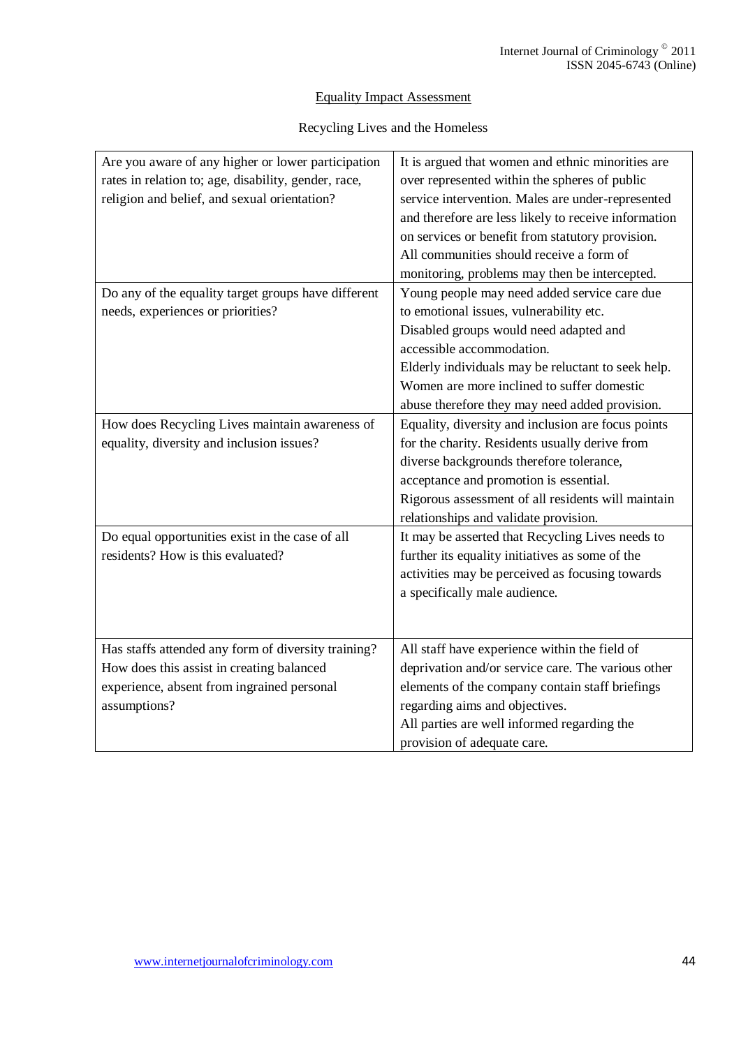Equality Impact Assessment

Recycling Lives and the Homeless

| | |
|---|---|
| Are you aware of any higher or lower participation rates in relation to; age, disability, gender, race, religion and belief, and sexual orientation? | It is argued that women and ethnic minorities are over represented within the spheres of public service intervention. Males are under-represented and therefore are less likely to receive information on services or benefit from statutory provision. All communities should receive a form of monitoring, problems may then be intercepted. |
| Do any of the equality target groups have different needs, experiences or priorities? | Young people may need added service care due to emotional issues, vulnerability etc. Disabled groups would need adapted and accessible accommodation. Elderly individuals may be reluctant to seek help. Women are more inclined to suffer domestic abuse therefore they may need added provision. |
| How does Recycling Lives maintain awareness of equality, diversity and inclusion issues? | Equality, diversity and inclusion are focus points for the charity. Residents usually derive from diverse backgrounds therefore tolerance, acceptance and promotion is essential. Rigorous assessment of all residents will maintain relationships and validate provision. |
| Do equal opportunities exist in the case of all residents? How is this evaluated? | It may be asserted that Recycling Lives needs to further its equality initiatives as some of the activities may be perceived as focusing towards a specifically male audience. |
| Has staffs attended any form of diversity training? How does this assist in creating balanced experience, absent from ingrained personal assumptions? | All staff have experience within the field of deprivation and/or service care. The various other elements of the company contain staff briefings regarding aims and objectives. All parties are well informed regarding the provision of adequate care. |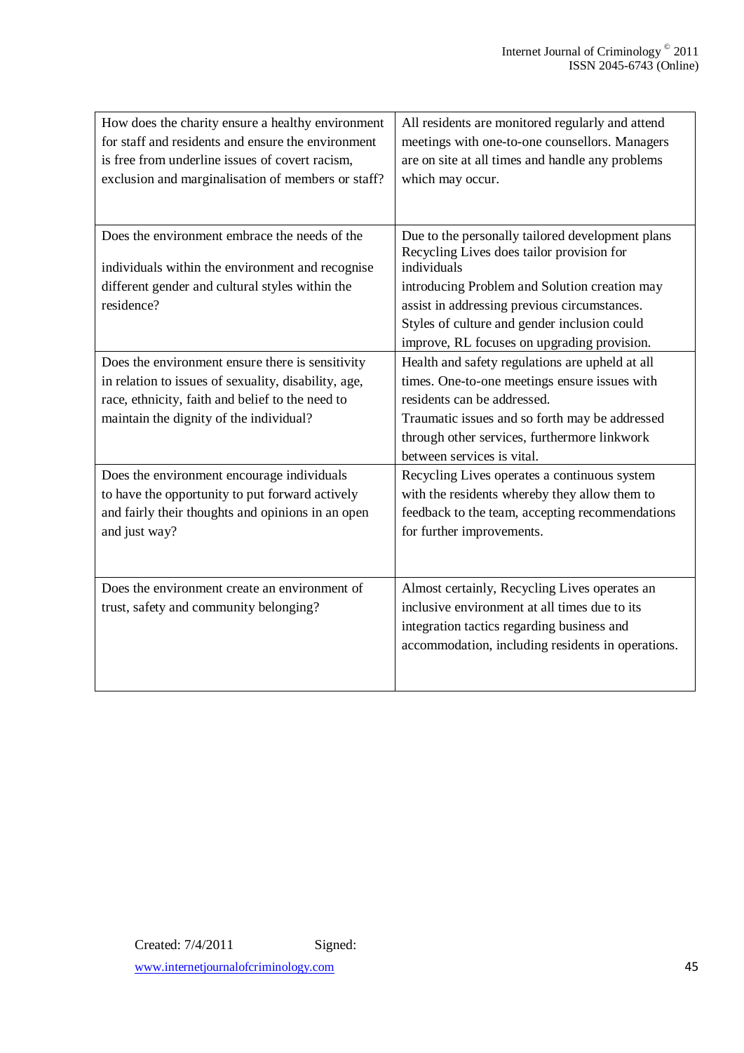| | |
|---|---|
| How does the charity ensure a healthy environment for staff and residents and ensure the environment is free from underline issues of covert racism, exclusion and marginalisation of members or staff? | All residents are monitored regularly and attend meetings with one-to-one counsellors. Managers are on site at all times and handle any problems which may occur. |
| Does the environment embrace the needs of the individuals within the environment and recognise different gender and cultural styles within the residence? | Due to the personally tailored development plans Recycling Lives does tailor provision for individuals introducing Problem and Solution creation may assist in addressing previous circumstances. Styles of culture and gender inclusion could improve, RL focuses on upgrading provision. |
| Does the environment ensure there is sensitivity in relation to issues of sexuality, disability, age, race, ethnicity, faith and belief to the need to maintain the dignity of the individual? | Health and safety regulations are upheld at all times. One-to-one meetings ensure issues with residents can be addressed. Traumatic issues and so forth may be addressed through other services, furthermore linkwork between services is vital. |
| Does the environment encourage individuals to have the opportunity to put forward actively and fairly their thoughts and opinions in an open and just way? | Recycling Lives operates a continuous system with the residents whereby they allow them to feedback to the team, accepting recommendations for further improvements. |
| Does the environment create an environment of trust, safety and community belonging? | Almost certainly, Recycling Lives operates an inclusive environment at all times due to its integration tactics regarding business and accommodation, including residents in operations. |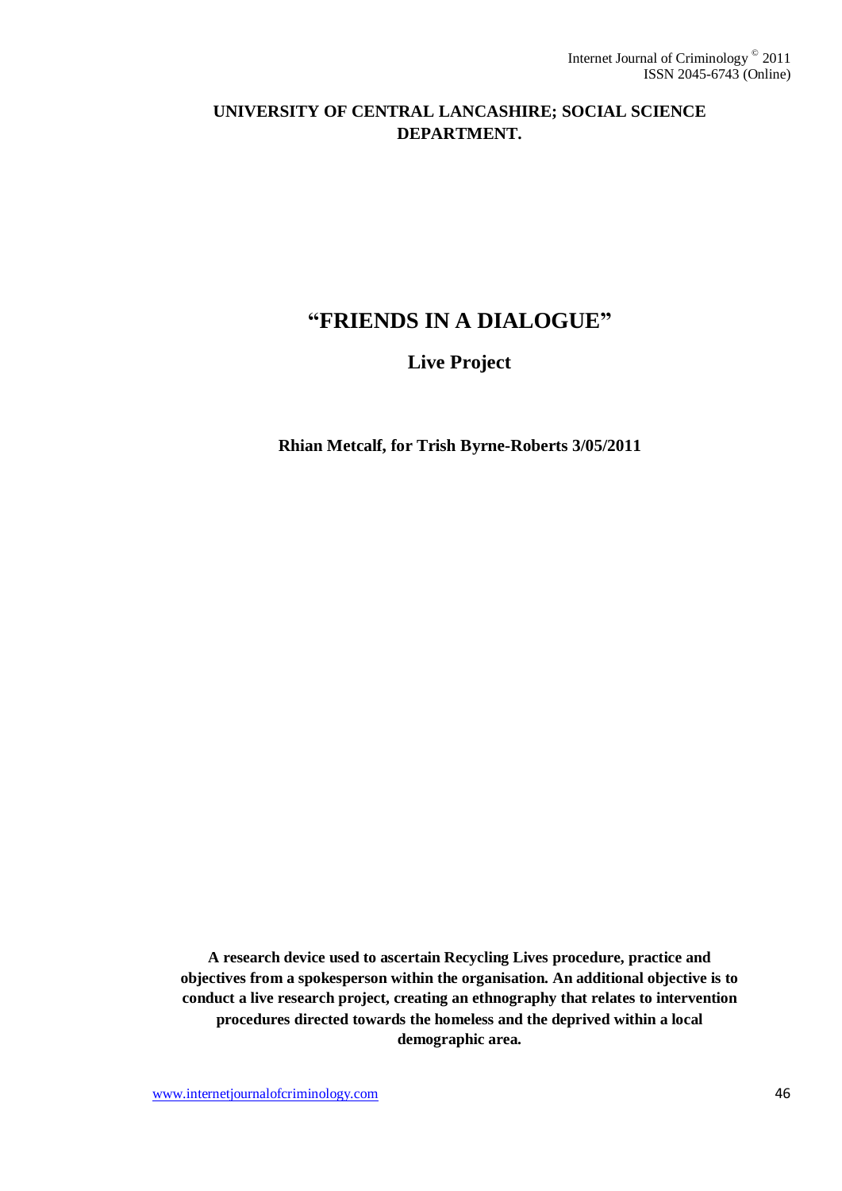**UNIVERSITY OF CENTRAL LANCASHIRE; SOCIAL SCIENCE DEPARTMENT.**

# "FRIENDS IN A DIALOGUE"

## Live Project

**Rhian Metcalf, for Trish Byrne-Roberts 3/05/2011**

**A research device used to ascertain Recycling Lives procedure, practice and objectives from a spokesperson within the organisation. An additional objective is to conduct a live research project, creating an ethnography that relates to intervention procedures directed towards the homeless and the deprived within a local demographic area.**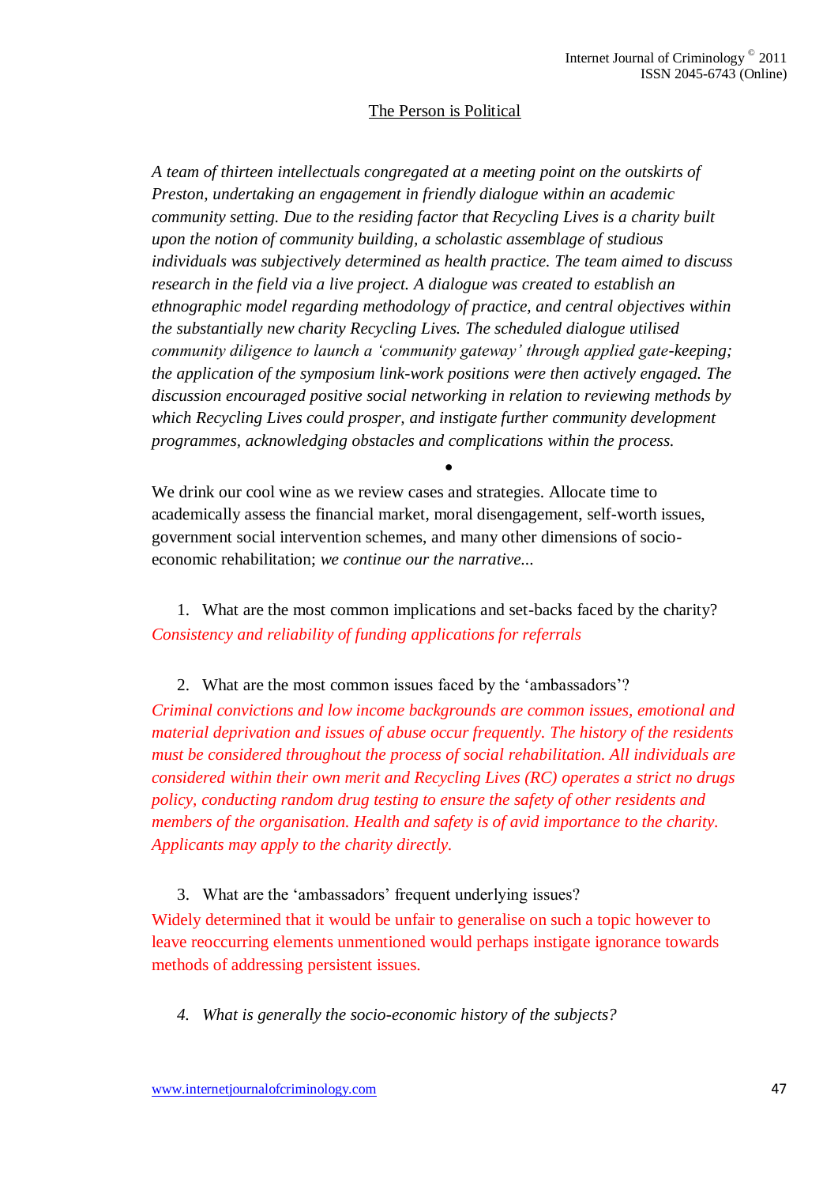## The Person is Political

*A team of thirteen intellectuals congregated at a meeting point on the outskirts of Preston, undertaking an engagement in friendly dialogue within an academic community setting. Due to the residing factor that Recycling Lives is a charity built upon the notion of community building, a scholastic assemblage of studious individuals was subjectively determined as health practice. The team aimed to discuss research in the field via a live project. A dialogue was created to establish an ethnographic model regarding methodology of practice, and central objectives within the substantially new charity Recycling Lives. The scheduled dialogue utilised community diligence to launch a 'community gateway' through applied gate-keeping; the application of the symposium link-work positions were then actively engaged. The discussion encouraged positive social networking in relation to reviewing methods by which Recycling Lives could prosper, and instigate further community development programmes, acknowledging obstacles and complications within the process.*

•

We drink our cool wine as we review cases and strategies. Allocate time to academically assess the financial market, moral disengagement, self-worth issues, government social intervention schemes, and many other dimensions of socio-economic rehabilitation; *we continue our the narrative...*

1. What are the most common implications and set-backs faced by the charity?

*Consistency and reliability of funding applications for referrals*

2. What are the most common issues faced by the 'ambassadors'?

*Criminal convictions and low income backgrounds are common issues, emotional and material deprivation and issues of abuse occur frequently. The history of the residents must be considered throughout the process of social rehabilitation. All individuals are considered within their own merit and Recycling Lives (RC) operates a strict no drugs policy, conducting random drug testing to ensure the safety of other residents and members of the organisation. Health and safety is of avid importance to the charity. Applicants may apply to the charity directly.*

3. What are the 'ambassadors' frequent underlying issues?

Widely determined that it would be unfair to generalise on such a topic however to leave reoccurring elements unmentioned would perhaps instigate ignorance towards methods of addressing persistent issues.

4. *What is generally the socio-economic history of the subjects?*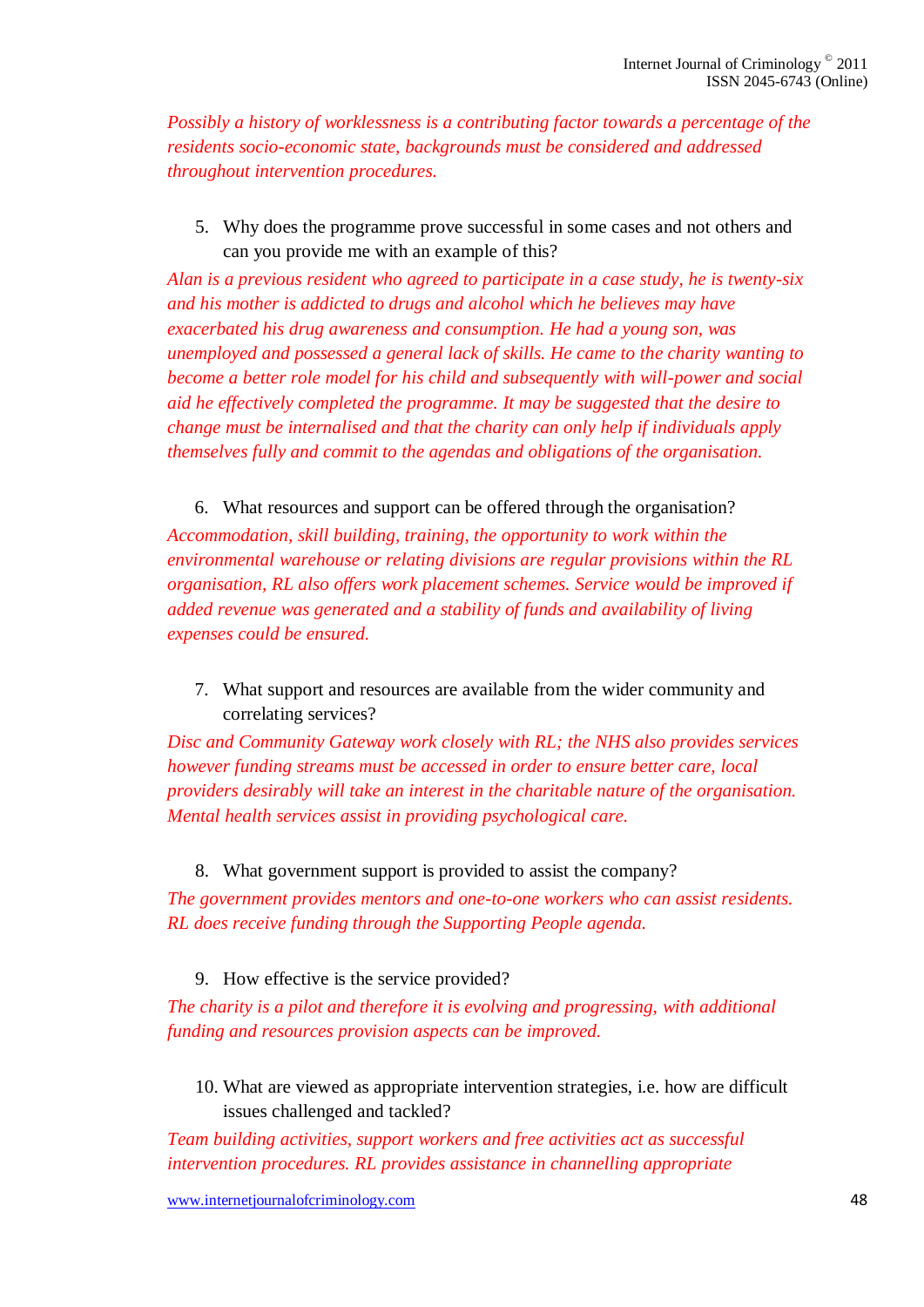*Possibly a history of worklessness is a contributing factor towards a percentage of the residents socio-economic state, backgrounds must be considered and addressed throughout intervention procedures.*

5. Why does the programme prove successful in some cases and not others and can you provide me with an example of this?

*Alan is a previous resident who agreed to participate in a case study, he is twenty-six and his mother is addicted to drugs and alcohol which he believes may have exacerbated his drug awareness and consumption. He had a young son, was unemployed and possessed a general lack of skills. He came to the charity wanting to become a better role model for his child and subsequently with will-power and social aid he effectively completed the programme. It may be suggested that the desire to change must be internalised and that the charity can only help if individuals apply themselves fully and commit to the agendas and obligations of the organisation.*

6. What resources and support can be offered through the organisation?

*Accommodation, skill building, training, the opportunity to work within the environmental warehouse or relating divisions are regular provisions within the RL organisation, RL also offers work placement schemes. Service would be improved if added revenue was generated and a stability of funds and availability of living expenses could be ensured.*

7. What support and resources are available from the wider community and correlating services?

*Disc and Community Gateway work closely with RL; the NHS also provides services however funding streams must be accessed in order to ensure better care, local providers desirably will take an interest in the charitable nature of the organisation. Mental health services assist in providing psychological care.*

8. What government support is provided to assist the company?

*The government provides mentors and one-to-one workers who can assist residents. RL does receive funding through the Supporting People agenda.*

9. How effective is the service provided?

*The charity is a pilot and therefore it is evolving and progressing, with additional funding and resources provision aspects can be improved.*

10. What are viewed as appropriate intervention strategies, i.e. how are difficult issues challenged and tackled?

*Team building activities, support workers and free activities act as successful intervention procedures. RL provides assistance in channelling appropriate*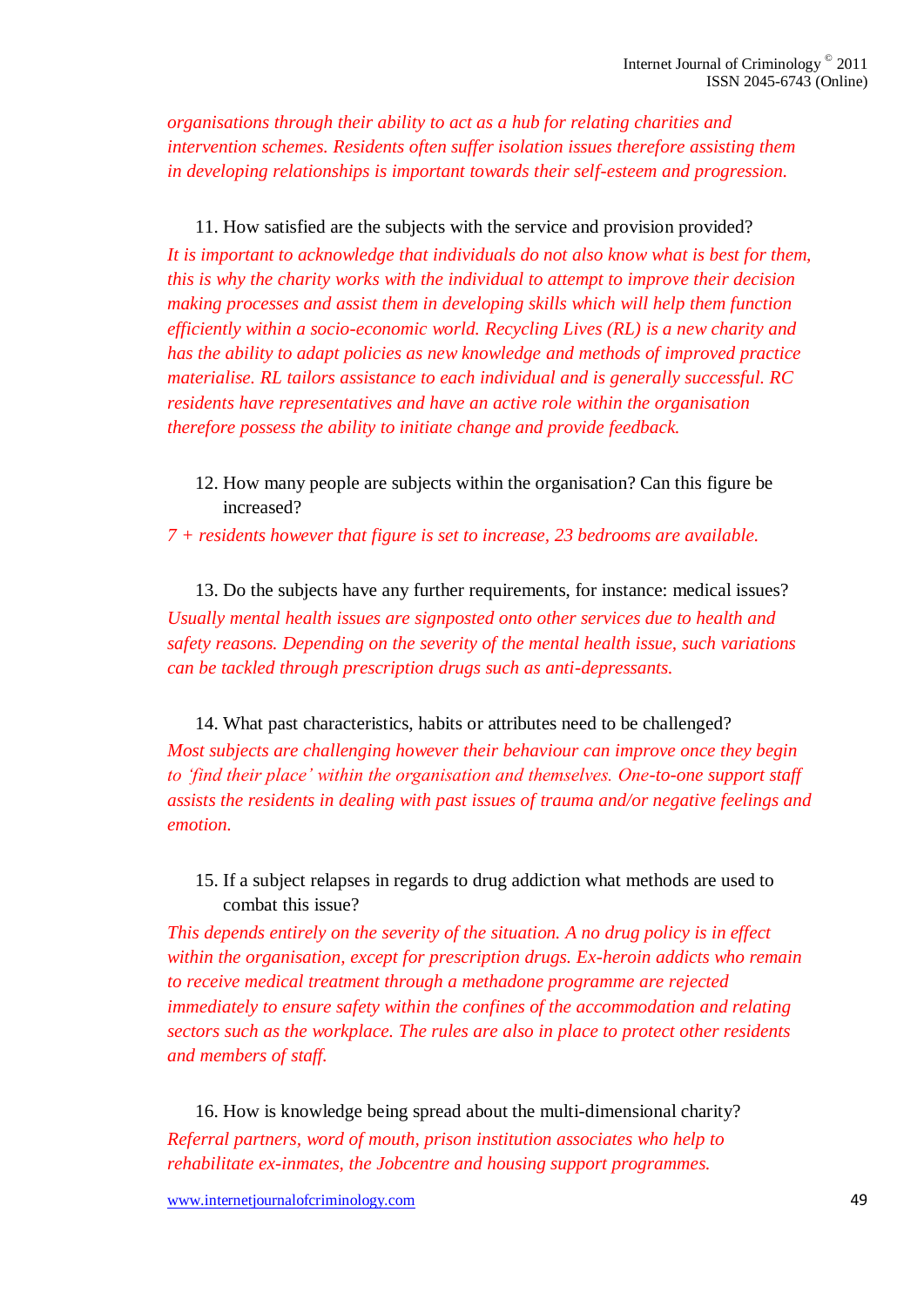*organisations through their ability to act as a hub for relating charities and intervention schemes. Residents often suffer isolation issues therefore assisting them in developing relationships is important towards their self-esteem and progression.*

11. How satisfied are the subjects with the service and provision provided?

*It is important to acknowledge that individuals do not also know what is best for them, this is why the charity works with the individual to attempt to improve their decision making processes and assist them in developing skills which will help them function efficiently within a socio-economic world. Recycling Lives (RL) is a new charity and has the ability to adapt policies as new knowledge and methods of improved practice materialise. RL tailors assistance to each individual and is generally successful. RC residents have representatives and have an active role within the organisation therefore possess the ability to initiate change and provide feedback.*

12. How many people are subjects within the organisation? Can this figure be increased?

*7 + residents however that figure is set to increase, 23 bedrooms are available.*

13. Do the subjects have any further requirements, for instance: medical issues?

*Usually mental health issues are signposted onto other services due to health and safety reasons. Depending on the severity of the mental health issue, such variations can be tackled through prescription drugs such as anti-depressants.*

14. What past characteristics, habits or attributes need to be challenged?

*Most subjects are challenging however their behaviour can improve once they begin to 'find their place' within the organisation and themselves. One-to-one support staff assists the residents in dealing with past issues of trauma and/or negative feelings and emotion.*

15. If a subject relapses in regards to drug addiction what methods are used to combat this issue?

*This depends entirely on the severity of the situation. A no drug policy is in effect within the organisation, except for prescription drugs. Ex-heroin addicts who remain to receive medical treatment through a methadone programme are rejected immediately to ensure safety within the confines of the accommodation and relating sectors such as the workplace. The rules are also in place to protect other residents and members of staff.*

16. How is knowledge being spread about the multi-dimensional charity?

*Referral partners, word of mouth, prison institution associates who help to rehabilitate ex-inmates, the Jobcentre and housing support programmes.*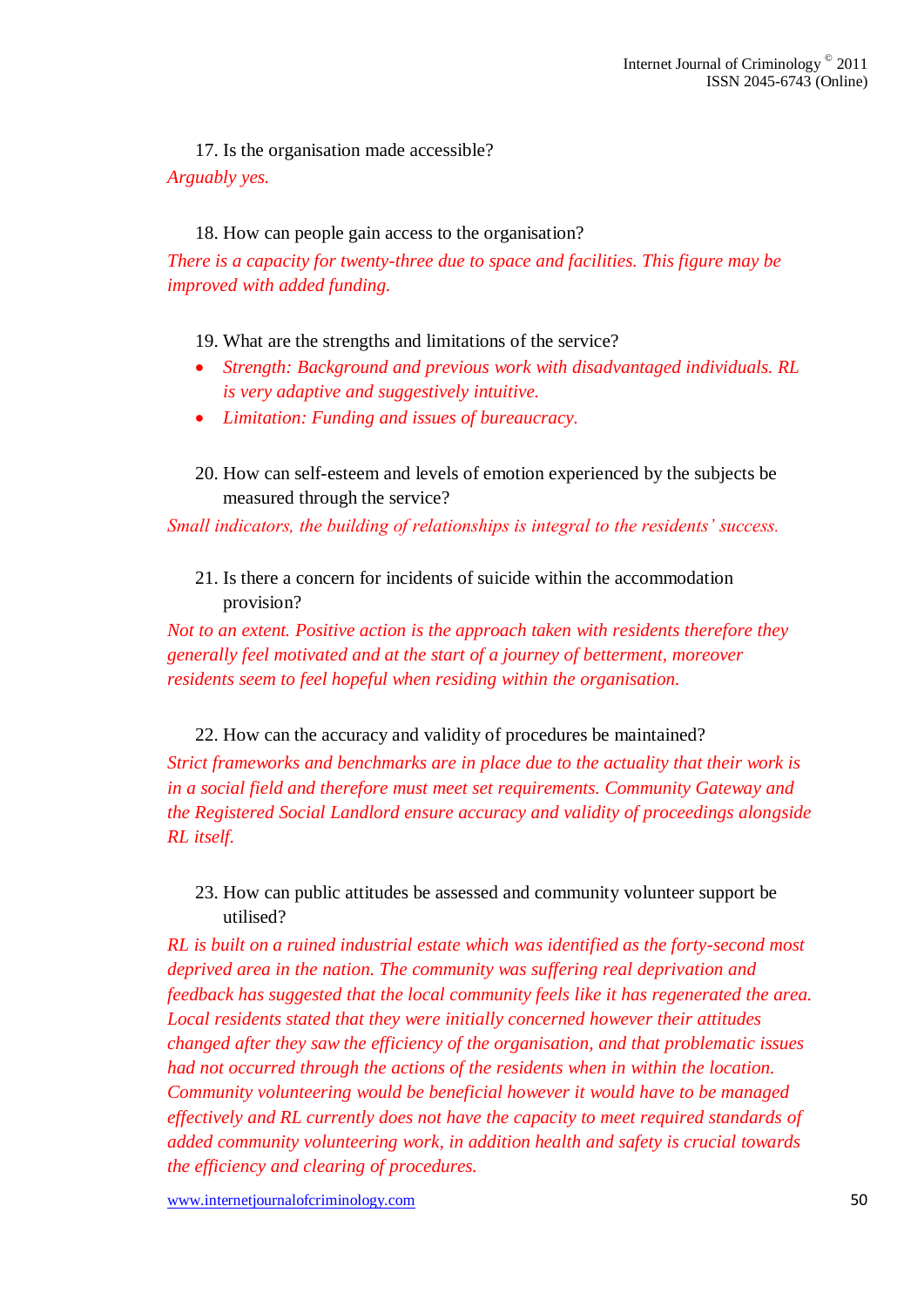17. Is the organisation made accessible?

*Arguably yes.*

18. How can people gain access to the organisation?

*There is a capacity for twenty-three due to space and facilities. This figure may be improved with added funding.*

19. What are the strengths and limitations of the service?

- *Strength: Background and previous work with disadvantaged individuals. RL is very adaptive and suggestively intuitive.*
- *Limitation: Funding and issues of bureaucracy.*

20. How can self-esteem and levels of emotion experienced by the subjects be measured through the service?

*Small indicators, the building of relationships is integral to the residents' success.*

21. Is there a concern for incidents of suicide within the accommodation provision?

*Not to an extent. Positive action is the approach taken with residents therefore they generally feel motivated and at the start of a journey of betterment, moreover residents seem to feel hopeful when residing within the organisation.*

22. How can the accuracy and validity of procedures be maintained?

*Strict frameworks and benchmarks are in place due to the actuality that their work is in a social field and therefore must meet set requirements. Community Gateway and the Registered Social Landlord ensure accuracy and validity of proceedings alongside RL itself.*

23. How can public attitudes be assessed and community volunteer support be utilised?

*RL is built on a ruined industrial estate which was identified as the forty-second most deprived area in the nation. The community was suffering real deprivation and feedback has suggested that the local community feels like it has regenerated the area. Local residents stated that they were initially concerned however their attitudes changed after they saw the efficiency of the organisation, and that problematic issues had not occurred through the actions of the residents when in within the location. Community volunteering would be beneficial however it would have to be managed effectively and RL currently does not have the capacity to meet required standards of added community volunteering work, in addition health and safety is crucial towards the efficiency and clearing of procedures.*